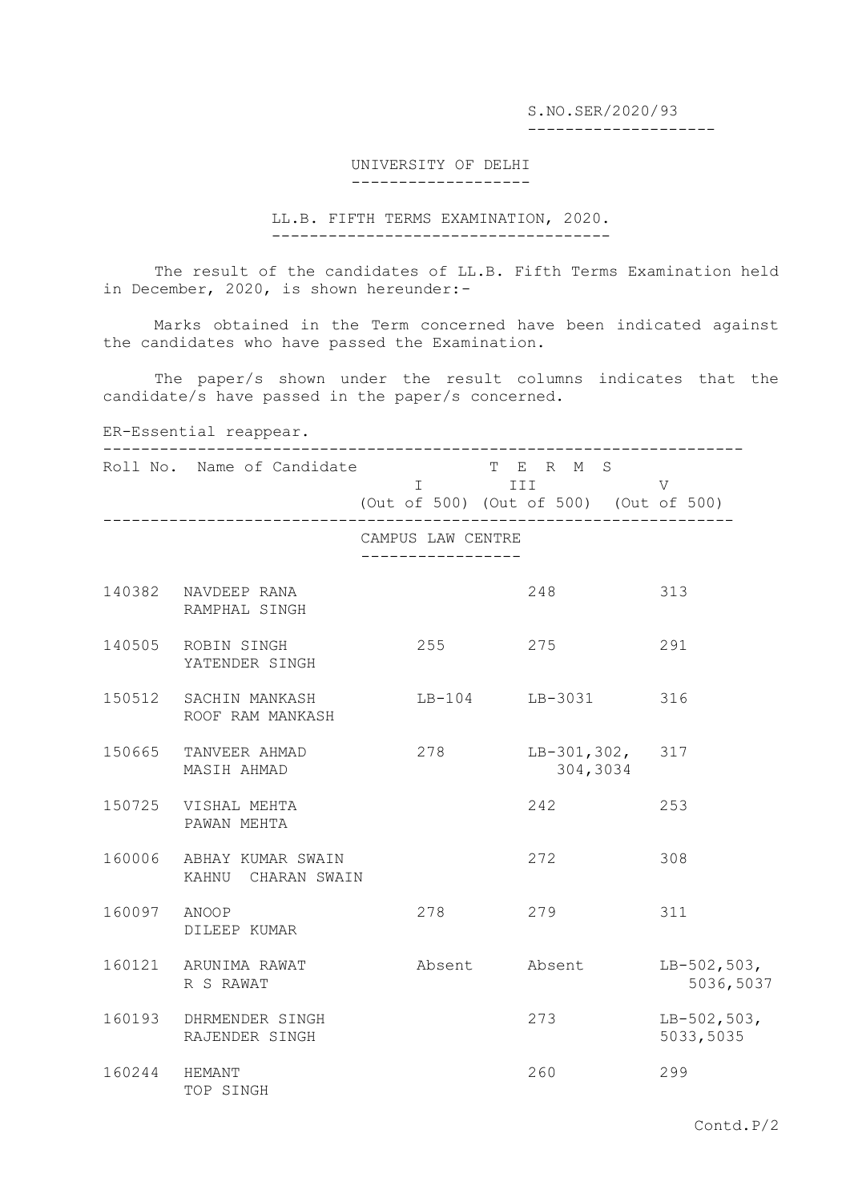S.NO.SER/2020/93

# UNIVERSITY OF DELHI

## LL.B. FIFTH TERMS EXAMINATION, 2020.

The result of the candidates of LL.B. Fifth Terms Examination held in December, 2020, is shown hereunder:-

Marks obtained in the Term concerned have been indicated against the candidates who have passed the Examination.

The paper/s shown under the result columns indicates that the candidate/s have passed in the paper/s concerned.

ER-Essential reappear.

| Roll No. | Name of Candidate | TERMS I (Out of 500) | TERMS III (Out of 500) | TERMS V (Out of 500) |
|---|---|---|---|---|
| | | CAMPUS LAW CENTRE | | |
| 140382 | NAVDEEP RANA<br>RAMPHAL SINGH | | 248 | 313 |
| 140505 | ROBIN SINGH<br>YATENDER SINGH | 255 | 275 | 291 |
| 150512 | SACHIN MANKASH<br>ROOF RAM MANKASH | LB-104 | LB-3031 | 316 |
| 150665 | TANVEER AHMAD<br>MASIH AHMAD | 278 | LB-301,302,<br>304,3034 | 317 |
| 150725 | VISHAL MEHTA<br>PAWAN MEHTA | | 242 | 253 |
| 160006 | ABHAY KUMAR SWAIN<br>KAHNU CHARAN SWAIN | | 272 | 308 |
| 160097 | ANOOP<br>DILEEP KUMAR | 278 | 279 | 311 |
| 160121 | ARUNIMA RAWAT<br>R S RAWAT | Absent | Absent | LB-502,503,<br>5036,5037 |
| 160193 | DHRMENDER SINGH<br>RAJENDER SINGH | | 273 | LB-502,503,<br>5033,5035 |
| 160244 | HEMANT<br>TOP SINGH | | 260 | 299 |

Contd.P/2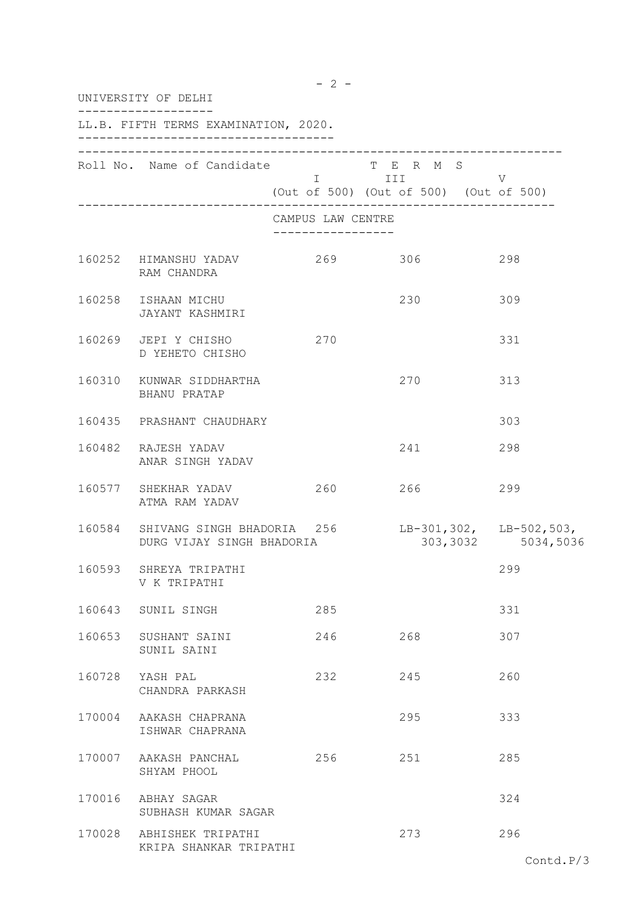UNIVERSITY OF DELHI

LL.B. FIFTH TERMS EXAMINATION, 2020.

| Roll No. | Name of Candidate | TERMS I (Out of 500) | III (Out of 500) | V (Out of 500) |
|---|---|---|---|---|
| | CAMPUS LAW CENTRE | | | |
| 160252 | HIMANSHU YADAV<br>RAM CHANDRA | 269 | 306 | 298 |
| 160258 | ISHAAN MICHU<br>JAYANT KASHMIRI | | 230 | 309 |
| 160269 | JEPI Y CHISHO<br>D YEHETO CHISHO | 270 | | 331 |
| 160310 | KUNWAR SIDDHARTHA<br>BHANU PRATAP | | 270 | 313 |
| 160435 | PRASHANT CHAUDHARY | | | 303 |
| 160482 | RAJESH YADAV<br>ANAR SINGH YADAV | | 241 | 298 |
| 160577 | SHEKHAR YADAV<br>ATMA RAM YADAV | 260 | 266 | 299 |
| 160584 | SHIVANG SINGH BHADORIA<br>DURG VIJAY SINGH BHADORIA | 256 | LB-301,302,<br>303,3032 | LB-502,503,<br>5034,5036 |
| 160593 | SHREYA TRIPATHI<br>V K TRIPATHI | | | 299 |
| 160643 | SUNIL SINGH | 285 | | 331 |
| 160653 | SUSHANT SAINI<br>SUNIL SAINI | 246 | 268 | 307 |
| 160728 | YASH PAL<br>CHANDRA PARKASH | 232 | 245 | 260 |
| 170004 | AAKASH CHAPRANA<br>ISHWAR CHAPRANA | | 295 | 333 |
| 170007 | AAKASH PANCHAL<br>SHYAM PHOOL | 256 | 251 | 285 |
| 170016 | ABHAY SAGAR<br>SUBHASH KUMAR SAGAR | | | 324 |
| 170028 | ABHISHEK TRIPATHI<br>KRIPA SHANKAR TRIPATHI | | 273 | 296 |

Contd.P/3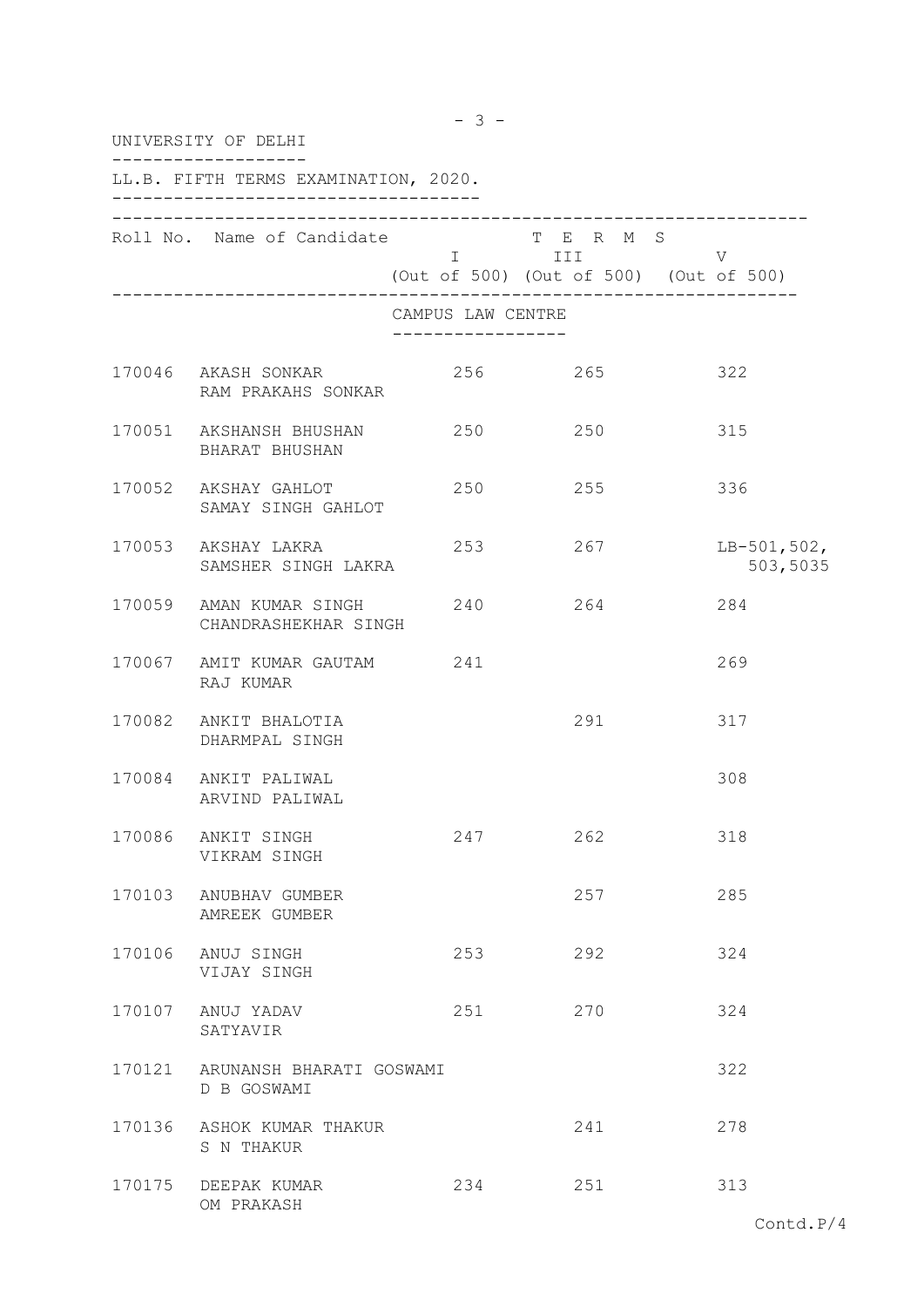UNIVERSITY OF DELHI

LL.B. FIFTH TERMS EXAMINATION, 2020.

| Roll No. | Name of Candidate | TERMS I (Out of 500) | TERMS III (Out of 500) | TERMS V (Out of 500) |
|---|---|---|---|---|
| | CAMPUS LAW CENTRE | | | |
| 170046 | AKASH SONKAR<br>RAM PRAKAHS SONKAR | 256 | 265 | 322 |
| 170051 | AKSHANSH BHUSHAN<br>BHARAT BHUSHAN | 250 | 250 | 315 |
| 170052 | AKSHAY GAHLOT<br>SAMAY SINGH GAHLOT | 250 | 255 | 336 |
| 170053 | AKSHAY LAKRA<br>SAMSHER SINGH LAKRA | 253 | 267 | LB-501,502,<br>503,5035 |
| 170059 | AMAN KUMAR SINGH<br>CHANDRASHEKHAR SINGH | 240 | 264 | 284 |
| 170067 | AMIT KUMAR GAUTAM<br>RAJ KUMAR | 241 | | 269 |
| 170082 | ANKIT BHALOTIA<br>DHARMPAL SINGH | | 291 | 317 |
| 170084 | ANKIT PALIWAL<br>ARVIND PALIWAL | | | 308 |
| 170086 | ANKIT SINGH<br>VIKRAM SINGH | 247 | 262 | 318 |
| 170103 | ANUBHAV GUMBER<br>AMREEK GUMBER | | 257 | 285 |
| 170106 | ANUJ SINGH<br>VIJAY SINGH | 253 | 292 | 324 |
| 170107 | ANUJ YADAV<br>SATYAVIR | 251 | 270 | 324 |
| 170121 | ARUNANSH BHARATI GOSWAMI<br>D B GOSWAMI | | | 322 |
| 170136 | ASHOK KUMAR THAKUR<br>S N THAKUR | | 241 | 278 |
| 170175 | DEEPAK KUMAR<br>OM PRAKASH | 234 | 251 | 313 |

Contd.P/4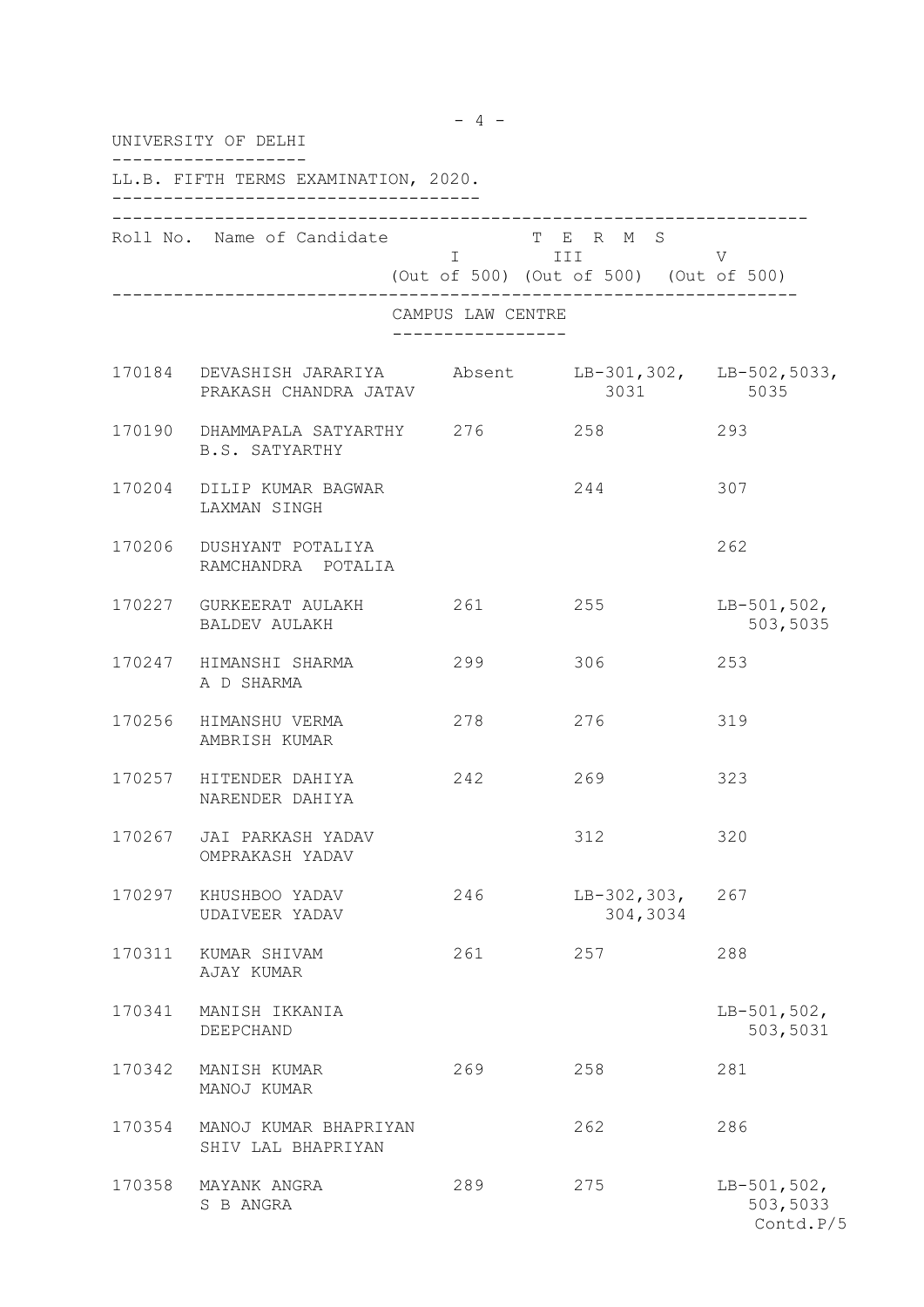UNIVERSITY OF DELHI

LL.B. FIFTH TERMS EXAMINATION, 2020.

| Roll No. | Name of Candidate | T E R M S I (Out of 500) | III (Out of 500) | V (Out of 500) |
|---|---|---|---|---|
| | **CAMPUS LAW CENTRE** | | | |
| 170184 | DEVASHISH JARARIYA<br>PRAKASH CHANDRA JATAV | Absent | LB-301,302,<br>3031 | LB-502,5033,<br>5035 |
| 170190 | DHAMMAPALA SATYARTHY<br>B.S. SATYARTHY | 276 | 258 | 293 |
| 170204 | DILIP KUMAR BAGWAR<br>LAXMAN SINGH | | 244 | 307 |
| 170206 | DUSHYANT POTALIYA<br>RAMCHANDRA POTALIA | | | 262 |
| 170227 | GURKEERAT AULAKH<br>BALDEV AULAKH | 261 | 255 | LB-501,502,<br>503,5035 |
| 170247 | HIMANSHI SHARMA<br>A D SHARMA | 299 | 306 | 253 |
| 170256 | HIMANSHU VERMA<br>AMBRISH KUMAR | 278 | 276 | 319 |
| 170257 | HITENDER DAHIYA<br>NARENDER DAHIYA | 242 | 269 | 323 |
| 170267 | JAI PARKASH YADAV<br>OMPRAKASH YADAV | | 312 | 320 |
| 170297 | KHUSHBOO YADAV<br>UDAIVEER YADAV | 246 | LB-302,303,<br>304,3034 | 267 |
| 170311 | KUMAR SHIVAM<br>AJAY KUMAR | 261 | 257 | 288 |
| 170341 | MANISH IKKANIA<br>DEEPCHAND | | | LB-501,502,<br>503,5031 |
| 170342 | MANISH KUMAR<br>MANOJ KUMAR | 269 | 258 | 281 |
| 170354 | MANOJ KUMAR BHAPRIYAN<br>SHIV LAL BHAPRIYAN | | 262 | 286 |
| 170358 | MAYANK ANGRA<br>S B ANGRA | 289 | 275 | LB-501,502,<br>503,5033 |

Contd.P/5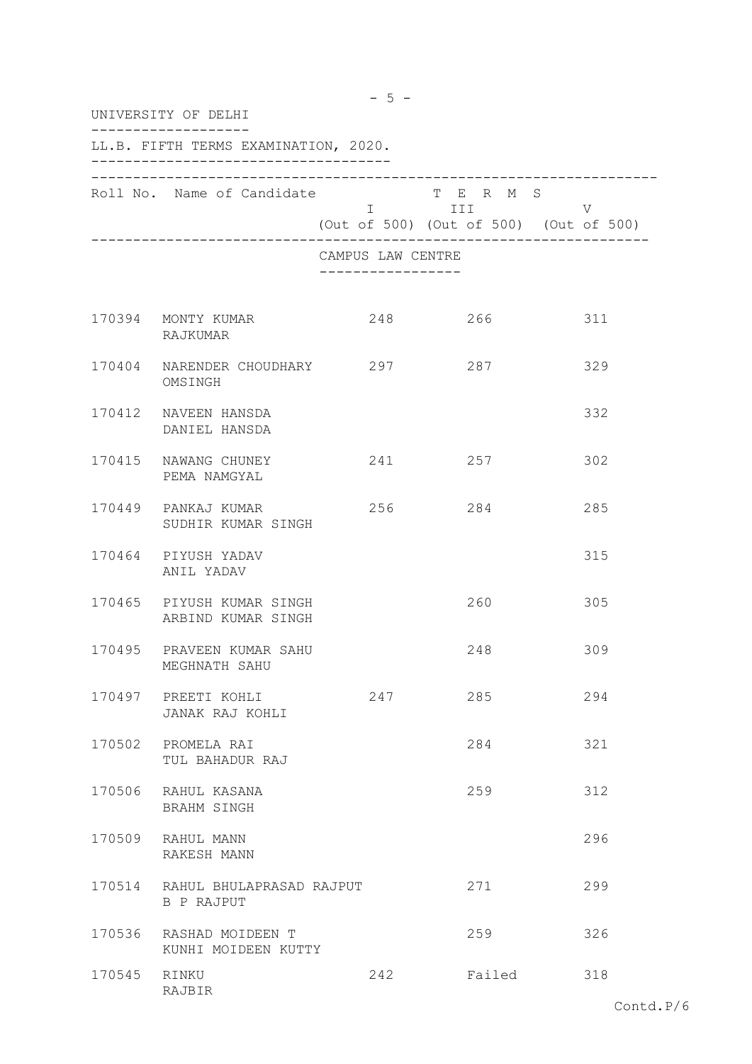UNIVERSITY OF DELHI

LL.B. FIFTH TERMS EXAMINATION, 2020.

| Roll No. | Name of Candidate | TERMS I (Out of 500) | TERMS III (Out of 500) | TERMS V (Out of 500) |
|---|---|---|---|---|
| | | CAMPUS LAW CENTRE | | |
| 170394 | MONTY KUMAR<br>RAJKUMAR | 248 | 266 | 311 |
| 170404 | NARENDER CHOUDHARY<br>OMSINGH | 297 | 287 | 329 |
| 170412 | NAVEEN HANSDA<br>DANIEL HANSDA | | | 332 |
| 170415 | NAWANG CHUNEY<br>PEMA NAMGYAL | 241 | 257 | 302 |
| 170449 | PANKAJ KUMAR<br>SUDHIR KUMAR SINGH | 256 | 284 | 285 |
| 170464 | PIYUSH YADAV<br>ANIL YADAV | | | 315 |
| 170465 | PIYUSH KUMAR SINGH<br>ARBIND KUMAR SINGH | | 260 | 305 |
| 170495 | PRAVEEN KUMAR SAHU<br>MEGHNATH SAHU | | 248 | 309 |
| 170497 | PREETI KOHLI<br>JANAK RAJ KOHLI | 247 | 285 | 294 |
| 170502 | PROMELA RAI<br>TUL BAHADUR RAJ | | 284 | 321 |
| 170506 | RAHUL KASANA<br>BRAHM SINGH | | 259 | 312 |
| 170509 | RAHUL MANN<br>RAKESH MANN | | | 296 |
| 170514 | RAHUL BHULAPRASAD RAJPUT<br>B P RAJPUT | | 271 | 299 |
| 170536 | RASHAD MOIDEEN T<br>KUNHI MOIDEEN KUTTY | | 259 | 326 |
| 170545 | RINKU<br>RAJBIR | 242 | Failed | 318 |

Contd.P/6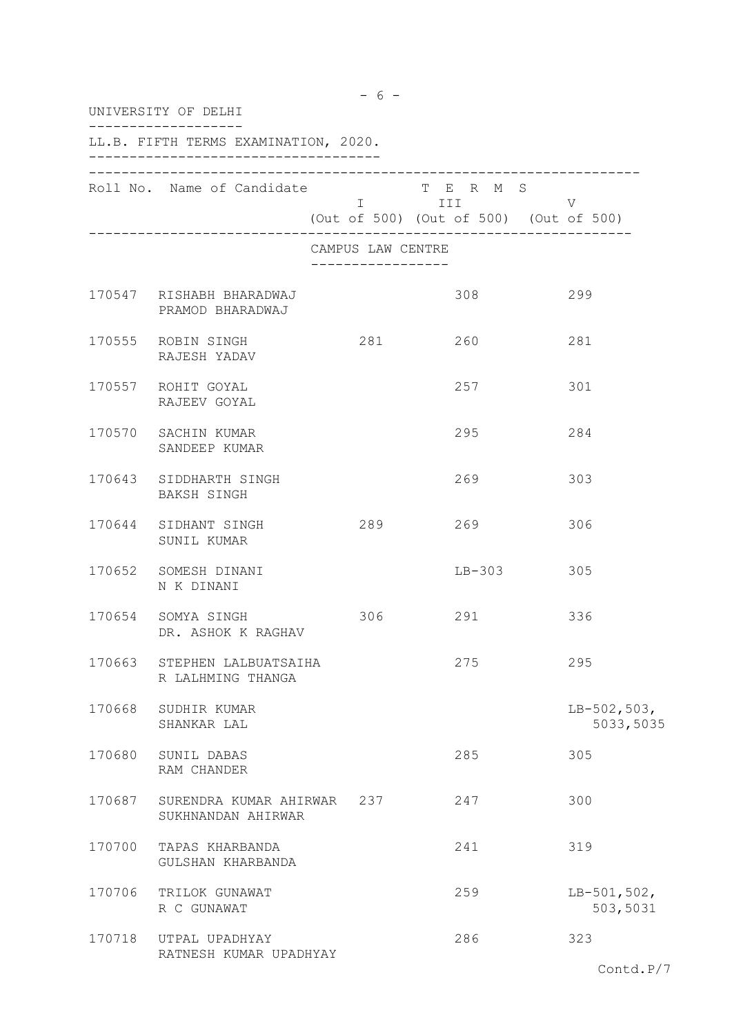UNIVERSITY OF DELHI

LL.B. FIFTH TERMS EXAMINATION, 2020.

| Roll No. | Name of Candidate | TERMS I (Out of 500) | TERMS III (Out of 500) | TERMS V (Out of 500) |
|---|---|---|---|---|
| | CAMPUS LAW CENTRE | | | |
| 170547 | RISHABH BHARADWAJ<br>PRAMOD BHARADWAJ | | 308 | 299 |
| 170555 | ROBIN SINGH<br>RAJESH YADAV | 281 | 260 | 281 |
| 170557 | ROHIT GOYAL<br>RAJEEV GOYAL | | 257 | 301 |
| 170570 | SACHIN KUMAR<br>SANDEEP KUMAR | | 295 | 284 |
| 170643 | SIDDHARTH SINGH<br>BAKSH SINGH | | 269 | 303 |
| 170644 | SIDHANT SINGH<br>SUNIL KUMAR | 289 | 269 | 306 |
| 170652 | SOMESH DINANI<br>N K DINANI | | LB-303 | 305 |
| 170654 | SOMYA SINGH<br>DR. ASHOK K RAGHAV | 306 | 291 | 336 |
| 170663 | STEPHEN LALBUATSAIHA<br>R LALHMING THANGA | | 275 | 295 |
| 170668 | SUDHIR KUMAR<br>SHANKAR LAL | | | LB-502,503,<br>5033,5035 |
| 170680 | SUNIL DABAS<br>RAM CHANDER | | 285 | 305 |
| 170687 | SURENDRA KUMAR AHIRWAR<br>SUKHNANDAN AHIRWAR | 237 | 247 | 300 |
| 170700 | TAPAS KHARBANDA<br>GULSHAN KHARBANDA | | 241 | 319 |
| 170706 | TRILOK GUNAWAT<br>R C GUNAWAT | | 259 | LB-501,502,<br>503,5031 |
| 170718 | UTPAL UPADHYAY<br>RATNESH KUMAR UPADHYAY | | 286 | 323 |

Contd.P/7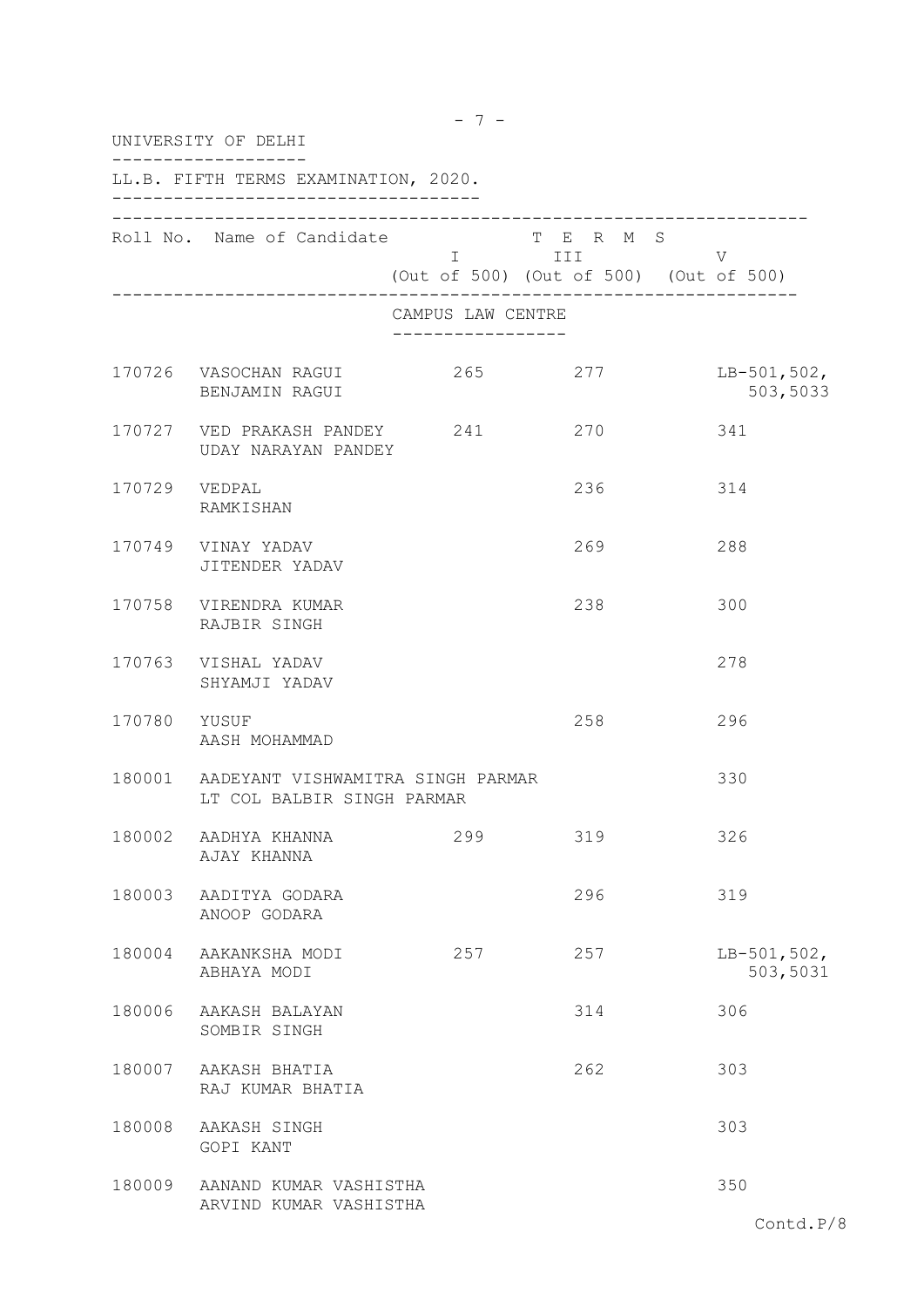UNIVERSITY OF DELHI

LL.B. FIFTH TERMS EXAMINATION, 2020.

| Roll No. | Name of Candidate | TERMS I (Out of 500) | TERMS III (Out of 500) | TERMS V (Out of 500) |
|---|---|---|---|---|
| | CAMPUS LAW CENTRE | | | |
| 170726 | VASOCHAN RAGUI<br>BENJAMIN RAGUI | 265 | 277 | LB-501,502,<br>503,5033 |
| 170727 | VED PRAKASH PANDEY<br>UDAY NARAYAN PANDEY | 241 | 270 | 341 |
| 170729 | VEDPAL<br>RAMKISHAN | | 236 | 314 |
| 170749 | VINAY YADAV<br>JITENDER YADAV | | 269 | 288 |
| 170758 | VIRENDRA KUMAR<br>RAJBIR SINGH | | 238 | 300 |
| 170763 | VISHAL YADAV<br>SHYAMJI YADAV | | | 278 |
| 170780 | YUSUF<br>AASH MOHAMMAD | | 258 | 296 |
| 180001 | AADEYANT VISHWAMITRA SINGH PARMAR<br>LT COL BALBIR SINGH PARMAR | | | 330 |
| 180002 | AADHYA KHANNA<br>AJAY KHANNA | 299 | 319 | 326 |
| 180003 | AADITYA GODARA<br>ANOOP GODARA | | 296 | 319 |
| 180004 | AAKANKSHA MODI<br>ABHAYA MODI | 257 | 257 | LB-501,502,<br>503,5031 |
| 180006 | AAKASH BALAYAN<br>SOMBIR SINGH | | 314 | 306 |
| 180007 | AAKASH BHATIA<br>RAJ KUMAR BHATIA | | 262 | 303 |
| 180008 | AAKASH SINGH<br>GOPI KANT | | | 303 |
| 180009 | AANAND KUMAR VASHISTHA<br>ARVIND KUMAR VASHISTHA | | | 350 |

Contd.P/8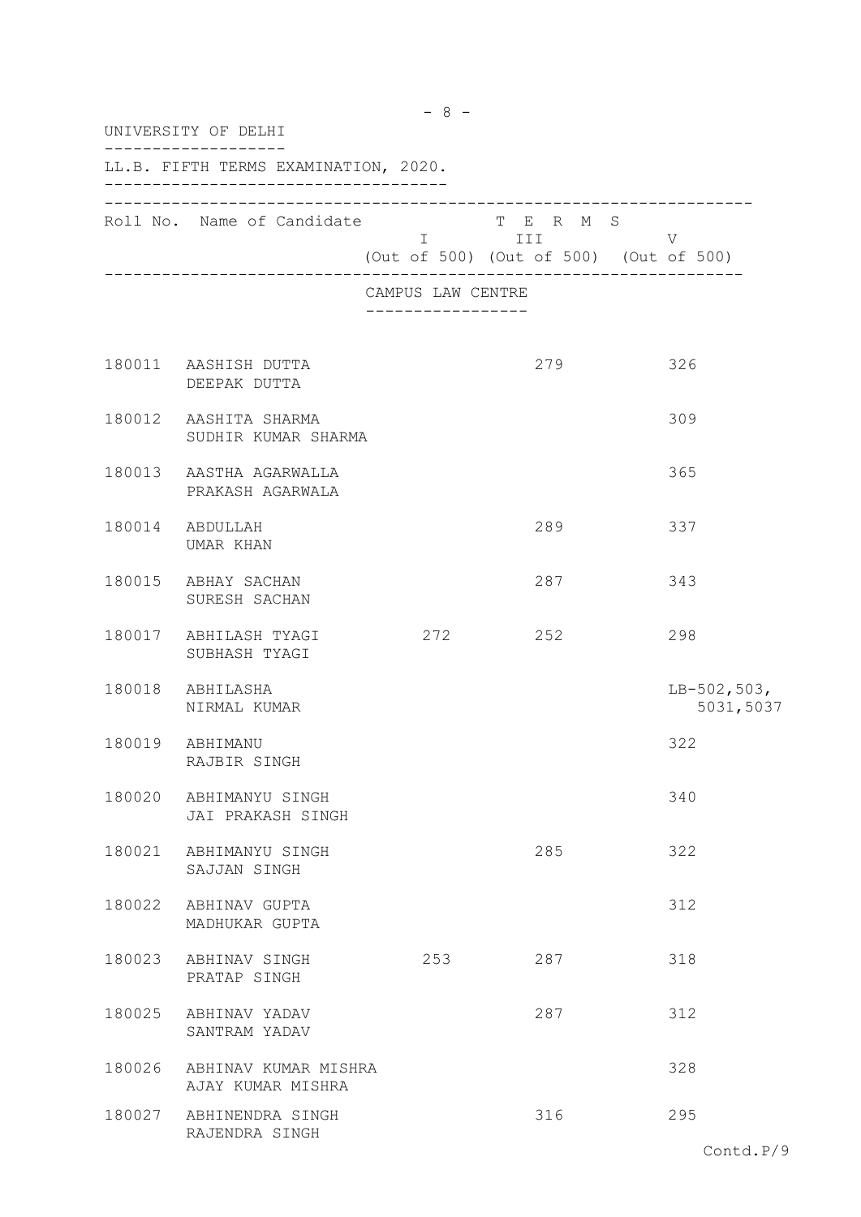UNIVERSITY OF DELHI

LL.B. FIFTH TERMS EXAMINATION, 2020.

| Roll No. | Name of Candidate | TERMS I (Out of 500) | TERMS III (Out of 500) | TERMS V (Out of 500) |
|---|---|---|---|---|
| | CAMPUS LAW CENTRE | | | |
| 180011 | AASHISH DUTTA<br>DEEPAK DUTTA | | 279 | 326 |
| 180012 | AASHITA SHARMA<br>SUDHIR KUMAR SHARMA | | | 309 |
| 180013 | AASTHA AGARWALLA<br>PRAKASH AGARWALA | | | 365 |
| 180014 | ABDULLAH<br>UMAR KHAN | | 289 | 337 |
| 180015 | ABHAY SACHAN<br>SURESH SACHAN | | 287 | 343 |
| 180017 | ABHILASH TYAGI<br>SUBHASH TYAGI | 272 | 252 | 298 |
| 180018 | ABHILASHA<br>NIRMAL KUMAR | | | LB-502,503,<br>5031,5037 |
| 180019 | ABHIMANU<br>RAJBIR SINGH | | | 322 |
| 180020 | ABHIMANYU SINGH<br>JAI PRAKASH SINGH | | | 340 |
| 180021 | ABHIMANYU SINGH<br>SAJJAN SINGH | | 285 | 322 |
| 180022 | ABHINAV GUPTA<br>MADHUKAR GUPTA | | | 312 |
| 180023 | ABHINAV SINGH<br>PRATAP SINGH | 253 | 287 | 318 |
| 180025 | ABHINAV YADAV<br>SANTRAM YADAV | | 287 | 312 |
| 180026 | ABHINAV KUMAR MISHRA<br>AJAY KUMAR MISHRA | | | 328 |
| 180027 | ABHINENDRA SINGH<br>RAJENDRA SINGH | | 316 | 295 |

Contd.P/9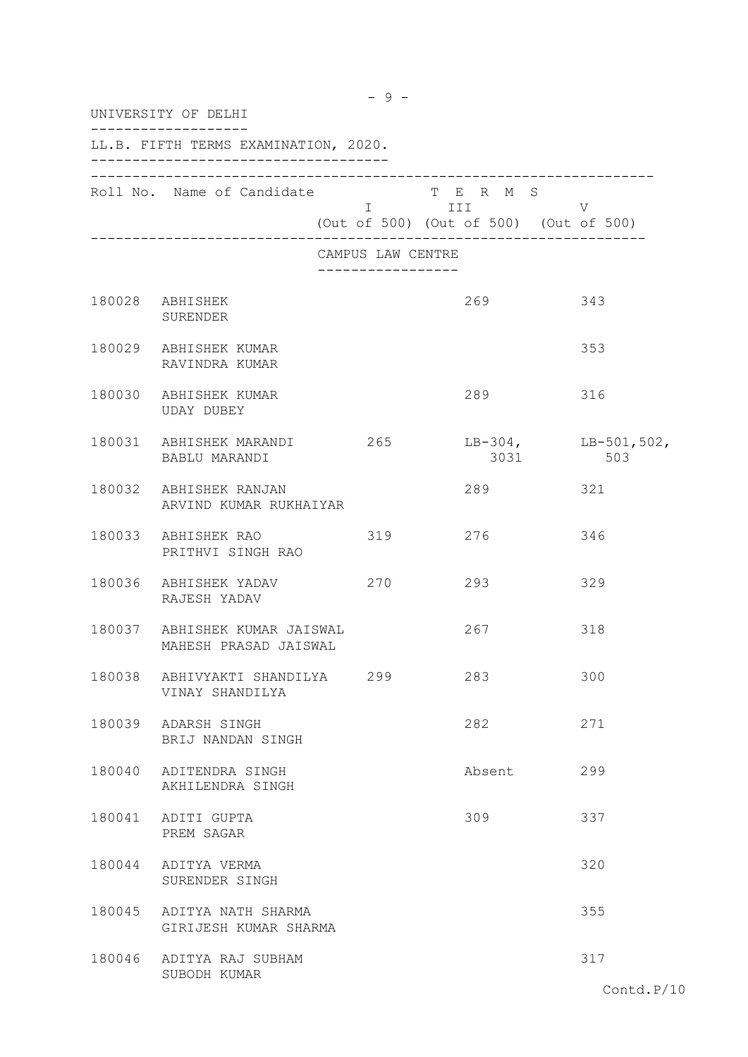UNIVERSITY OF DELHI

LL.B. FIFTH TERMS EXAMINATION, 2020.

| Roll No. | Name of Candidate | TERMS I (Out of 500) | TERMS III (Out of 500) | TERMS V (Out of 500) |
|---|---|---|---|---|
| | CAMPUS LAW CENTRE | | | |
| 180028 | ABHISHEK<br>SURENDER | | 269 | 343 |
| 180029 | ABHISHEK KUMAR<br>RAVINDRA KUMAR | | | 353 |
| 180030 | ABHISHEK KUMAR<br>UDAY DUBEY | | 289 | 316 |
| 180031 | ABHISHEK MARANDI<br>BABLU MARANDI | 265 | LB-304, 3031 | LB-501,502, 503 |
| 180032 | ABHISHEK RANJAN<br>ARVIND KUMAR RUKHAIYAR | | 289 | 321 |
| 180033 | ABHISHEK RAO<br>PRITHVI SINGH RAO | 319 | 276 | 346 |
| 180036 | ABHISHEK YADAV<br>RAJESH YADAV | 270 | 293 | 329 |
| 180037 | ABHISHEK KUMAR JAISWAL<br>MAHESH PRASAD JAISWAL | | 267 | 318 |
| 180038 | ABHIVYAKTI SHANDILYA<br>VINAY SHANDILYA | 299 | 283 | 300 |
| 180039 | ADARSH SINGH<br>BRIJ NANDAN SINGH | | 282 | 271 |
| 180040 | ADITENDRA SINGH<br>AKHILENDRA SINGH | | Absent | 299 |
| 180041 | ADITI GUPTA<br>PREM SAGAR | | 309 | 337 |
| 180044 | ADITYA VERMA<br>SURENDER SINGH | | | 320 |
| 180045 | ADITYA NATH SHARMA<br>GIRIJESH KUMAR SHARMA | | | 355 |
| 180046 | ADITYA RAJ SUBHAM<br>SUBODH KUMAR | | | 317 |

Contd.P/10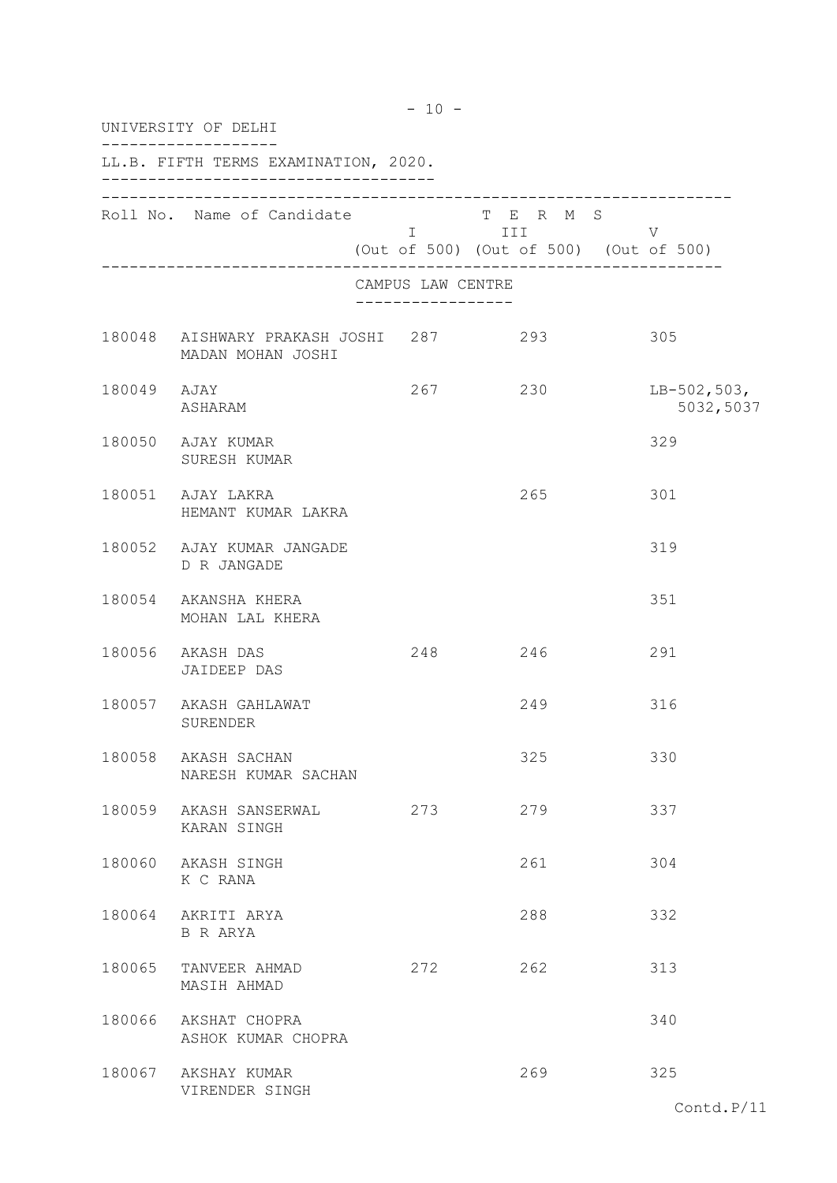UNIVERSITY OF DELHI

LL.B. FIFTH TERMS EXAMINATION, 2020.

| Roll No. | Name of Candidate | TERMS I (Out of 500) | TERMS III (Out of 500) | TERMS V (Out of 500) |
|---|---|---|---|---|
| | CAMPUS LAW CENTRE | | | |
| 180048 | AISHWARY PRAKASH JOSHI<br>MADAN MOHAN JOSHI | 287 | 293 | 305 |
| 180049 | AJAY<br>ASHARAM | 267 | 230 | LB-502,503,<br>5032,5037 |
| 180050 | AJAY KUMAR<br>SURESH KUMAR | | | 329 |
| 180051 | AJAY LAKRA<br>HEMANT KUMAR LAKRA | | 265 | 301 |
| 180052 | AJAY KUMAR JANGADE<br>D R JANGADE | | | 319 |
| 180054 | AKANSHA KHERA<br>MOHAN LAL KHERA | | | 351 |
| 180056 | AKASH DAS<br>JAIDEEP DAS | 248 | 246 | 291 |
| 180057 | AKASH GAHLAWAT<br>SURENDER | | 249 | 316 |
| 180058 | AKASH SACHAN<br>NARESH KUMAR SACHAN | | 325 | 330 |
| 180059 | AKASH SANSERWAL<br>KARAN SINGH | 273 | 279 | 337 |
| 180060 | AKASH SINGH<br>K C RANA | | 261 | 304 |
| 180064 | AKRITI ARYA<br>B R ARYA | | 288 | 332 |
| 180065 | TANVEER AHMAD<br>MASIH AHMAD | 272 | 262 | 313 |
| 180066 | AKSHAT CHOPRA<br>ASHOK KUMAR CHOPRA | | | 340 |
| 180067 | AKSHAY KUMAR<br>VIRENDER SINGH | | 269 | 325 |

Contd.P/11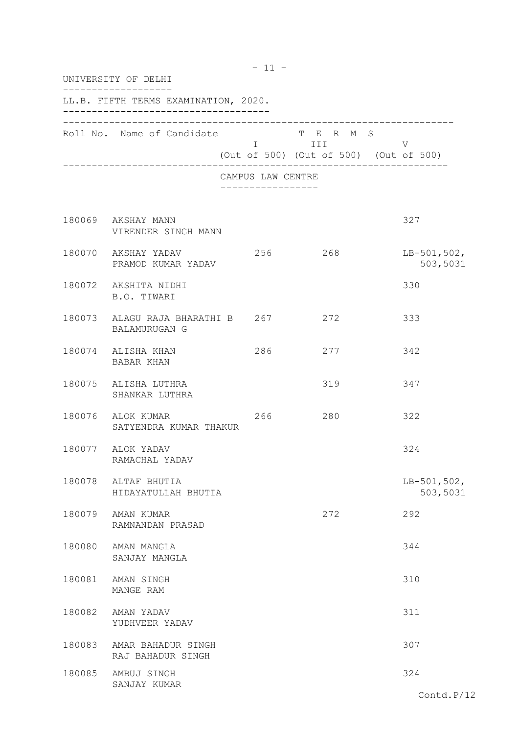UNIVERSITY OF DELHI

LL.B. FIFTH TERMS EXAMINATION, 2020.

| Roll No. | Name of Candidate | TERMS I (Out of 500) | TERMS III (Out of 500) | TERMS V (Out of 500) |
|---|---|---|---|---|
| | **CAMPUS LAW CENTRE** | | | |
| 180069 | AKSHAY MANN<br>VIRENDER SINGH MANN | | | 327 |
| 180070 | AKSHAY YADAV<br>PRAMOD KUMAR YADAV | 256 | 268 | LB-501,502,<br>503,5031 |
| 180072 | AKSHITA NIDHI<br>B.O. TIWARI | | | 330 |
| 180073 | ALAGU RAJA BHARATHI B<br>BALAMURUGAN G | 267 | 272 | 333 |
| 180074 | ALISHA KHAN<br>BABAR KHAN | 286 | 277 | 342 |
| 180075 | ALISHA LUTHRA<br>SHANKAR LUTHRA | | 319 | 347 |
| 180076 | ALOK KUMAR<br>SATYENDRA KUMAR THAKUR | 266 | 280 | 322 |
| 180077 | ALOK YADAV<br>RAMACHAL YADAV | | | 324 |
| 180078 | ALTAF BHUTIA<br>HIDAYATULLAH BHUTIA | | | LB-501,502,<br>503,5031 |
| 180079 | AMAN KUMAR<br>RAMNANDAN PRASAD | | 272 | 292 |
| 180080 | AMAN MANGLA<br>SANJAY MANGLA | | | 344 |
| 180081 | AMAN SINGH<br>MANGE RAM | | | 310 |
| 180082 | AMAN YADAV<br>YUDHVEER YADAV | | | 311 |
| 180083 | AMAR BAHADUR SINGH<br>RAJ BAHADUR SINGH | | | 307 |
| 180085 | AMBUJ SINGH<br>SANJAY KUMAR | | | 324 |

Contd.P/12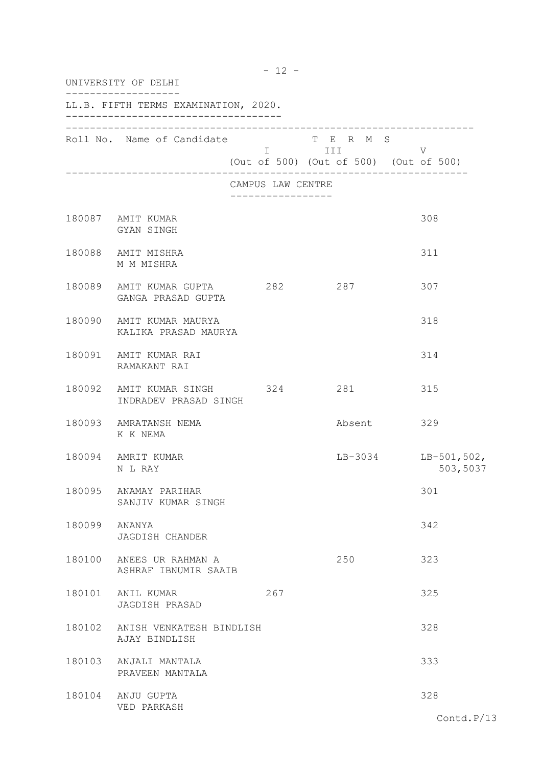UNIVERSITY OF DELHI

LL.B. FIFTH TERMS EXAMINATION, 2020.

| Roll No. | Name of Candidate | TERMS I (Out of 500) | TERMS III (Out of 500) | TERMS V (Out of 500) |
|---|---|---|---|---|
| | CAMPUS LAW CENTRE | | | |
| 180087 | AMIT KUMAR<br>GYAN SINGH | | | 308 |
| 180088 | AMIT MISHRA<br>M M MISHRA | | | 311 |
| 180089 | AMIT KUMAR GUPTA<br>GANGA PRASAD GUPTA | 282 | 287 | 307 |
| 180090 | AMIT KUMAR MAURYA<br>KALIKA PRASAD MAURYA | | | 318 |
| 180091 | AMIT KUMAR RAI<br>RAMAKANT RAI | | | 314 |
| 180092 | AMIT KUMAR SINGH<br>INDRADEV PRASAD SINGH | 324 | 281 | 315 |
| 180093 | AMRATANSH NEMA<br>K K NEMA | | Absent | 329 |
| 180094 | AMRIT KUMAR<br>N L RAY | | LB-3034 | LB-501,502,<br>503,5037 |
| 180095 | ANAMAY PARIHAR<br>SANJIV KUMAR SINGH | | | 301 |
| 180099 | ANANYA<br>JAGDISH CHANDER | | | 342 |
| 180100 | ANEES UR RAHMAN A<br>ASHRAF IBNUMIR SAAIB | | 250 | 323 |
| 180101 | ANIL KUMAR<br>JAGDISH PRASAD | 267 | | 325 |
| 180102 | ANISH VENKATESH BINDLISH<br>AJAY BINDLISH | | | 328 |
| 180103 | ANJALI MANTALA<br>PRAVEEN MANTALA | | | 333 |
| 180104 | ANJU GUPTA<br>VED PARKASH | | | 328 |

Contd.P/13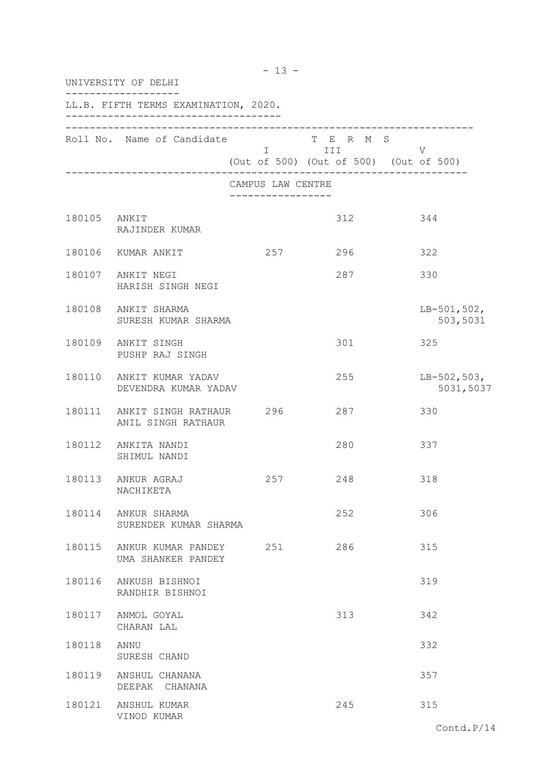UNIVERSITY OF DELHI

LL.B. FIFTH TERMS EXAMINATION, 2020.

| Roll No. | Name of Candidate | TERMS I (Out of 500) | TERMS III (Out of 500) | TERMS V (Out of 500) |
|---|---|---|---|---|
| | CAMPUS LAW CENTRE | | | |
| 180105 | ANKIT<br>RAJINDER KUMAR | | 312 | 344 |
| 180106 | KUMAR ANKIT | 257 | 296 | 322 |
| 180107 | ANKIT NEGI<br>HARISH SINGH NEGI | | 287 | 330 |
| 180108 | ANKIT SHARMA<br>SURESH KUMAR SHARMA | | | LB-501,502,<br>503,5031 |
| 180109 | ANKIT SINGH<br>PUSHP RAJ SINGH | | 301 | 325 |
| 180110 | ANKIT KUMAR YADAV<br>DEVENDRA KUMAR YADAV | | 255 | LB-502,503,<br>5031,5037 |
| 180111 | ANKIT SINGH RATHAUR<br>ANIL SINGH RATHAUR | 296 | 287 | 330 |
| 180112 | ANKITA NANDI<br>SHIMUL NANDI | | 280 | 337 |
| 180113 | ANKUR AGRAJ<br>NACHIKETA | 257 | 248 | 318 |
| 180114 | ANKUR SHARMA<br>SURENDER KUMAR SHARMA | | 252 | 306 |
| 180115 | ANKUR KUMAR PANDEY<br>UMA SHANKER PANDEY | 251 | 286 | 315 |
| 180116 | ANKUSH BISHNOI<br>RANDHIR BISHNOI | | | 319 |
| 180117 | ANMOL GOYAL<br>CHARAN LAL | | 313 | 342 |
| 180118 | ANNU<br>SURESH CHAND | | | 332 |
| 180119 | ANSHUL CHANANA<br>DEEPAK CHANANA | | | 357 |
| 180121 | ANSHUL KUMAR<br>VINOD KUMAR | | 245 | 315 |

Contd.P/14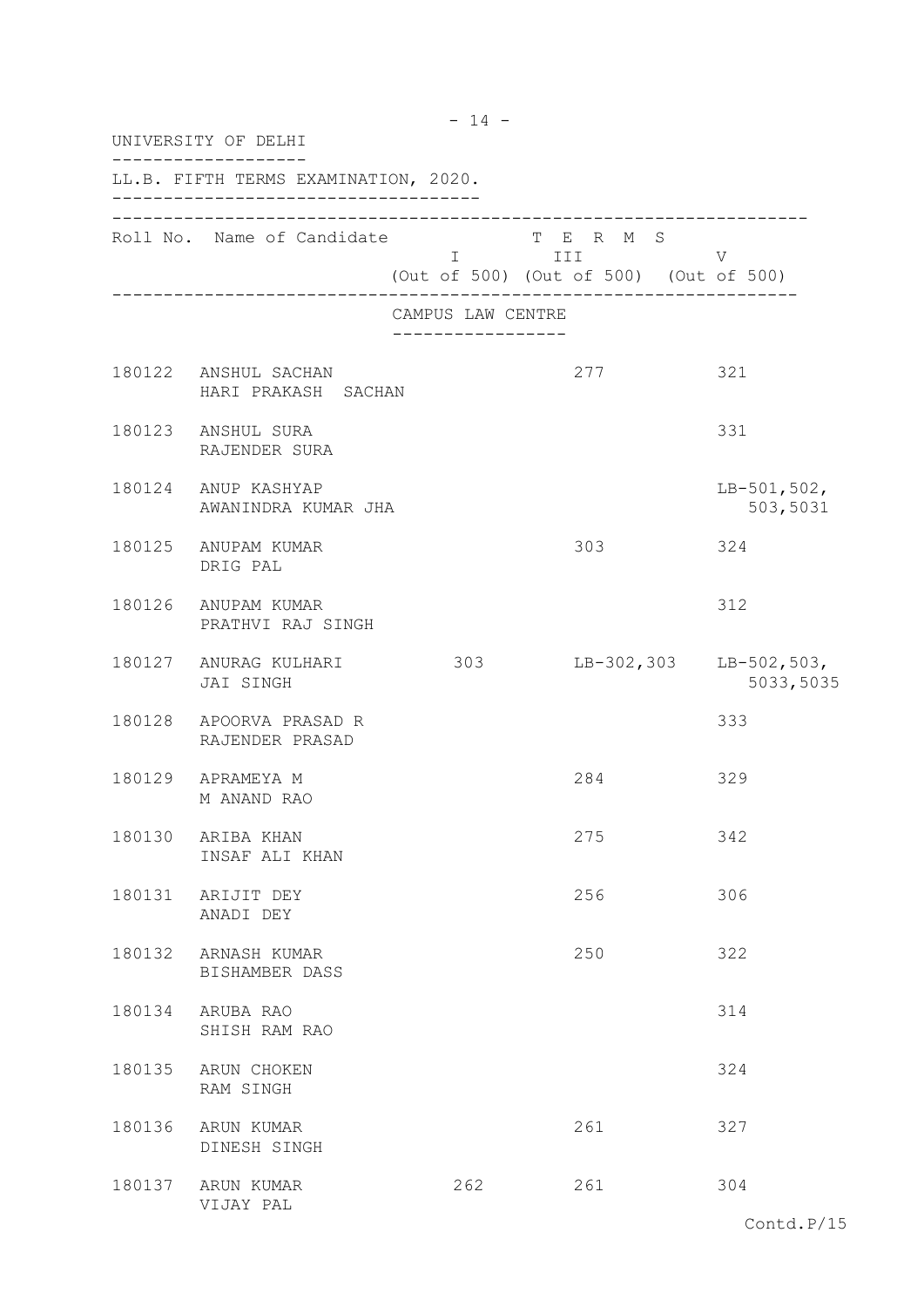UNIVERSITY OF DELHI

LL.B. FIFTH TERMS EXAMINATION, 2020.

| Roll No. | Name of Candidate | TERMS I (Out of 500) | TERMS III (Out of 500) | TERMS V (Out of 500) |
|---|---|---|---|---|
| | **CAMPUS LAW CENTRE** | | | |
| 180122 | ANSHUL SACHAN<br>HARI PRAKASH SACHAN | | 277 | 321 |
| 180123 | ANSHUL SURA<br>RAJENDER SURA | | | 331 |
| 180124 | ANUP KASHYAP<br>AWANINDRA KUMAR JHA | | | LB-501,502,<br>503,5031 |
| 180125 | ANUPAM KUMAR<br>DRIG PAL | | 303 | 324 |
| 180126 | ANUPAM KUMAR<br>PRATHVI RAJ SINGH | | | 312 |
| 180127 | ANURAG KULHARI<br>JAI SINGH | 303 | LB-302,303 | LB-502,503,<br>5033,5035 |
| 180128 | APOORVA PRASAD R<br>RAJENDER PRASAD | | | 333 |
| 180129 | APRAMEYA M<br>M ANAND RAO | | 284 | 329 |
| 180130 | ARIBA KHAN<br>INSAF ALI KHAN | | 275 | 342 |
| 180131 | ARIJIT DEY<br>ANADI DEY | | 256 | 306 |
| 180132 | ARNASH KUMAR<br>BISHAMBER DASS | | 250 | 322 |
| 180134 | ARUBA RAO<br>SHISH RAM RAO | | | 314 |
| 180135 | ARUN CHOKEN<br>RAM SINGH | | | 324 |
| 180136 | ARUN KUMAR<br>DINESH SINGH | | 261 | 327 |
| 180137 | ARUN KUMAR<br>VIJAY PAL | 262 | 261 | 304 |

Contd.P/15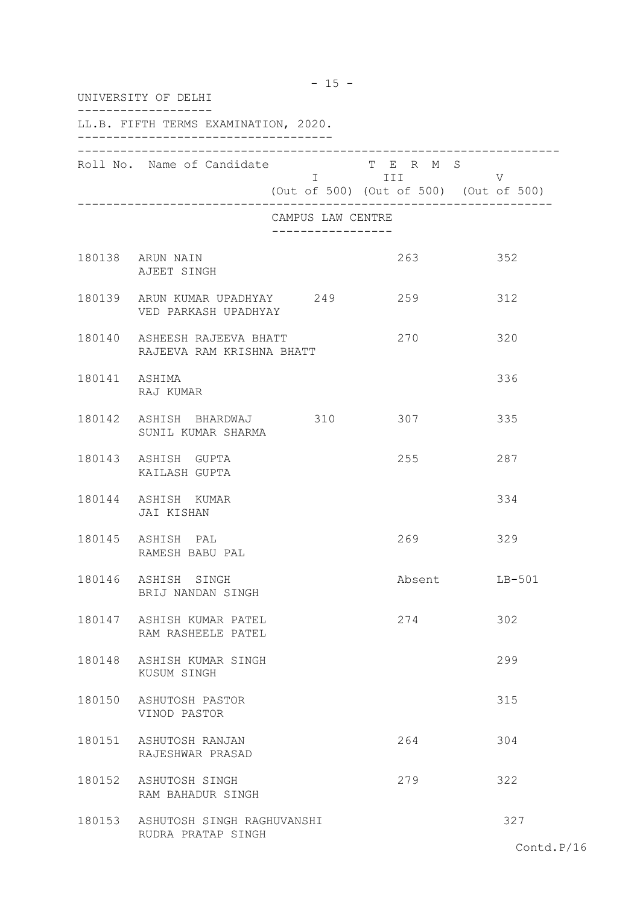UNIVERSITY OF DELHI

LL.B. FIFTH TERMS EXAMINATION, 2020.

| Roll No. | Name of Candidate | TERMS I (Out of 500) | TERMS III (Out of 500) | TERMS V (Out of 500) |
|---|---|---|---|---|
| | CAMPUS LAW CENTRE | | | |
| 180138 | ARUN NAIN<br>AJEET SINGH | | 263 | 352 |
| 180139 | ARUN KUMAR UPADHYAY<br>VED PARKASH UPADHYAY | 249 | 259 | 312 |
| 180140 | ASHEESH RAJEEVA BHATT<br>RAJEEVA RAM KRISHNA BHATT | | 270 | 320 |
| 180141 | ASHIMA<br>RAJ KUMAR | | | 336 |
| 180142 | ASHISH BHARDWAJ<br>SUNIL KUMAR SHARMA | 310 | 307 | 335 |
| 180143 | ASHISH GUPTA<br>KAILASH GUPTA | | 255 | 287 |
| 180144 | ASHISH KUMAR<br>JAI KISHAN | | | 334 |
| 180145 | ASHISH PAL<br>RAMESH BABU PAL | | 269 | 329 |
| 180146 | ASHISH SINGH<br>BRIJ NANDAN SINGH | | Absent | LB-501 |
| 180147 | ASHISH KUMAR PATEL<br>RAM RASHEELE PATEL | | 274 | 302 |
| 180148 | ASHISH KUMAR SINGH<br>KUSUM SINGH | | | 299 |
| 180150 | ASHUTOSH PASTOR<br>VINOD PASTOR | | | 315 |
| 180151 | ASHUTOSH RANJAN<br>RAJESHWAR PRASAD | | 264 | 304 |
| 180152 | ASHUTOSH SINGH<br>RAM BAHADUR SINGH | | 279 | 322 |
| 180153 | ASHUTOSH SINGH RAGHUVANSHI<br>RUDRA PRATAP SINGH | | | 327 |

Contd.P/16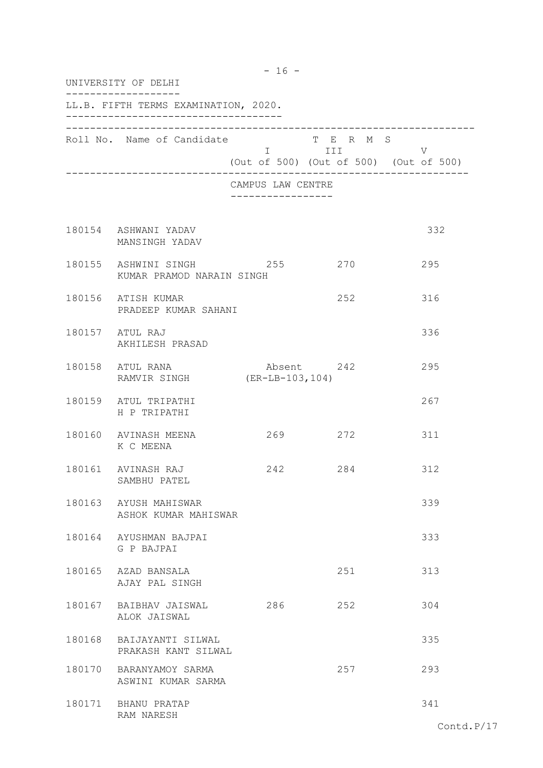UNIVERSITY OF DELHI

LL.B. FIFTH TERMS EXAMINATION, 2020.

| Roll No. | Name of Candidate | TERMS I (Out of 500) | TERMS III (Out of 500) | TERMS V (Out of 500) |
|---|---|---|---|---|
| | **CAMPUS LAW CENTRE** | | | |
| 180154 | ASHWANI YADAV<br>MANSINGH YADAV | | | 332 |
| 180155 | ASHWINI SINGH<br>KUMAR PRAMOD NARAIN SINGH | 255 | 270 | 295 |
| 180156 | ATISH KUMAR<br>PRADEEP KUMAR SAHANI | | 252 | 316 |
| 180157 | ATUL RAJ<br>AKHILESH PRASAD | | | 336 |
| 180158 | ATUL RANA<br>RAMVIR SINGH | Absent<br>(ER-LB-103,104) | 242 | 295 |
| 180159 | ATUL TRIPATHI<br>H P TRIPATHI | | | 267 |
| 180160 | AVINASH MEENA<br>K C MEENA | 269 | 272 | 311 |
| 180161 | AVINASH RAJ<br>SAMBHU PATEL | 242 | 284 | 312 |
| 180163 | AYUSH MAHISWAR<br>ASHOK KUMAR MAHISWAR | | | 339 |
| 180164 | AYUSHMAN BAJPAI<br>G P BAJPAI | | | 333 |
| 180165 | AZAD BANSALA<br>AJAY PAL SINGH | | 251 | 313 |
| 180167 | BAIBHAV JAISWAL<br>ALOK JAISWAL | 286 | 252 | 304 |
| 180168 | BAIJAYANTI SILWAL<br>PRAKASH KANT SILWAL | | | 335 |
| 180170 | BARANYAMOY SARMA<br>ASWINI KUMAR SARMA | | 257 | 293 |
| 180171 | BHANU PRATAP<br>RAM NARESH | | | 341 |

Contd.P/17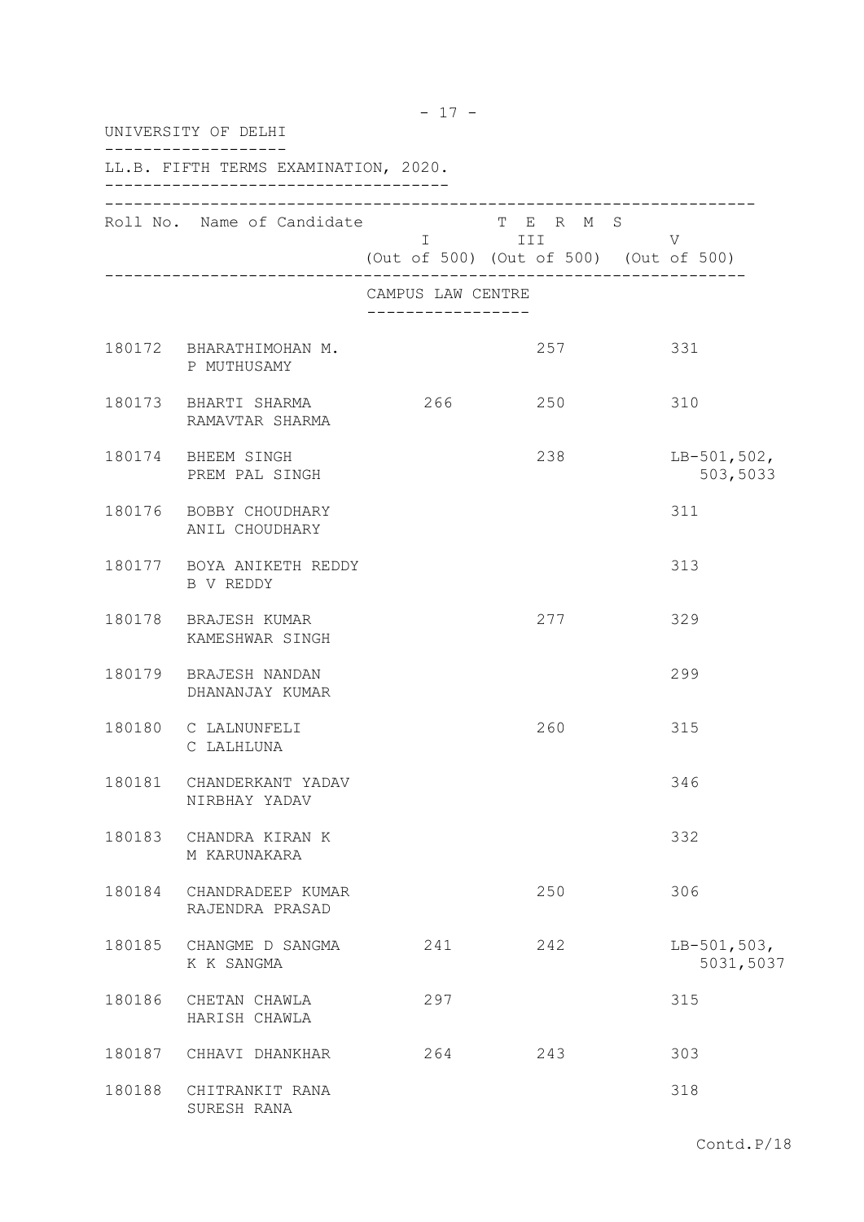UNIVERSITY OF DELHI

LL.B. FIFTH TERMS EXAMINATION, 2020.

| Roll No. | Name of Candidate | TERMS I (Out of 500) | TERMS III (Out of 500) | TERMS V (Out of 500) |
|---|---|---|---|---|
| | | CAMPUS LAW CENTRE | | |
| 180172 | BHARATHIMOHAN M.<br>P MUTHUSAMY | | 257 | 331 |
| 180173 | BHARTI SHARMA<br>RAMAVTAR SHARMA | 266 | 250 | 310 |
| 180174 | BHEEM SINGH<br>PREM PAL SINGH | | 238 | LB-501,502,<br>503,5033 |
| 180176 | BOBBY CHOUDHARY<br>ANIL CHOUDHARY | | | 311 |
| 180177 | BOYA ANIKETH REDDY<br>B V REDDY | | | 313 |
| 180178 | BRAJESH KUMAR<br>KAMESHWAR SINGH | | 277 | 329 |
| 180179 | BRAJESH NANDAN<br>DHANANJAY KUMAR | | | 299 |
| 180180 | C LALNUNFELI<br>C LALHLUNA | | 260 | 315 |
| 180181 | CHANDERKANT YADAV<br>NIRBHAY YADAV | | | 346 |
| 180183 | CHANDRA KIRAN K<br>M KARUNAKARA | | | 332 |
| 180184 | CHANDRADEEP KUMAR<br>RAJENDRA PRASAD | | 250 | 306 |
| 180185 | CHANGME D SANGMA<br>K K SANGMA | 241 | 242 | LB-501,503,<br>5031,5037 |
| 180186 | CHETAN CHAWLA<br>HARISH CHAWLA | 297 | | 315 |
| 180187 | CHHAVI DHANKHAR | 264 | 243 | 303 |
| 180188 | CHITRANKIT RANA<br>SURESH RANA | | | 318 |

Contd.P/18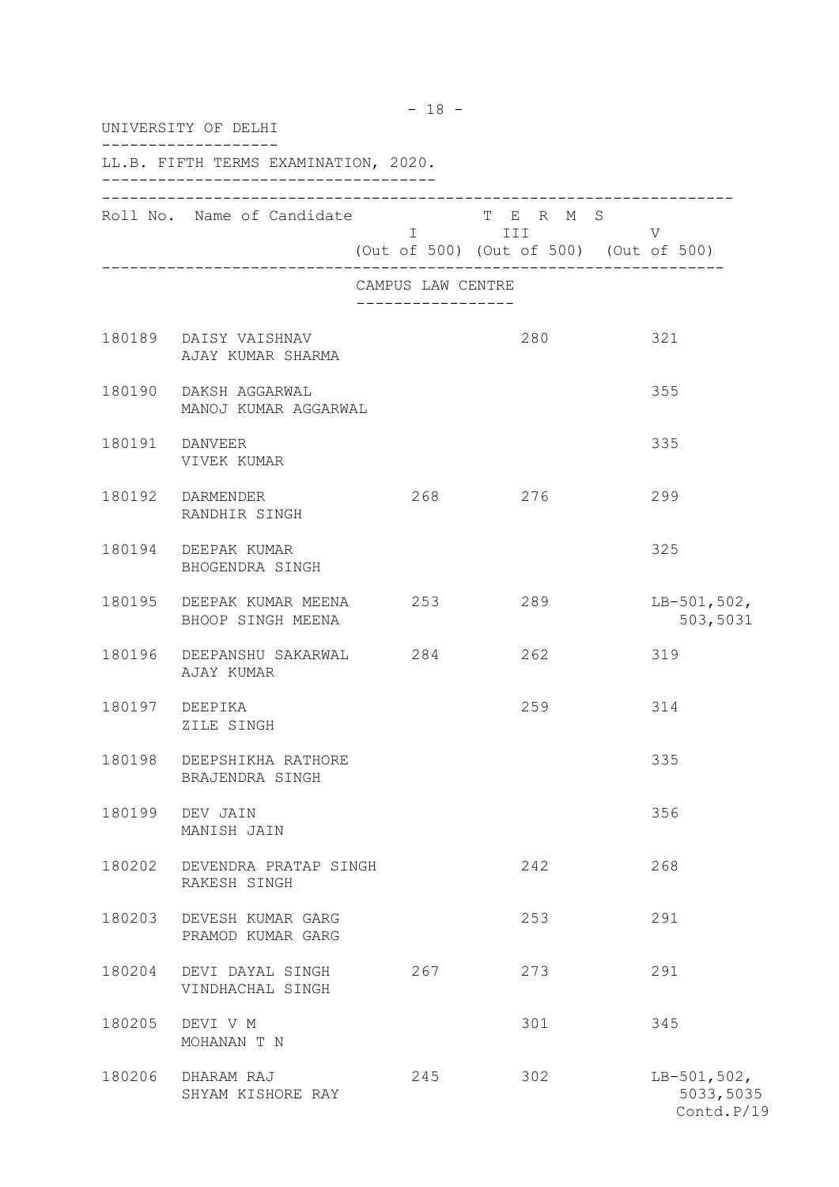UNIVERSITY OF DELHI

LL.B. FIFTH TERMS EXAMINATION, 2020.

| Roll No. | Name of Candidate | TERMS I (Out of 500) | TERMS III (Out of 500) | TERMS V (Out of 500) |
|---|---|---|---|---|
| | CAMPUS LAW CENTRE | | | |
| 180189 | DAISY VAISHNAV<br>AJAY KUMAR SHARMA | | 280 | 321 |
| 180190 | DAKSH AGGARWAL<br>MANOJ KUMAR AGGARWAL | | | 355 |
| 180191 | DANVEER<br>VIVEK KUMAR | | | 335 |
| 180192 | DARMENDER<br>RANDHIR SINGH | 268 | 276 | 299 |
| 180194 | DEEPAK KUMAR<br>BHOGENDRA SINGH | | | 325 |
| 180195 | DEEPAK KUMAR MEENA<br>BHOOP SINGH MEENA | 253 | 289 | LB-501,502,<br>503,5031 |
| 180196 | DEEPANSHU SAKARWAL<br>AJAY KUMAR | 284 | 262 | 319 |
| 180197 | DEEPIKA<br>ZILE SINGH | | 259 | 314 |
| 180198 | DEEPSHIKHA RATHORE<br>BRAJENDRA SINGH | | | 335 |
| 180199 | DEV JAIN<br>MANISH JAIN | | | 356 |
| 180202 | DEVENDRA PRATAP SINGH<br>RAKESH SINGH | | 242 | 268 |
| 180203 | DEVESH KUMAR GARG<br>PRAMOD KUMAR GARG | | 253 | 291 |
| 180204 | DEVI DAYAL SINGH<br>VINDHACHAL SINGH | 267 | 273 | 291 |
| 180205 | DEVI V M<br>MOHANAN T N | | 301 | 345 |
| 180206 | DHARAM RAJ<br>SHYAM KISHORE RAY | 245 | 302 | LB-501,502,<br>5033,5035 |

Contd.P/19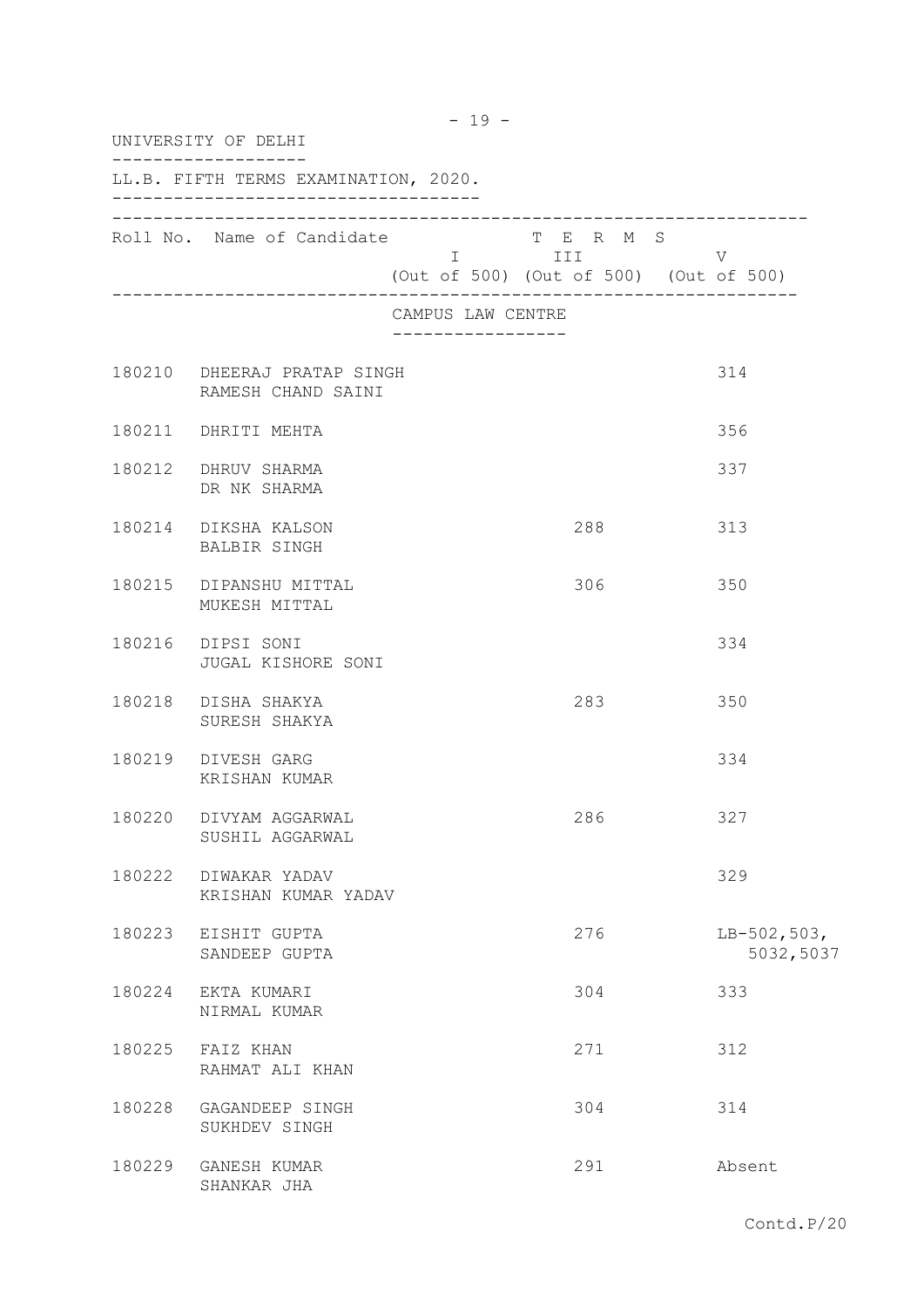UNIVERSITY OF DELHI

LL.B. FIFTH TERMS EXAMINATION, 2020.

| Roll No. | Name of Candidate | TERMS I (Out of 500) | TERMS III (Out of 500) | TERMS V (Out of 500) |
|---|---|---|---|---|
| | CAMPUS LAW CENTRE | | | |
| 180210 | DHEERAJ PRATAP SINGH<br>RAMESH CHAND SAINI | | | 314 |
| 180211 | DHRITI MEHTA | | | 356 |
| 180212 | DHRUV SHARMA<br>DR NK SHARMA | | | 337 |
| 180214 | DIKSHA KALSON<br>BALBIR SINGH | | 288 | 313 |
| 180215 | DIPANSHU MITTAL<br>MUKESH MITTAL | | 306 | 350 |
| 180216 | DIPSI SONI<br>JUGAL KISHORE SONI | | | 334 |
| 180218 | DISHA SHAKYA<br>SURESH SHAKYA | | 283 | 350 |
| 180219 | DIVESH GARG<br>KRISHAN KUMAR | | | 334 |
| 180220 | DIVYAM AGGARWAL<br>SUSHIL AGGARWAL | | 286 | 327 |
| 180222 | DIWAKAR YADAV<br>KRISHAN KUMAR YADAV | | | 329 |
| 180223 | EISHIT GUPTA<br>SANDEEP GUPTA | | 276 | LB-502,503,<br>5032,5037 |
| 180224 | EKTA KUMARI<br>NIRMAL KUMAR | | 304 | 333 |
| 180225 | FAIZ KHAN<br>RAHMAT ALI KHAN | | 271 | 312 |
| 180228 | GAGANDEEP SINGH<br>SUKHDEV SINGH | | 304 | 314 |
| 180229 | GANESH KUMAR<br>SHANKAR JHA | | 291 | Absent |

Contd.P/20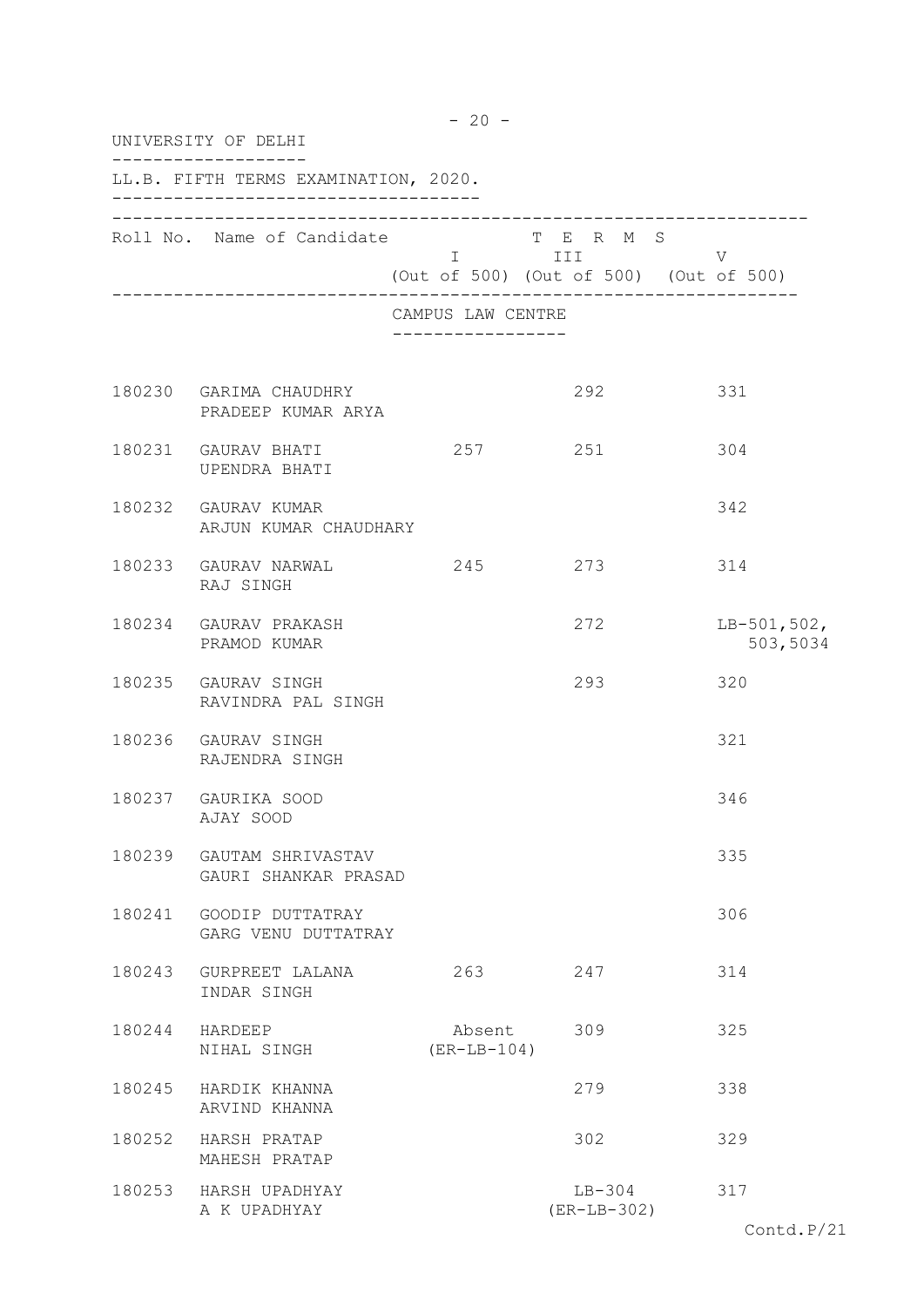UNIVERSITY OF DELHI

LL.B. FIFTH TERMS EXAMINATION, 2020.

| Roll No. | Name of Candidate | TERMS I (Out of 500) | TERMS III (Out of 500) | TERMS V (Out of 500) |
|---|---|---|---|---|
| | | CAMPUS LAW CENTRE | | |
| 180230 | GARIMA CHAUDHRY<br>PRADEEP KUMAR ARYA | | 292 | 331 |
| 180231 | GAURAV BHATI<br>UPENDRA BHATI | 257 | 251 | 304 |
| 180232 | GAURAV KUMAR<br>ARJUN KUMAR CHAUDHARY | | | 342 |
| 180233 | GAURAV NARWAL<br>RAJ SINGH | 245 | 273 | 314 |
| 180234 | GAURAV PRAKASH<br>PRAMOD KUMAR | | 272 | LB-501,502,<br>503,5034 |
| 180235 | GAURAV SINGH<br>RAVINDRA PAL SINGH | | 293 | 320 |
| 180236 | GAURAV SINGH<br>RAJENDRA SINGH | | | 321 |
| 180237 | GAURIKA SOOD<br>AJAY SOOD | | | 346 |
| 180239 | GAUTAM SHRIVASTAV<br>GAURI SHANKAR PRASAD | | | 335 |
| 180241 | GOODIP DUTTATRAY<br>GARG VENU DUTTATRAY | | | 306 |
| 180243 | GURPREET LALANA<br>INDAR SINGH | 263 | 247 | 314 |
| 180244 | HARDEEP<br>NIHAL SINGH | Absent<br>(ER-LB-104) | 309 | 325 |
| 180245 | HARDIK KHANNA<br>ARVIND KHANNA | | 279 | 338 |
| 180252 | HARSH PRATAP<br>MAHESH PRATAP | | 302 | 329 |
| 180253 | HARSH UPADHYAY<br>A K UPADHYAY | | LB-304<br>(ER-LB-302) | 317 |

Contd.P/21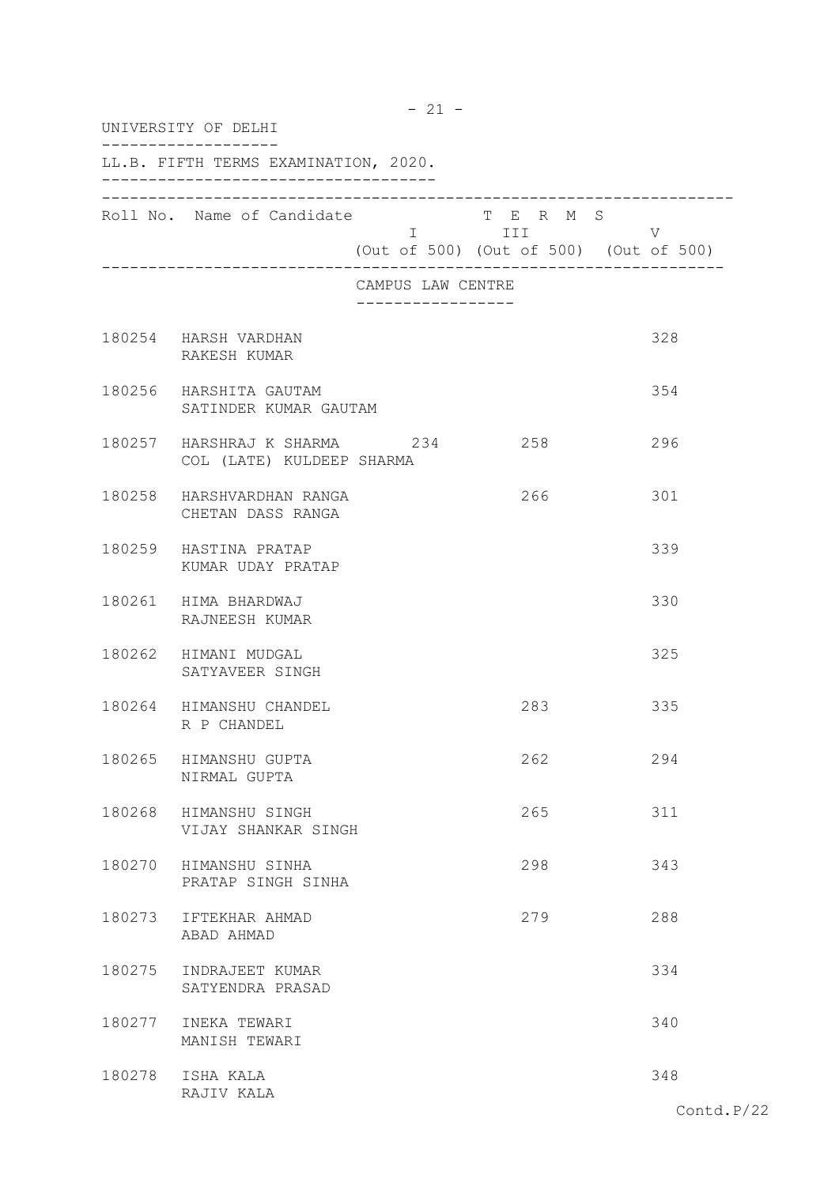UNIVERSITY OF DELHI

LL.B. FIFTH TERMS EXAMINATION, 2020.

CAMPUS LAW CENTRE

| Roll No. | Name of Candidate | TERMS I (Out of 500) | TERMS III (Out of 500) | TERMS V (Out of 500) |
|---|---|---|---|---|
| 180254 | HARSH VARDHAN<br>RAKESH KUMAR | | | 328 |
| 180256 | HARSHITA GAUTAM<br>SATINDER KUMAR GAUTAM | | | 354 |
| 180257 | HARSHRAJ K SHARMA<br>COL (LATE) KULDEEP SHARMA | 234 | 258 | 296 |
| 180258 | HARSHVARDHAN RANGA<br>CHETAN DASS RANGA | | 266 | 301 |
| 180259 | HASTINA PRATAP<br>KUMAR UDAY PRATAP | | | 339 |
| 180261 | HIMA BHARDWAJ<br>RAJNEESH KUMAR | | | 330 |
| 180262 | HIMANI MUDGAL<br>SATYAVEER SINGH | | | 325 |
| 180264 | HIMANSHU CHANDEL<br>R P CHANDEL | | 283 | 335 |
| 180265 | HIMANSHU GUPTA<br>NIRMAL GUPTA | | 262 | 294 |
| 180268 | HIMANSHU SINGH<br>VIJAY SHANKAR SINGH | | 265 | 311 |
| 180270 | HIMANSHU SINHA<br>PRATAP SINGH SINHA | | 298 | 343 |
| 180273 | IFTEKHAR AHMAD<br>ABAD AHMAD | | 279 | 288 |
| 180275 | INDRAJEET KUMAR<br>SATYENDRA PRASAD | | | 334 |
| 180277 | INEKA TEWARI<br>MANISH TEWARI | | | 340 |
| 180278 | ISHA KALA<br>RAJIV KALA | | | 348 |

Contd.P/22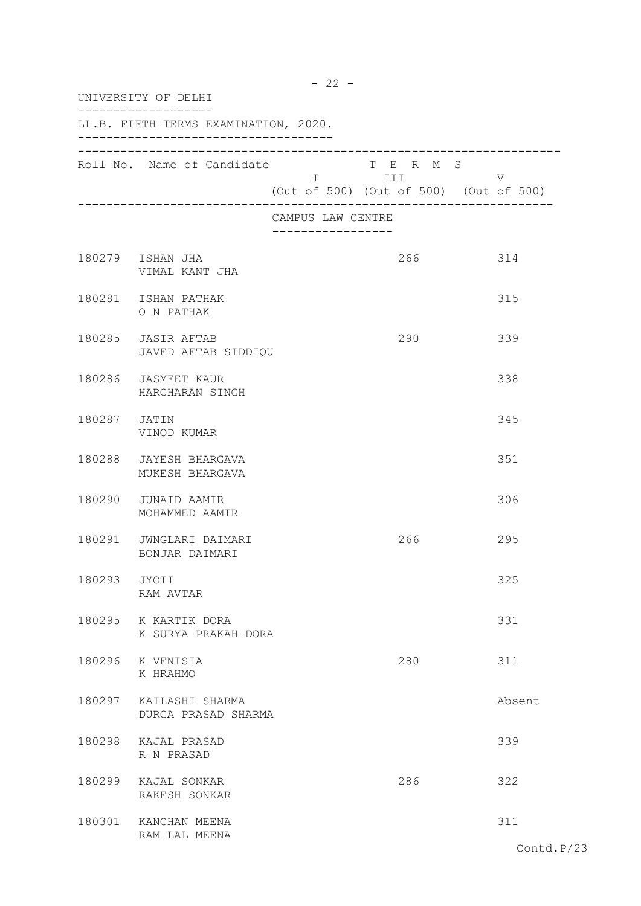UNIVERSITY OF DELHI

LL.B. FIFTH TERMS EXAMINATION, 2020.

| Roll No. | Name of Candidate | TERMS I (Out of 500) | TERMS III (Out of 500) | TERMS V (Out of 500) |
|---|---|---|---|---|
| | **CAMPUS LAW CENTRE** | | | |
| 180279 | ISHAN JHA<br>VIMAL KANT JHA | | 266 | 314 |
| 180281 | ISHAN PATHAK<br>O N PATHAK | | | 315 |
| 180285 | JASIR AFTAB<br>JAVED AFTAB SIDDIQU | | 290 | 339 |
| 180286 | JASMEET KAUR<br>HARCHARAN SINGH | | | 338 |
| 180287 | JATIN<br>VINOD KUMAR | | | 345 |
| 180288 | JAYESH BHARGAVA<br>MUKESH BHARGAVA | | | 351 |
| 180290 | JUNAID AAMIR<br>MOHAMMED AAMIR | | | 306 |
| 180291 | JWNGLARI DAIMARI<br>BONJAR DAIMARI | | 266 | 295 |
| 180293 | JYOTI<br>RAM AVTAR | | | 325 |
| 180295 | K KARTIK DORA<br>K SURYA PRAKAH DORA | | | 331 |
| 180296 | K VENISIA<br>K HRAHMO | | 280 | 311 |
| 180297 | KAILASHI SHARMA<br>DURGA PRASAD SHARMA | | | Absent |
| 180298 | KAJAL PRASAD<br>R N PRASAD | | | 339 |
| 180299 | KAJAL SONKAR<br>RAKESH SONKAR | | 286 | 322 |
| 180301 | KANCHAN MEENA<br>RAM LAL MEENA | | | 311 |

Contd.P/23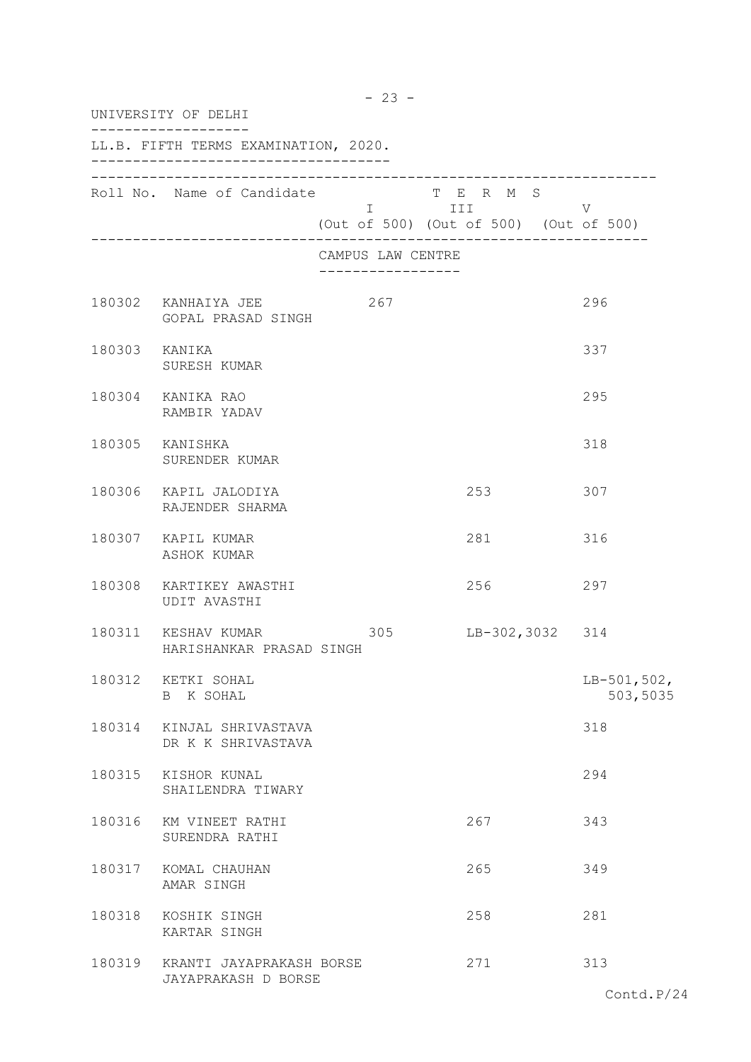UNIVERSITY OF DELHI

LL.B. FIFTH TERMS EXAMINATION, 2020.

| Roll No. | Name of Candidate | TERMS I (Out of 500) | TERMS III (Out of 500) | TERMS V (Out of 500) |
|---|---|---|---|---|
| | CAMPUS LAW CENTRE | | | |
| 180302 | KANHAIYA JEE<br>GOPAL PRASAD SINGH | 267 | | 296 |
| 180303 | KANIKA<br>SURESH KUMAR | | | 337 |
| 180304 | KANIKA RAO<br>RAMBIR YADAV | | | 295 |
| 180305 | KANISHKA<br>SURENDER KUMAR | | | 318 |
| 180306 | KAPIL JALODIYA<br>RAJENDER SHARMA | | 253 | 307 |
| 180307 | KAPIL KUMAR<br>ASHOK KUMAR | | 281 | 316 |
| 180308 | KARTIKEY AWASTHI<br>UDIT AVASTHI | | 256 | 297 |
| 180311 | KESHAV KUMAR<br>HARISHANKAR PRASAD SINGH | 305 | LB-302,3032 | 314 |
| 180312 | KETKI SOHAL<br>B K SOHAL | | | LB-501,502,<br>503,5035 |
| 180314 | KINJAL SHRIVASTAVA<br>DR K K SHRIVASTAVA | | | 318 |
| 180315 | KISHOR KUNAL<br>SHAILENDRA TIWARY | | | 294 |
| 180316 | KM VINEET RATHI<br>SURENDRA RATHI | | 267 | 343 |
| 180317 | KOMAL CHAUHAN<br>AMAR SINGH | | 265 | 349 |
| 180318 | KOSHIK SINGH<br>KARTAR SINGH | | 258 | 281 |
| 180319 | KRANTI JAYAPRAKASH BORSE<br>JAYAPRAKASH D BORSE | | 271 | 313 |

Contd.P/24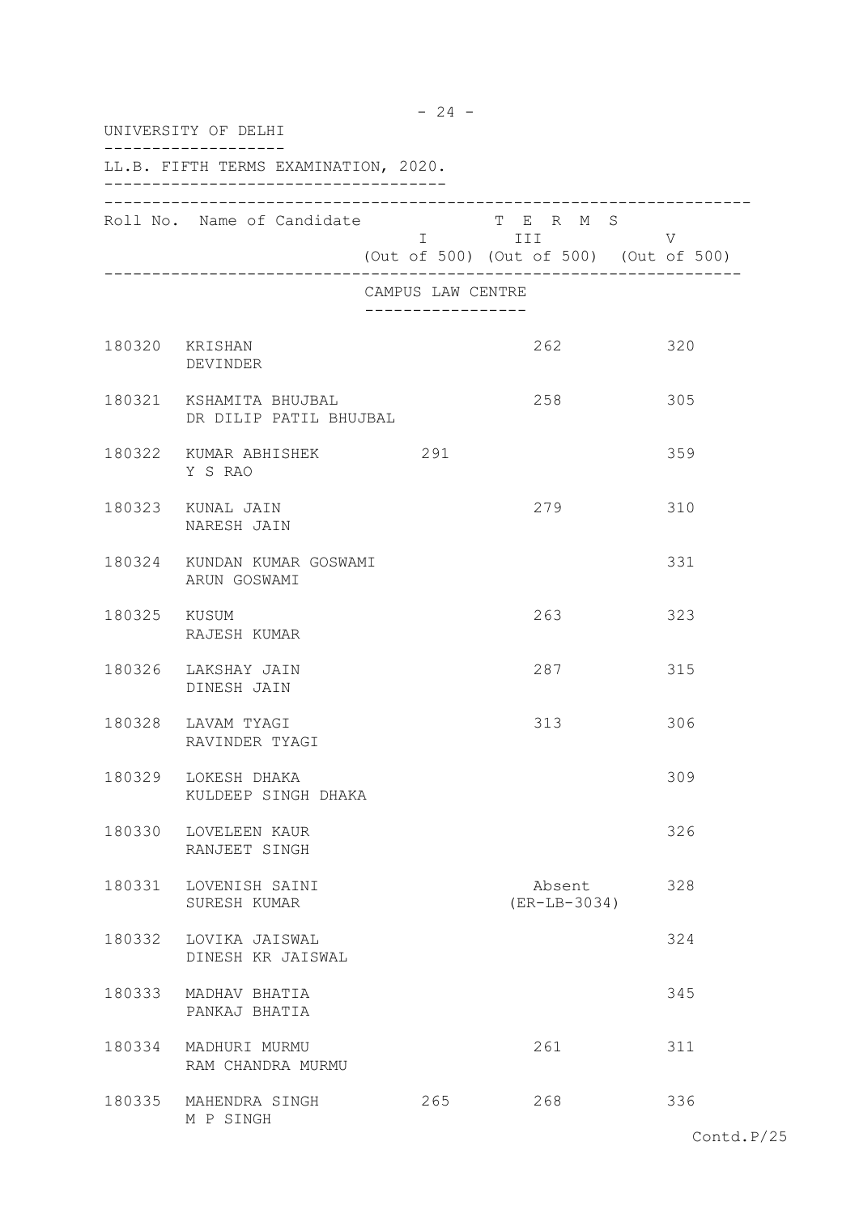UNIVERSITY OF DELHI

LL.B. FIFTH TERMS EXAMINATION, 2020.

| Roll No. | Name of Candidate | TERMS I (Out of 500) | TERMS III (Out of 500) | TERMS V (Out of 500) |
|---|---|---|---|---|
| | **CAMPUS LAW CENTRE** | | | |
| 180320 | KRISHAN<br>DEVINDER | | 262 | 320 |
| 180321 | KSHAMITA BHUJBAL<br>DR DILIP PATIL BHUJBAL | | 258 | 305 |
| 180322 | KUMAR ABHISHEK<br>Y S RAO | 291 | | 359 |
| 180323 | KUNAL JAIN<br>NARESH JAIN | | 279 | 310 |
| 180324 | KUNDAN KUMAR GOSWAMI<br>ARUN GOSWAMI | | | 331 |
| 180325 | KUSUM<br>RAJESH KUMAR | | 263 | 323 |
| 180326 | LAKSHAY JAIN<br>DINESH JAIN | | 287 | 315 |
| 180328 | LAVAM TYAGI<br>RAVINDER TYAGI | | 313 | 306 |
| 180329 | LOKESH DHAKA<br>KULDEEP SINGH DHAKA | | | 309 |
| 180330 | LOVELEEN KAUR<br>RANJEET SINGH | | | 326 |
| 180331 | LOVENISH SAINI<br>SURESH KUMAR | | Absent<br>(ER-LB-3034) | 328 |
| 180332 | LOVIKA JAISWAL<br>DINESH KR JAISWAL | | | 324 |
| 180333 | MADHAV BHATIA<br>PANKAJ BHATIA | | | 345 |
| 180334 | MADHURI MURMU<br>RAM CHANDRA MURMU | | 261 | 311 |
| 180335 | MAHENDRA SINGH<br>M P SINGH | 265 | 268 | 336 |

Contd.P/25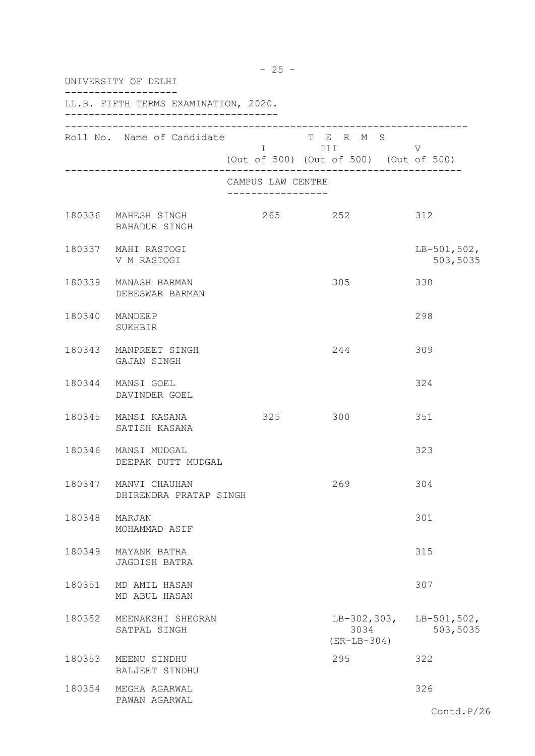UNIVERSITY OF DELHI

LL.B. FIFTH TERMS EXAMINATION, 2020.

| Roll No. | Name of Candidate | TERMS I (Out of 500) | TERMS III (Out of 500) | TERMS V (Out of 500) |
|---|---|---|---|---|
| | CAMPUS LAW CENTRE | | | |
| 180336 | MAHESH SINGH<br>BAHADUR SINGH | 265 | 252 | 312 |
| 180337 | MAHI RASTOGI<br>V M RASTOGI | | | LB-501,502,<br>503,5035 |
| 180339 | MANASH BARMAN<br>DEBESWAR BARMAN | | 305 | 330 |
| 180340 | MANDEEP<br>SUKHBIR | | | 298 |
| 180343 | MANPREET SINGH<br>GAJAN SINGH | | 244 | 309 |
| 180344 | MANSI GOEL<br>DAVINDER GOEL | | | 324 |
| 180345 | MANSI KASANA<br>SATISH KASANA | 325 | 300 | 351 |
| 180346 | MANSI MUDGAL<br>DEEPAK DUTT MUDGAL | | | 323 |
| 180347 | MANVI CHAUHAN<br>DHIRENDRA PRATAP SINGH | | 269 | 304 |
| 180348 | MARJAN<br>MOHAMMAD ASIF | | | 301 |
| 180349 | MAYANK BATRA<br>JAGDISH BATRA | | | 315 |
| 180351 | MD AMIL HASAN<br>MD ABUL HASAN | | | 307 |
| 180352 | MEENAKSHI SHEORAN<br>SATPAL SINGH | | LB-302,303,<br>3034<br>(ER-LB-304) | LB-501,502,<br>503,5035 |
| 180353 | MEENU SINDHU<br>BALJEET SINDHU | | 295 | 322 |
| 180354 | MEGHA AGARWAL<br>PAWAN AGARWAL | | | 326 |

Contd.P/26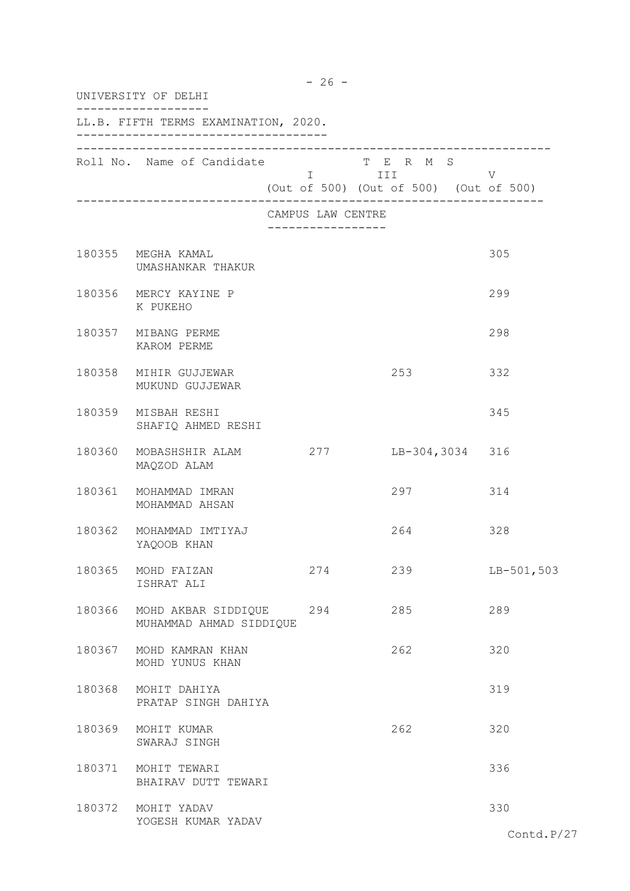UNIVERSITY OF DELHI

LL.B. FIFTH TERMS EXAMINATION, 2020.

| Roll No. | Name of Candidate | TERMS I (Out of 500) | TERMS III (Out of 500) | TERMS V (Out of 500) |
|---|---|---|---|---|
| | **CAMPUS LAW CENTRE** | | | |
| 180355 | MEGHA KAMAL<br>UMASHANKAR THAKUR | | | 305 |
| 180356 | MERCY KAYINE P<br>K PUKEHO | | | 299 |
| 180357 | MIBANG PERME<br>KAROM PERME | | | 298 |
| 180358 | MIHIR GUJJEWAR<br>MUKUND GUJJEWAR | | 253 | 332 |
| 180359 | MISBAH RESHI<br>SHAFIQ AHMED RESHI | | | 345 |
| 180360 | MOBASHSHIR ALAM<br>MAQZOD ALAM | 277 | LB-304,3034 | 316 |
| 180361 | MOHAMMAD IMRAN<br>MOHAMMAD AHSAN | | 297 | 314 |
| 180362 | MOHAMMAD IMTIYAJ<br>YAQOOB KHAN | | 264 | 328 |
| 180365 | MOHD FAIZAN<br>ISHRAT ALI | 274 | 239 | LB-501,503 |
| 180366 | MOHD AKBAR SIDDIQUE<br>MUHAMMAD AHMAD SIDDIQUE | 294 | 285 | 289 |
| 180367 | MOHD KAMRAN KHAN<br>MOHD YUNUS KHAN | | 262 | 320 |
| 180368 | MOHIT DAHIYA<br>PRATAP SINGH DAHIYA | | | 319 |
| 180369 | MOHIT KUMAR<br>SWARAJ SINGH | | 262 | 320 |
| 180371 | MOHIT TEWARI<br>BHAIRAV DUTT TEWARI | | | 336 |
| 180372 | MOHIT YADAV<br>YOGESH KUMAR YADAV | | | 330 |

Contd.P/27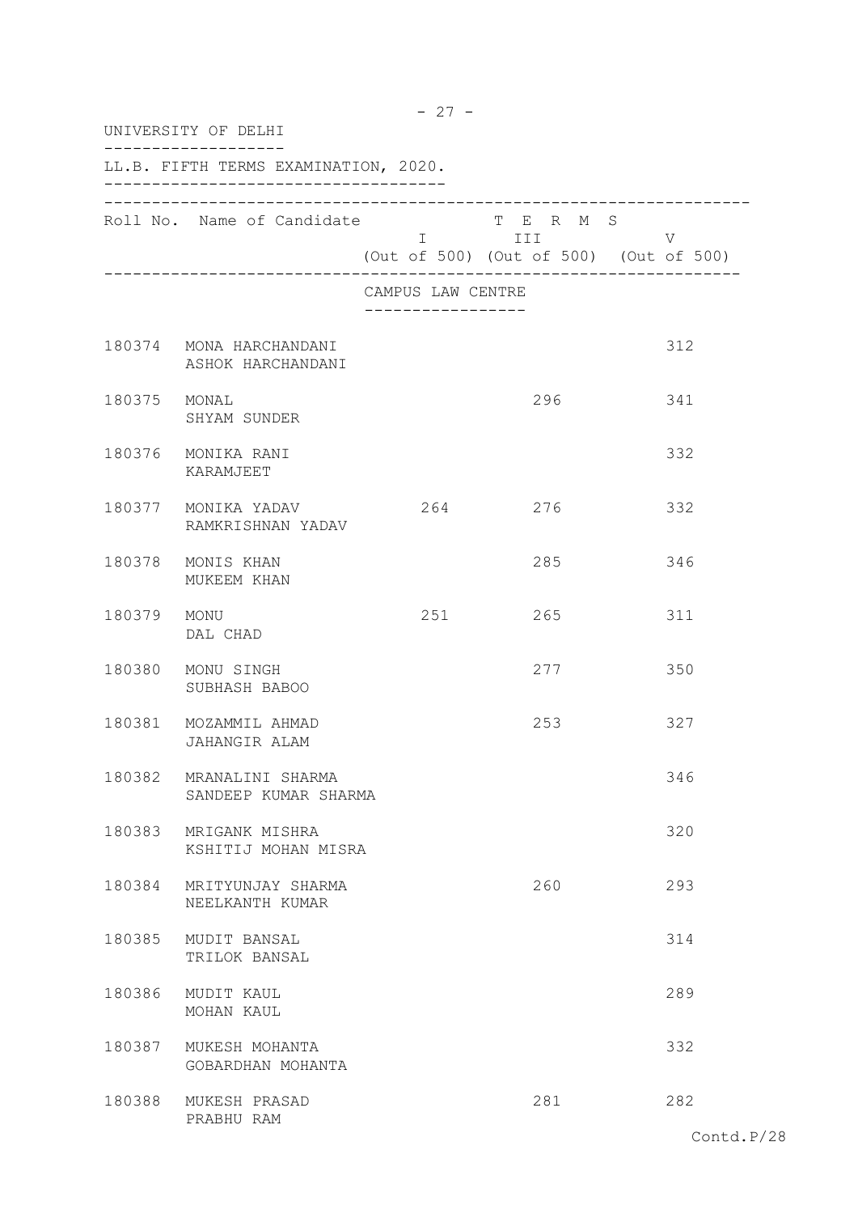UNIVERSITY OF DELHI

LL.B. FIFTH TERMS EXAMINATION, 2020.

| Roll No. | Name of Candidate | TERMS I (Out of 500) | TERMS III (Out of 500) | TERMS V (Out of 500) |
|---|---|---|---|---|
| | **CAMPUS LAW CENTRE** | | | |
| 180374 | MONA HARCHANDANI<br>ASHOK HARCHANDANI | | | 312 |
| 180375 | MONAL<br>SHYAM SUNDER | | 296 | 341 |
| 180376 | MONIKA RANI<br>KARAMJEET | | | 332 |
| 180377 | MONIKA YADAV<br>RAMKRISHNAN YADAV | 264 | 276 | 332 |
| 180378 | MONIS KHAN<br>MUKEEM KHAN | | 285 | 346 |
| 180379 | MONU<br>DAL CHAD | 251 | 265 | 311 |
| 180380 | MONU SINGH<br>SUBHASH BABOO | | 277 | 350 |
| 180381 | MOZAMMIL AHMAD<br>JAHANGIR ALAM | | 253 | 327 |
| 180382 | MRANALINI SHARMA<br>SANDEEP KUMAR SHARMA | | | 346 |
| 180383 | MRIGANK MISHRA<br>KSHITIJ MOHAN MISRA | | | 320 |
| 180384 | MRITYUNJAY SHARMA<br>NEELKANTH KUMAR | | 260 | 293 |
| 180385 | MUDIT BANSAL<br>TRILOK BANSAL | | | 314 |
| 180386 | MUDIT KAUL<br>MOHAN KAUL | | | 289 |
| 180387 | MUKESH MOHANTA<br>GOBARDHAN MOHANTA | | | 332 |
| 180388 | MUKESH PRASAD<br>PRABHU RAM | | 281 | 282 |

Contd.P/28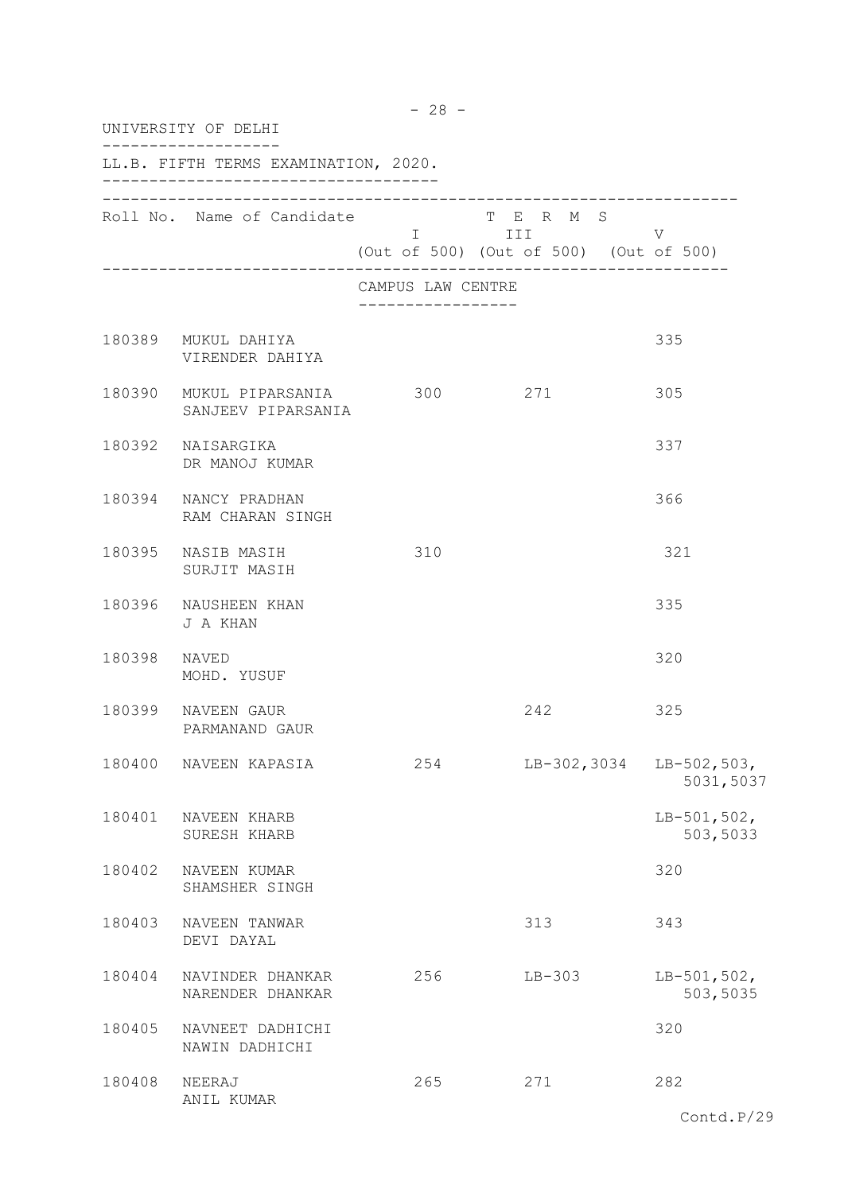UNIVERSITY OF DELHI

LL.B. FIFTH TERMS EXAMINATION, 2020.

| Roll No. | Name of Candidate | TERMS I (Out of 500) | TERMS III (Out of 500) | TERMS V (Out of 500) |
|---|---|---|---|---|
| | CAMPUS LAW CENTRE | | | |
| 180389 | MUKUL DAHIYA<br>VIRENDER DAHIYA | | | 335 |
| 180390 | MUKUL PIPARSANIA<br>SANJEEV PIPARSANIA | 300 | 271 | 305 |
| 180392 | NAISARGIKA<br>DR MANOJ KUMAR | | | 337 |
| 180394 | NANCY PRADHAN<br>RAM CHARAN SINGH | | | 366 |
| 180395 | NASIB MASIH<br>SURJIT MASIH | 310 | | 321 |
| 180396 | NAUSHEEN KHAN<br>J A KHAN | | | 335 |
| 180398 | NAVED<br>MOHD. YUSUF | | | 320 |
| 180399 | NAVEEN GAUR<br>PARMANAND GAUR | | 242 | 325 |
| 180400 | NAVEEN KAPASIA | 254 | LB-302,3034 | LB-502,503,<br>5031,5037 |
| 180401 | NAVEEN KHARB<br>SURESH KHARB | | | LB-501,502,<br>503,5033 |
| 180402 | NAVEEN KUMAR<br>SHAMSHER SINGH | | | 320 |
| 180403 | NAVEEN TANWAR<br>DEVI DAYAL | | 313 | 343 |
| 180404 | NAVINDER DHANKAR<br>NARENDER DHANKAR | 256 | LB-303 | LB-501,502,<br>503,5035 |
| 180405 | NAVNEET DADHICHI<br>NAWIN DADHICHI | | | 320 |
| 180408 | NEERAJ<br>ANIL KUMAR | 265 | 271 | 282 |

Contd.P/29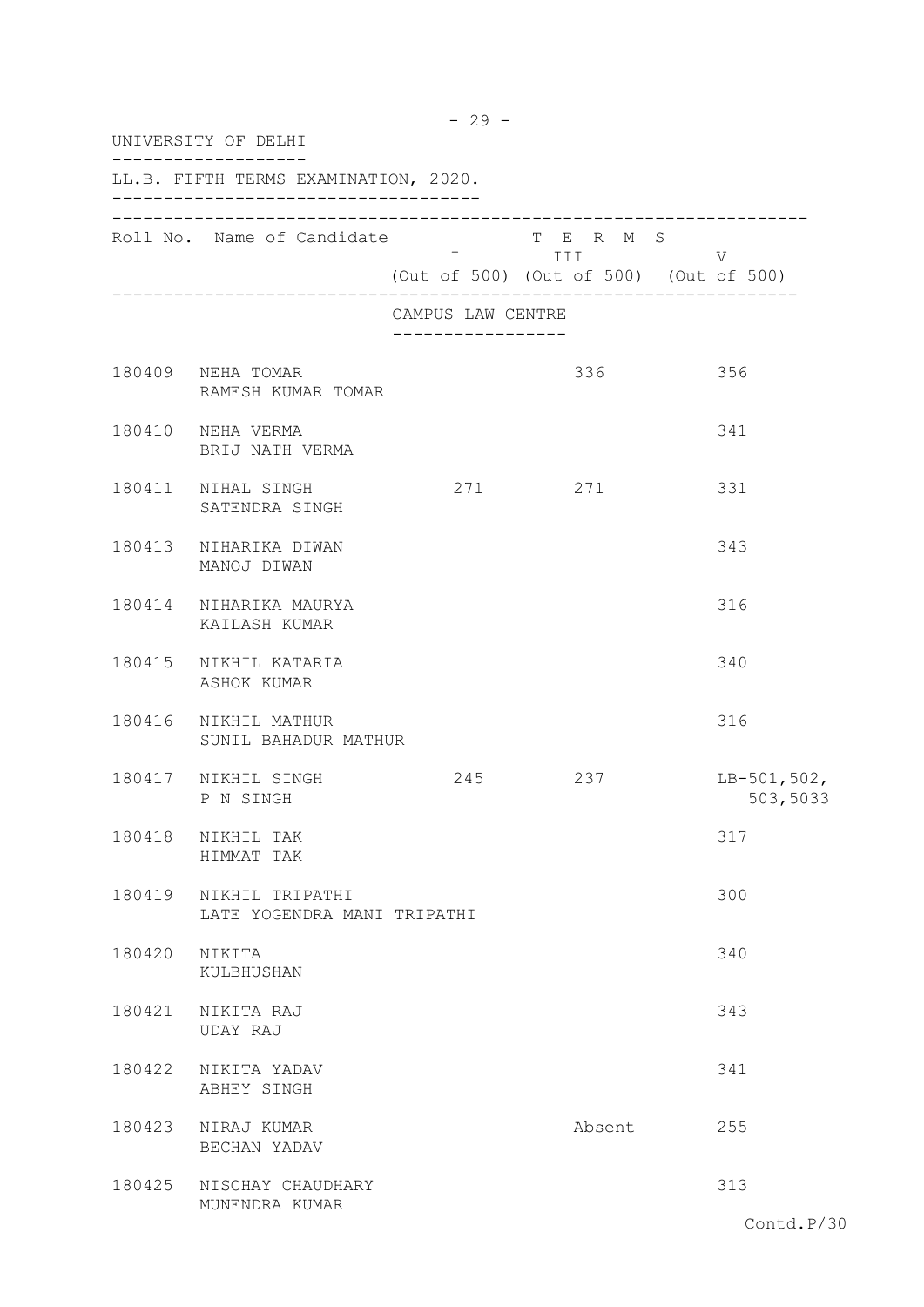UNIVERSITY OF DELHI

LL.B. FIFTH TERMS EXAMINATION, 2020.

| Roll No. | Name of Candidate | TERMS I (Out of 500) | TERMS III (Out of 500) | TERMS V (Out of 500) |
|---|---|---|---|---|
| | **CAMPUS LAW CENTRE** | | | |
| 180409 | NEHA TOMAR<br>RAMESH KUMAR TOMAR | | 336 | 356 |
| 180410 | NEHA VERMA<br>BRIJ NATH VERMA | | | 341 |
| 180411 | NIHAL SINGH<br>SATENDRA SINGH | 271 | 271 | 331 |
| 180413 | NIHARIKA DIWAN<br>MANOJ DIWAN | | | 343 |
| 180414 | NIHARIKA MAURYA<br>KAILASH KUMAR | | | 316 |
| 180415 | NIKHIL KATARIA<br>ASHOK KUMAR | | | 340 |
| 180416 | NIKHIL MATHUR<br>SUNIL BAHADUR MATHUR | | | 316 |
| 180417 | NIKHIL SINGH<br>P N SINGH | 245 | 237 | LB-501,502,<br>503,5033 |
| 180418 | NIKHIL TAK<br>HIMMAT TAK | | | 317 |
| 180419 | NIKHIL TRIPATHI<br>LATE YOGENDRA MANI TRIPATHI | | | 300 |
| 180420 | NIKITA<br>KULBHUSHAN | | | 340 |
| 180421 | NIKITA RAJ<br>UDAY RAJ | | | 343 |
| 180422 | NIKITA YADAV<br>ABHEY SINGH | | | 341 |
| 180423 | NIRAJ KUMAR<br>BECHAN YADAV | | Absent | 255 |
| 180425 | NISCHAY CHAUDHARY<br>MUNENDRA KUMAR | | | 313 |

Contd.P/30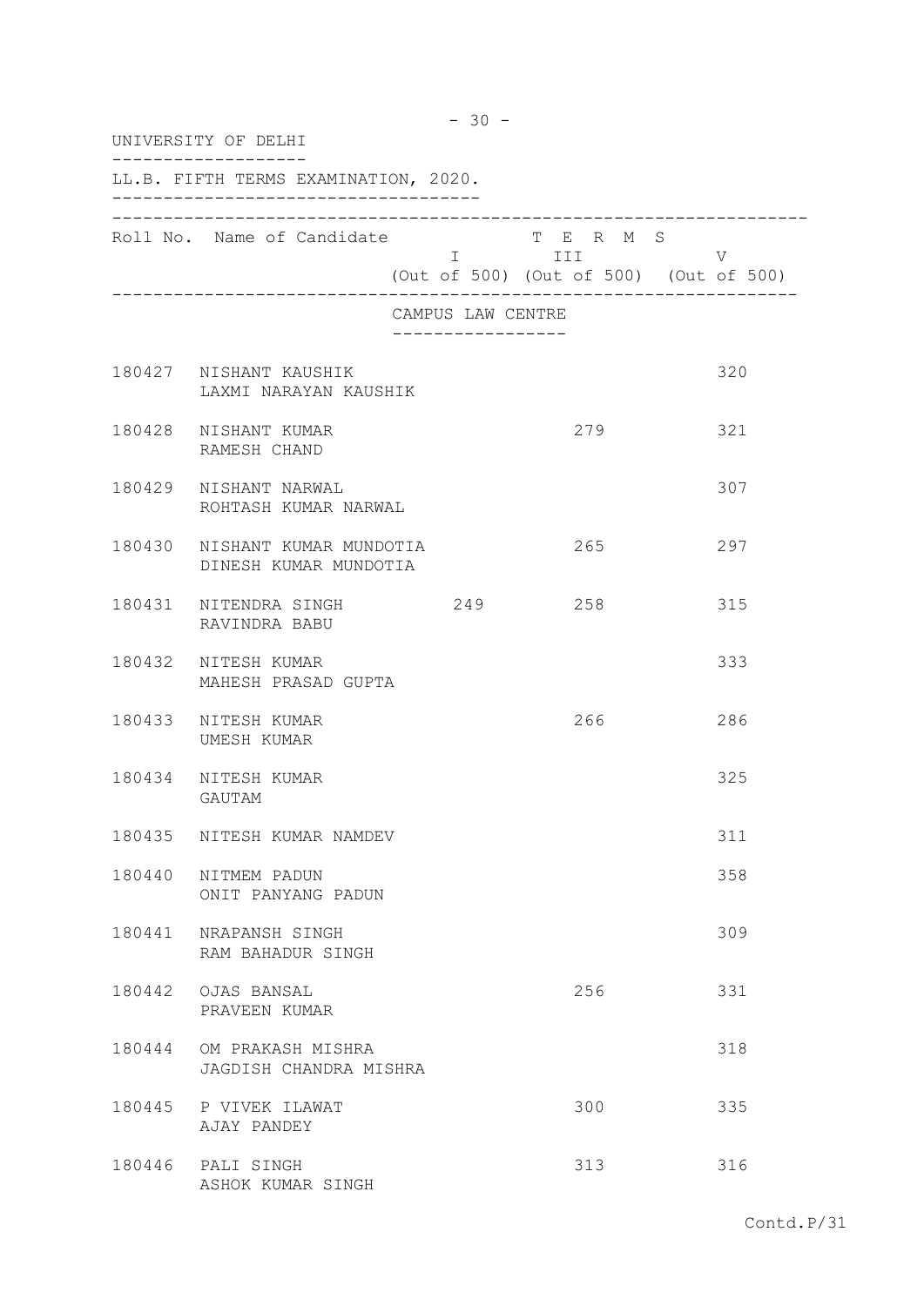UNIVERSITY OF DELHI

LL.B. FIFTH TERMS EXAMINATION, 2020.

| Roll No. | Name of Candidate | TERMS I (Out of 500) | TERMS III (Out of 500) | TERMS V (Out of 500) |
|---|---|---|---|---|
| | **CAMPUS LAW CENTRE** | | | |
| 180427 | NISHANT KAUSHIK<br>LAXMI NARAYAN KAUSHIK | | | 320 |
| 180428 | NISHANT KUMAR<br>RAMESH CHAND | | 279 | 321 |
| 180429 | NISHANT NARWAL<br>ROHTASH KUMAR NARWAL | | | 307 |
| 180430 | NISHANT KUMAR MUNDOTIA<br>DINESH KUMAR MUNDOTIA | | 265 | 297 |
| 180431 | NITENDRA SINGH<br>RAVINDRA BABU | 249 | 258 | 315 |
| 180432 | NITESH KUMAR<br>MAHESH PRASAD GUPTA | | | 333 |
| 180433 | NITESH KUMAR<br>UMESH KUMAR | | 266 | 286 |
| 180434 | NITESH KUMAR<br>GAUTAM | | | 325 |
| 180435 | NITESH KUMAR NAMDEV | | | 311 |
| 180440 | NITMEM PADUN<br>ONIT PANYANG PADUN | | | 358 |
| 180441 | NRAPANSH SINGH<br>RAM BAHADUR SINGH | | | 309 |
| 180442 | OJAS BANSAL<br>PRAVEEN KUMAR | | 256 | 331 |
| 180444 | OM PRAKASH MISHRA<br>JAGDISH CHANDRA MISHRA | | | 318 |
| 180445 | P VIVEK ILAWAT<br>AJAY PANDEY | | 300 | 335 |
| 180446 | PALI SINGH<br>ASHOK KUMAR SINGH | | 313 | 316 |

Contd.P/31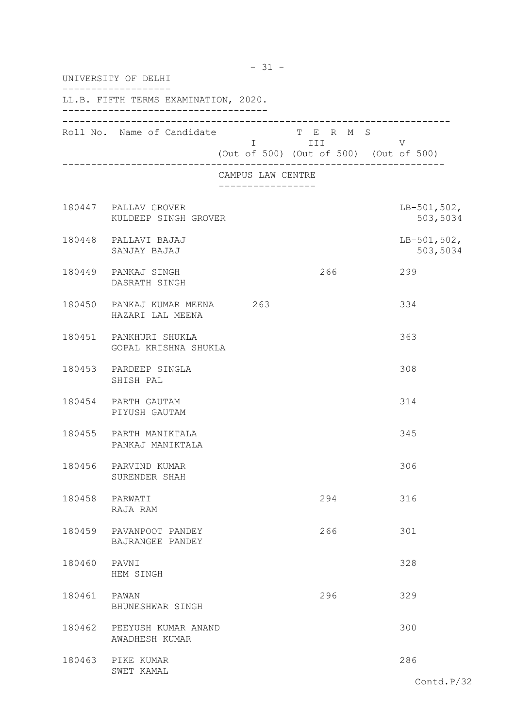UNIVERSITY OF DELHI

LL.B. FIFTH TERMS EXAMINATION, 2020.

| Roll No. | Name of Candidate | TERMS I (Out of 500) | TERMS III (Out of 500) | TERMS V (Out of 500) |
|---|---|---|---|---|
| | **CAMPUS LAW CENTRE** | | | |
| 180447 | PALLAV GROVER<br>KULDEEP SINGH GROVER | | | LB-501,502,<br>503,5034 |
| 180448 | PALLAVI BAJAJ<br>SANJAY BAJAJ | | | LB-501,502,<br>503,5034 |
| 180449 | PANKAJ SINGH<br>DASRATH SINGH | | 266 | 299 |
| 180450 | PANKAJ KUMAR MEENA<br>HAZARI LAL MEENA | 263 | | 334 |
| 180451 | PANKHURI SHUKLA<br>GOPAL KRISHNA SHUKLA | | | 363 |
| 180453 | PARDEEP SINGLA<br>SHISH PAL | | | 308 |
| 180454 | PARTH GAUTAM<br>PIYUSH GAUTAM | | | 314 |
| 180455 | PARTH MANIKTALA<br>PANKAJ MANIKTALA | | | 345 |
| 180456 | PARVIND KUMAR<br>SURENDER SHAH | | | 306 |
| 180458 | PARWATI<br>RAJA RAM | | 294 | 316 |
| 180459 | PAVANPOOT PANDEY<br>BAJRANGEE PANDEY | | 266 | 301 |
| 180460 | PAVNI<br>HEM SINGH | | | 328 |
| 180461 | PAWAN<br>BHUNESHWAR SINGH | | 296 | 329 |
| 180462 | PEEYUSH KUMAR ANAND<br>AWADHESH KUMAR | | | 300 |
| 180463 | PIKE KUMAR<br>SWET KAMAL | | | 286 |

Contd.P/32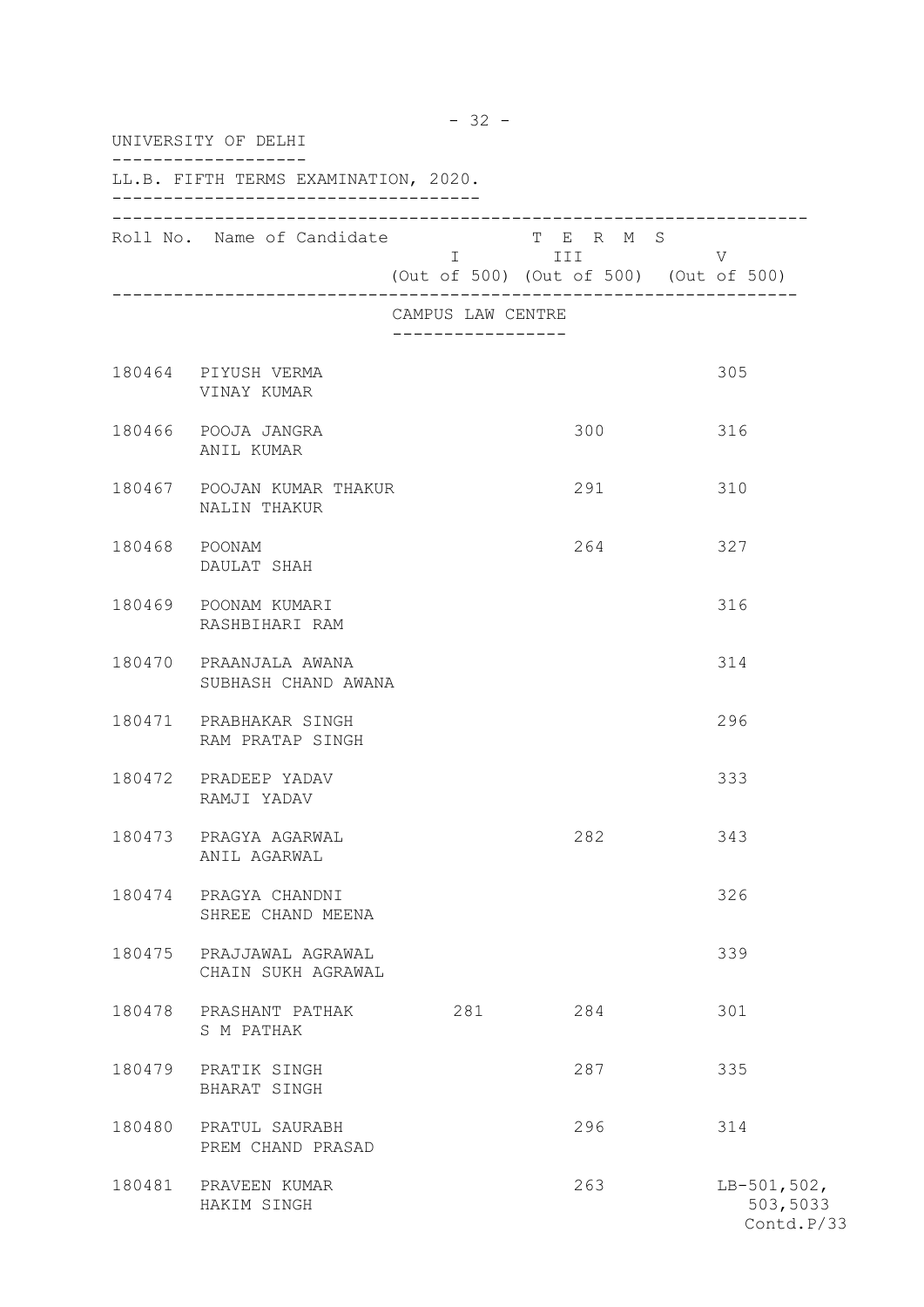UNIVERSITY OF DELHI

LL.B. FIFTH TERMS EXAMINATION, 2020.

| Roll No. | Name of Candidate | TERMS I (Out of 500) | TERMS III (Out of 500) | TERMS V (Out of 500) |
|---|---|---|---|---|
| | CAMPUS LAW CENTRE | | | |
| 180464 | PIYUSH VERMA<br>VINAY KUMAR | | | 305 |
| 180466 | POOJA JANGRA<br>ANIL KUMAR | | 300 | 316 |
| 180467 | POOJAN KUMAR THAKUR<br>NALIN THAKUR | | 291 | 310 |
| 180468 | POONAM<br>DAULAT SHAH | | 264 | 327 |
| 180469 | POONAM KUMARI<br>RASHBIHARI RAM | | | 316 |
| 180470 | PRAANJALA AWANA<br>SUBHASH CHAND AWANA | | | 314 |
| 180471 | PRABHAKAR SINGH<br>RAM PRATAP SINGH | | | 296 |
| 180472 | PRADEEP YADAV<br>RAMJI YADAV | | | 333 |
| 180473 | PRAGYA AGARWAL<br>ANIL AGARWAL | | 282 | 343 |
| 180474 | PRAGYA CHANDNI<br>SHREE CHAND MEENA | | | 326 |
| 180475 | PRAJJAWAL AGRAWAL<br>CHAIN SUKH AGRAWAL | | | 339 |
| 180478 | PRASHANT PATHAK<br>S M PATHAK | 281 | 284 | 301 |
| 180479 | PRATIK SINGH<br>BHARAT SINGH | | 287 | 335 |
| 180480 | PRATUL SAURABH<br>PREM CHAND PRASAD | | 296 | 314 |
| 180481 | PRAVEEN KUMAR<br>HAKIM SINGH | | 263 | LB-501,502,<br>503,5033 |

Contd.P/33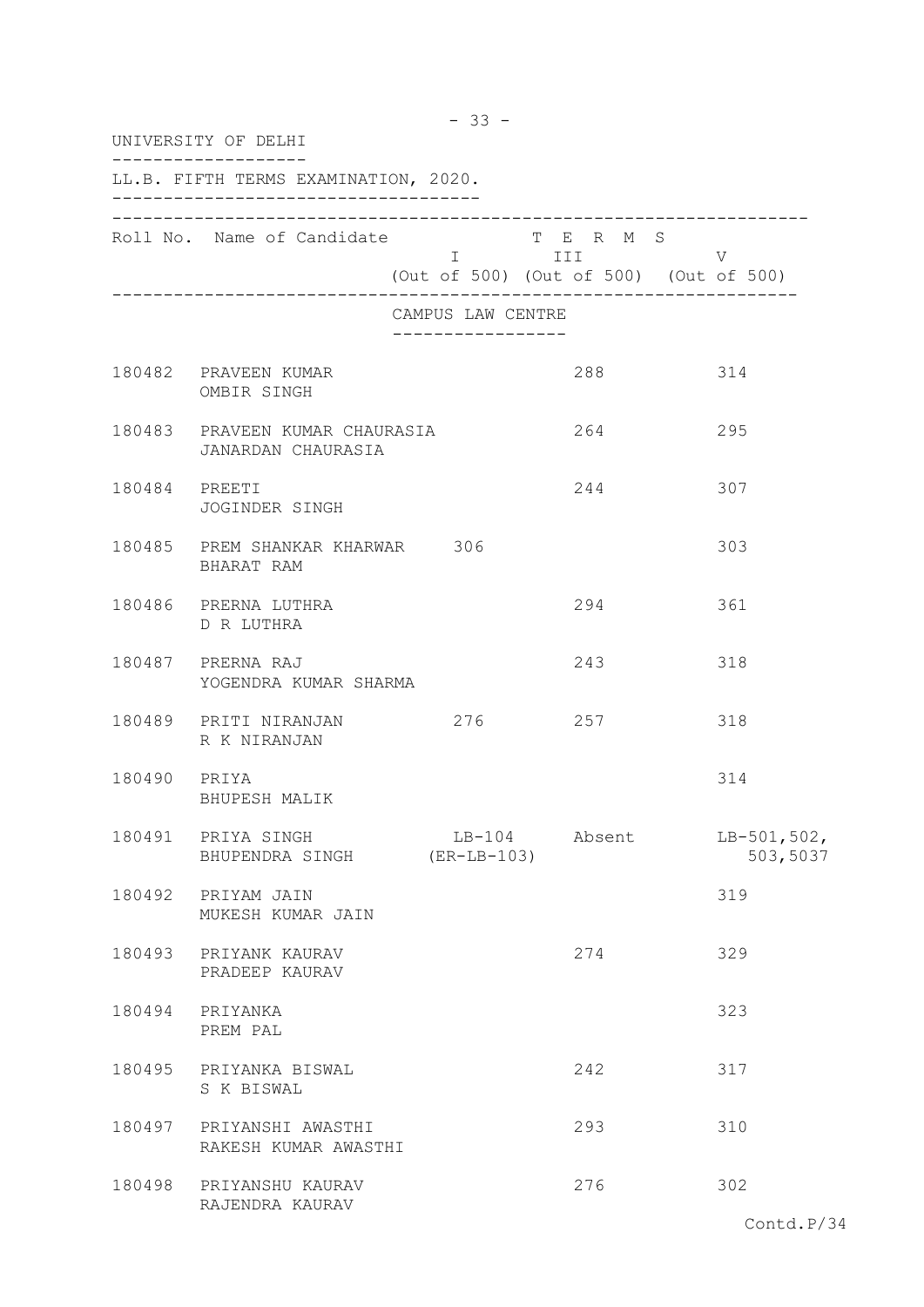UNIVERSITY OF DELHI

LL.B. FIFTH TERMS EXAMINATION, 2020.

| Roll No. | Name of Candidate | TERMS I (Out of 500) | TERMS III (Out of 500) | TERMS V (Out of 500) |
|---|---|---|---|---|
| | CAMPUS LAW CENTRE | | | |
| 180482 | PRAVEEN KUMAR<br>OMBIR SINGH | | 288 | 314 |
| 180483 | PRAVEEN KUMAR CHAURASIA<br>JANARDAN CHAURASIA | | 264 | 295 |
| 180484 | PREETI<br>JOGINDER SINGH | | 244 | 307 |
| 180485 | PREM SHANKAR KHARWAR<br>BHARAT RAM | 306 | | 303 |
| 180486 | PRERNA LUTHRA<br>D R LUTHRA | | 294 | 361 |
| 180487 | PRERNA RAJ<br>YOGENDRA KUMAR SHARMA | | 243 | 318 |
| 180489 | PRITI NIRANJAN<br>R K NIRANJAN | 276 | 257 | 318 |
| 180490 | PRIYA<br>BHUPESH MALIK | | | 314 |
| 180491 | PRIYA SINGH<br>BHUPENDRA SINGH | LB-104<br>(ER-LB-103) | Absent | LB-501,502,<br>503,5037 |
| 180492 | PRIYAM JAIN<br>MUKESH KUMAR JAIN | | | 319 |
| 180493 | PRIYANK KAURAV<br>PRADEEP KAURAV | | 274 | 329 |
| 180494 | PRIYANKA<br>PREM PAL | | | 323 |
| 180495 | PRIYANKA BISWAL<br>S K BISWAL | | 242 | 317 |
| 180497 | PRIYANSHI AWASTHI<br>RAKESH KUMAR AWASTHI | | 293 | 310 |
| 180498 | PRIYANSHU KAURAV<br>RAJENDRA KAURAV | | 276 | 302 |

Contd.P/34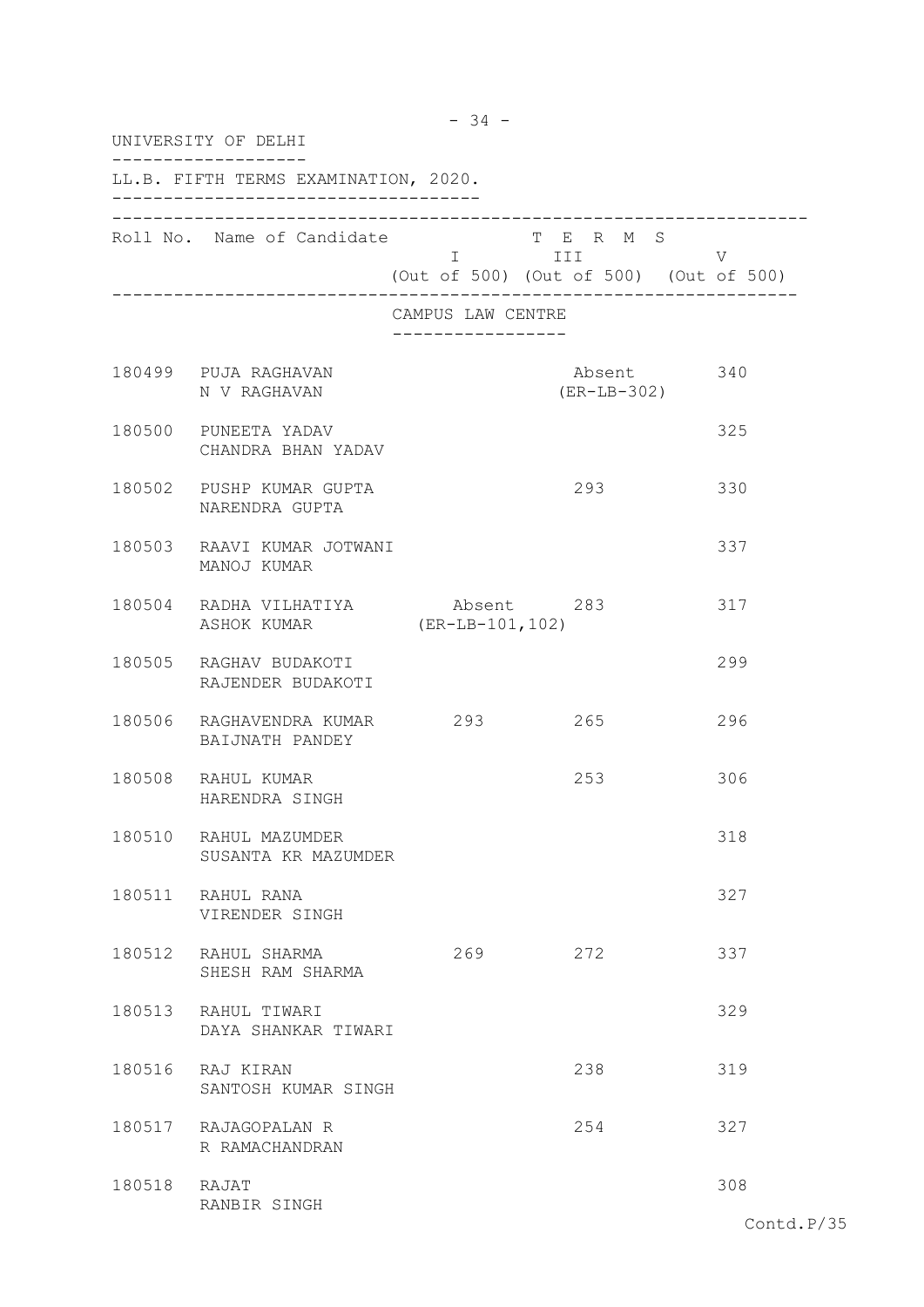UNIVERSITY OF DELHI

LL.B. FIFTH TERMS EXAMINATION, 2020.

| Roll No. | Name of Candidate | TERMS I (Out of 500) | TERMS III (Out of 500) | TERMS V (Out of 500) |
|---|---|---|---|---|
| | CAMPUS LAW CENTRE | | | |
| 180499 | PUJA RAGHAVAN<br>N V RAGHAVAN | | Absent<br>(ER-LB-302) | 340 |
| 180500 | PUNEETA YADAV<br>CHANDRA BHAN YADAV | | | 325 |
| 180502 | PUSHP KUMAR GUPTA<br>NARENDRA GUPTA | | 293 | 330 |
| 180503 | RAAVI KUMAR JOTWANI<br>MANOJ KUMAR | | | 337 |
| 180504 | RADHA VILHATIYA<br>ASHOK KUMAR | Absent<br>(ER-LB-101,102) | 283 | 317 |
| 180505 | RAGHAV BUDAKOTI<br>RAJENDER BUDAKOTI | | | 299 |
| 180506 | RAGHAVENDRA KUMAR<br>BAIJNATH PANDEY | 293 | 265 | 296 |
| 180508 | RAHUL KUMAR<br>HARENDRA SINGH | | 253 | 306 |
| 180510 | RAHUL MAZUMDER<br>SUSANTA KR MAZUMDER | | | 318 |
| 180511 | RAHUL RANA<br>VIRENDER SINGH | | | 327 |
| 180512 | RAHUL SHARMA<br>SHESH RAM SHARMA | 269 | 272 | 337 |
| 180513 | RAHUL TIWARI<br>DAYA SHANKAR TIWARI | | | 329 |
| 180516 | RAJ KIRAN<br>SANTOSH KUMAR SINGH | | 238 | 319 |
| 180517 | RAJAGOPALAN R<br>R RAMACHANDRAN | | 254 | 327 |
| 180518 | RAJAT<br>RANBIR SINGH | | | 308 |

Contd.P/35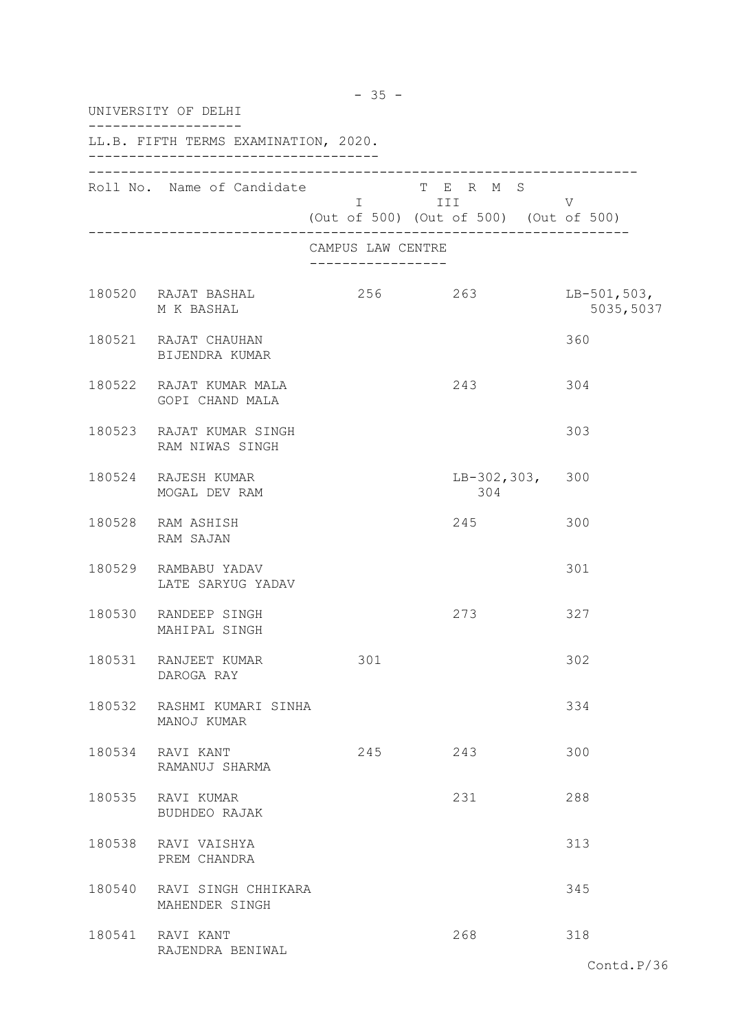UNIVERSITY OF DELHI

LL.B. FIFTH TERMS EXAMINATION, 2020.

CAMPUS LAW CENTRE

| Roll No. | Name of Candidate | TERMS I (Out of 500) | TERMS III (Out of 500) | TERMS V (Out of 500) |
|---|---|---|---|---|
| 180520 | RAJAT BASHAL<br>M K BASHAL | 256 | 263 | LB-501,503,<br>5035,5037 |
| 180521 | RAJAT CHAUHAN<br>BIJENDRA KUMAR | | | 360 |
| 180522 | RAJAT KUMAR MALA<br>GOPI CHAND MALA | | 243 | 304 |
| 180523 | RAJAT KUMAR SINGH<br>RAM NIWAS SINGH | | | 303 |
| 180524 | RAJESH KUMAR<br>MOGAL DEV RAM | | LB-302,303,<br>304 | 300 |
| 180528 | RAM ASHISH<br>RAM SAJAN | | 245 | 300 |
| 180529 | RAMBABU YADAV<br>LATE SARYUG YADAV | | | 301 |
| 180530 | RANDEEP SINGH<br>MAHIPAL SINGH | | 273 | 327 |
| 180531 | RANJEET KUMAR<br>DAROGA RAY | 301 | | 302 |
| 180532 | RASHMI KUMARI SINHA<br>MANOJ KUMAR | | | 334 |
| 180534 | RAVI KANT<br>RAMANUJ SHARMA | 245 | 243 | 300 |
| 180535 | RAVI KUMAR<br>BUDHDEO RAJAK | | 231 | 288 |
| 180538 | RAVI VAISHYA<br>PREM CHANDRA | | | 313 |
| 180540 | RAVI SINGH CHHIKARA<br>MAHENDER SINGH | | | 345 |
| 180541 | RAVI KANT<br>RAJENDRA BENIWAL | | 268 | 318 |

Contd.P/36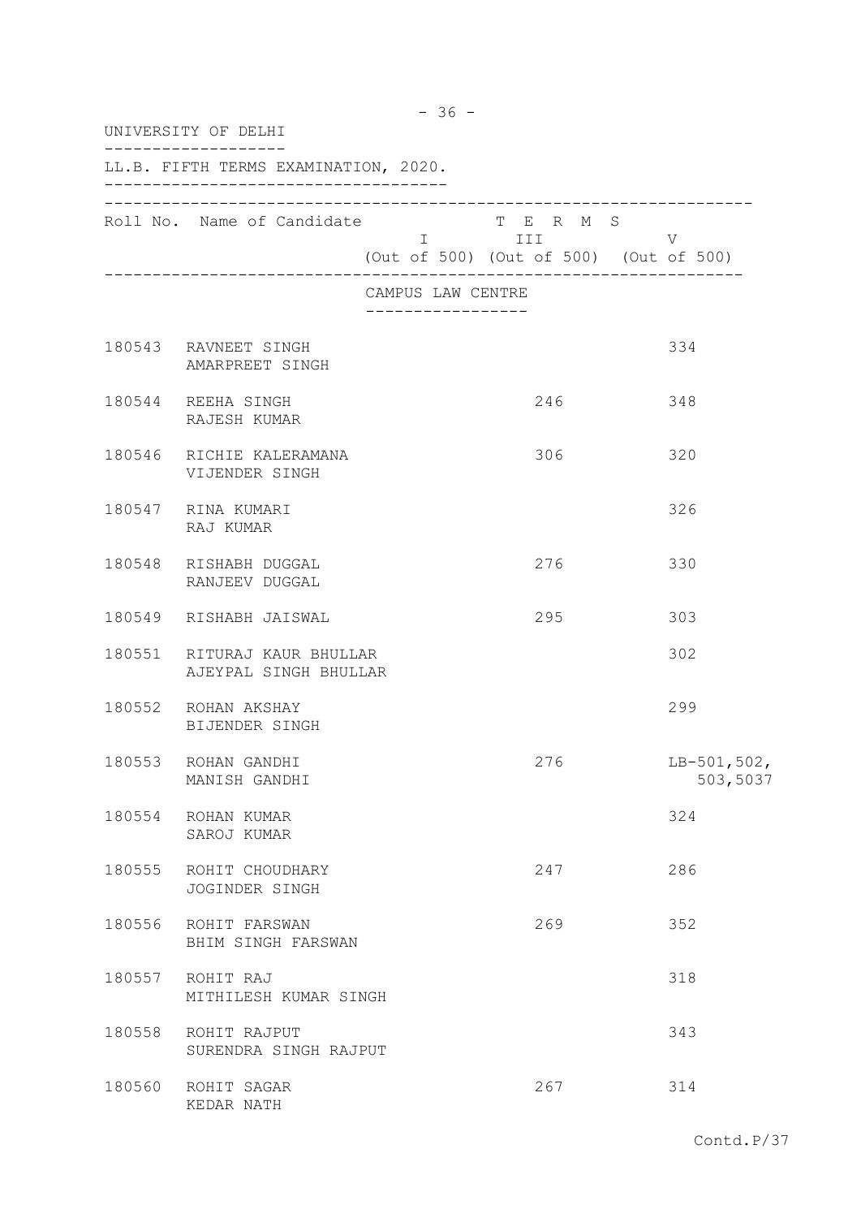UNIVERSITY OF DELHI

LL.B. FIFTH TERMS EXAMINATION, 2020.

| Roll No. | Name of Candidate | TERMS I (Out of 500) | TERMS III (Out of 500) | TERMS V (Out of 500) |
|---|---|---|---|---|
| | **CAMPUS LAW CENTRE** | | | |
| 180543 | RAVNEET SINGH<br>AMARPREET SINGH | | | 334 |
| 180544 | REEHA SINGH<br>RAJESH KUMAR | | 246 | 348 |
| 180546 | RICHIE KALERAMANA<br>VIJENDER SINGH | | 306 | 320 |
| 180547 | RINA KUMARI<br>RAJ KUMAR | | | 326 |
| 180548 | RISHABH DUGGAL<br>RANJEEV DUGGAL | | 276 | 330 |
| 180549 | RISHABH JAISWAL | | 295 | 303 |
| 180551 | RITURAJ KAUR BHULLAR<br>AJEYPAL SINGH BHULLAR | | | 302 |
| 180552 | ROHAN AKSHAY<br>BIJENDER SINGH | | | 299 |
| 180553 | ROHAN GANDHI<br>MANISH GANDHI | | 276 | LB-501,502,<br>503,5037 |
| 180554 | ROHAN KUMAR<br>SAROJ KUMAR | | | 324 |
| 180555 | ROHIT CHOUDHARY<br>JOGINDER SINGH | | 247 | 286 |
| 180556 | ROHIT FARSWAN<br>BHIM SINGH FARSWAN | | 269 | 352 |
| 180557 | ROHIT RAJ<br>MITHILESH KUMAR SINGH | | | 318 |
| 180558 | ROHIT RAJPUT<br>SURENDRA SINGH RAJPUT | | | 343 |
| 180560 | ROHIT SAGAR<br>KEDAR NATH | | 267 | 314 |

Contd.P/37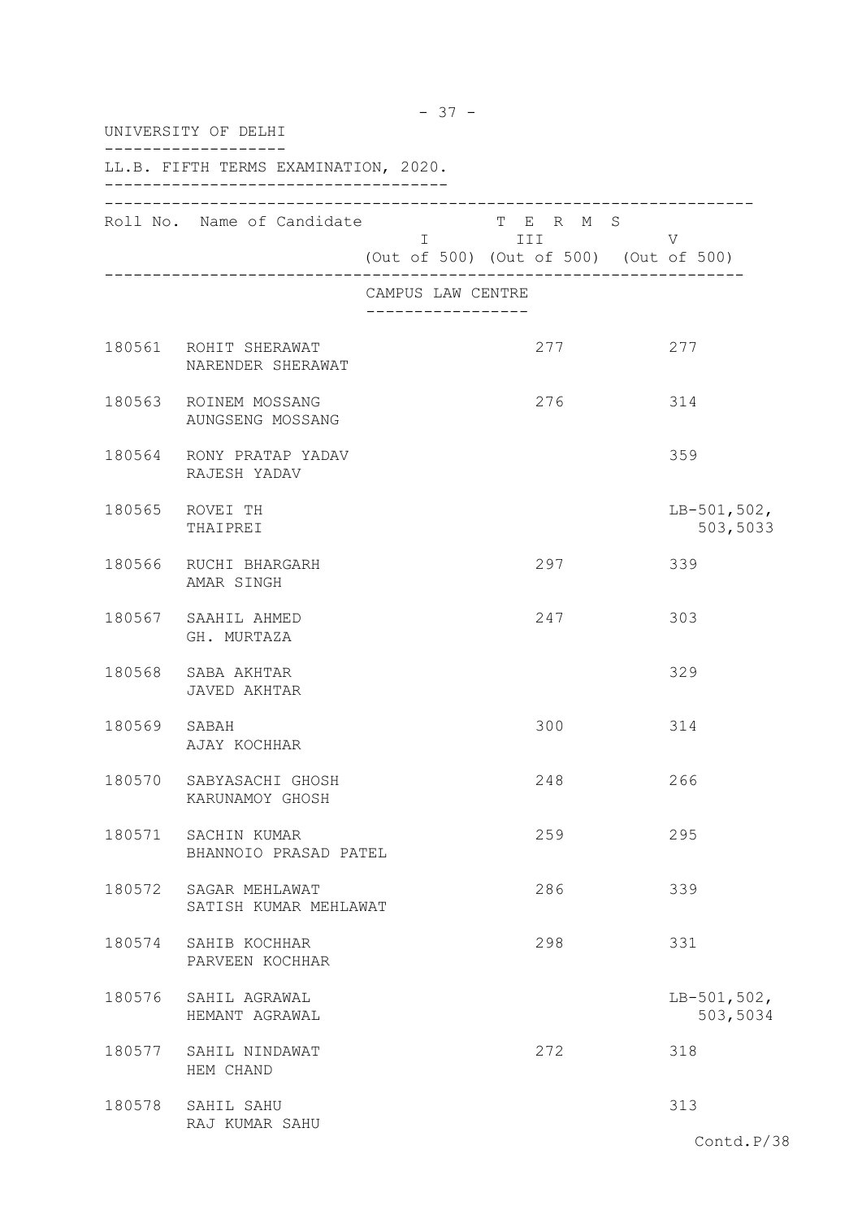UNIVERSITY OF DELHI

LL.B. FIFTH TERMS EXAMINATION, 2020.

| Roll No. | Name of Candidate | TERMS I (Out of 500) | TERMS III (Out of 500) | TERMS V (Out of 500) |
|---|---|---|---|---|
| | **CAMPUS LAW CENTRE** | | | |
| 180561 | ROHIT SHERAWAT<br>NARENDER SHERAWAT | | 277 | 277 |
| 180563 | ROINEM MOSSANG<br>AUNGSENG MOSSANG | | 276 | 314 |
| 180564 | RONY PRATAP YADAV<br>RAJESH YADAV | | | 359 |
| 180565 | ROVEI TH<br>THAIPREI | | | LB-501,502,<br>503,5033 |
| 180566 | RUCHI BHARGARH<br>AMAR SINGH | | 297 | 339 |
| 180567 | SAAHIL AHMED<br>GH. MURTAZA | | 247 | 303 |
| 180568 | SABA AKHTAR<br>JAVED AKHTAR | | | 329 |
| 180569 | SABAH<br>AJAY KOCHHAR | | 300 | 314 |
| 180570 | SABYASACHI GHOSH<br>KARUNAMOY GHOSH | | 248 | 266 |
| 180571 | SACHIN KUMAR<br>BHANNOIO PRASAD PATEL | | 259 | 295 |
| 180572 | SAGAR MEHLAWAT<br>SATISH KUMAR MEHLAWAT | | 286 | 339 |
| 180574 | SAHIB KOCHHAR<br>PARVEEN KOCHHAR | | 298 | 331 |
| 180576 | SAHIL AGRAWAL<br>HEMANT AGRAWAL | | | LB-501,502,<br>503,5034 |
| 180577 | SAHIL NINDAWAT<br>HEM CHAND | | 272 | 318 |
| 180578 | SAHIL SAHU<br>RAJ KUMAR SAHU | | | 313 |

Contd.P/38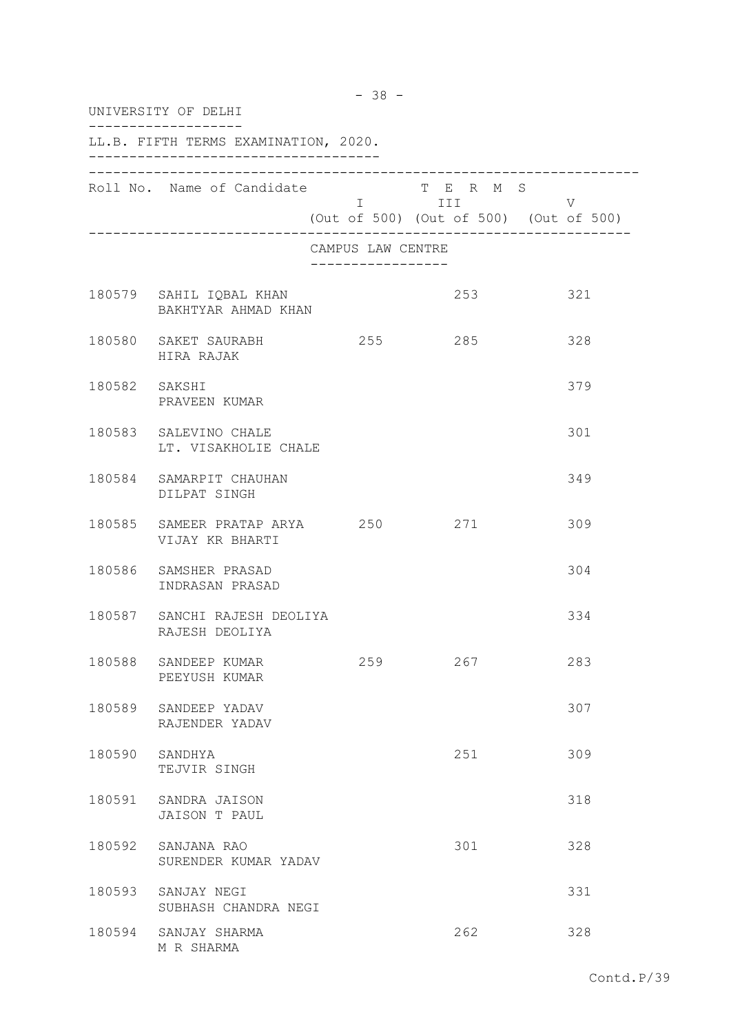UNIVERSITY OF DELHI

LL.B. FIFTH TERMS EXAMINATION, 2020.

CAMPUS LAW CENTRE

| Roll No. | Name of Candidate | TERMS I (Out of 500) | TERMS III (Out of 500) | TERMS V (Out of 500) |
|---|---|---|---|---|
| 180579 | SAHIL IQBAL KHAN<br>BAKHTYAR AHMAD KHAN | | 253 | 321 |
| 180580 | SAKET SAURABH<br>HIRA RAJAK | 255 | 285 | 328 |
| 180582 | SAKSHI<br>PRAVEEN KUMAR | | | 379 |
| 180583 | SALEVINO CHALE<br>LT. VISAKHOLIE CHALE | | | 301 |
| 180584 | SAMARPIT CHAUHAN<br>DILPAT SINGH | | | 349 |
| 180585 | SAMEER PRATAP ARYA<br>VIJAY KR BHARTI | 250 | 271 | 309 |
| 180586 | SAMSHER PRASAD<br>INDRASAN PRASAD | | | 304 |
| 180587 | SANCHI RAJESH DEOLIYA<br>RAJESH DEOLIYA | | | 334 |
| 180588 | SANDEEP KUMAR<br>PEEYUSH KUMAR | 259 | 267 | 283 |
| 180589 | SANDEEP YADAV<br>RAJENDER YADAV | | | 307 |
| 180590 | SANDHYA<br>TEJVIR SINGH | | 251 | 309 |
| 180591 | SANDRA JAISON<br>JAISON T PAUL | | | 318 |
| 180592 | SANJANA RAO<br>SURENDER KUMAR YADAV | | 301 | 328 |
| 180593 | SANJAY NEGI<br>SUBHASH CHANDRA NEGI | | | 331 |
| 180594 | SANJAY SHARMA<br>M R SHARMA | | 262 | 328 |

Contd.P/39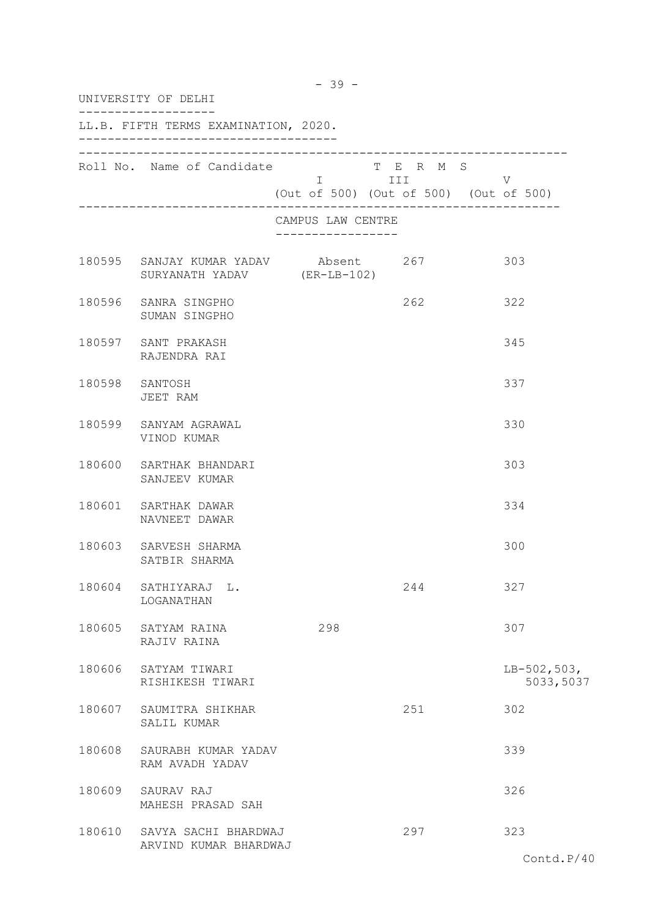UNIVERSITY OF DELHI

LL.B. FIFTH TERMS EXAMINATION, 2020.

| Roll No. | Name of Candidate | TERMS I (Out of 500) | TERMS III (Out of 500) | TERMS V (Out of 500) |
|---|---|---|---|---|
| | CAMPUS LAW CENTRE | | | |
| 180595 | SANJAY KUMAR YADAV<br>SURYANATH YADAV | Absent<br>(ER-LB-102) | 267 | 303 |
| 180596 | SANRA SINGPHO<br>SUMAN SINGPHO | | 262 | 322 |
| 180597 | SANT PRAKASH<br>RAJENDRA RAI | | | 345 |
| 180598 | SANTOSH<br>JEET RAM | | | 337 |
| 180599 | SANYAM AGRAWAL<br>VINOD KUMAR | | | 330 |
| 180600 | SARTHAK BHANDARI<br>SANJEEV KUMAR | | | 303 |
| 180601 | SARTHAK DAWAR<br>NAVNEET DAWAR | | | 334 |
| 180603 | SARVESH SHARMA<br>SATBIR SHARMA | | | 300 |
| 180604 | SATHIYARAJ L.<br>LOGANATHAN | | 244 | 327 |
| 180605 | SATYAM RAINA<br>RAJIV RAINA | 298 | | 307 |
| 180606 | SATYAM TIWARI<br>RISHIKESH TIWARI | | | LB-502,503,<br>5033,5037 |
| 180607 | SAUMITRA SHIKHAR<br>SALIL KUMAR | | 251 | 302 |
| 180608 | SAURABH KUMAR YADAV<br>RAM AVADH YADAV | | | 339 |
| 180609 | SAURAV RAJ<br>MAHESH PRASAD SAH | | | 326 |
| 180610 | SAVYA SACHI BHARDWAJ<br>ARVIND KUMAR BHARDWAJ | | 297 | 323 |

Contd.P/40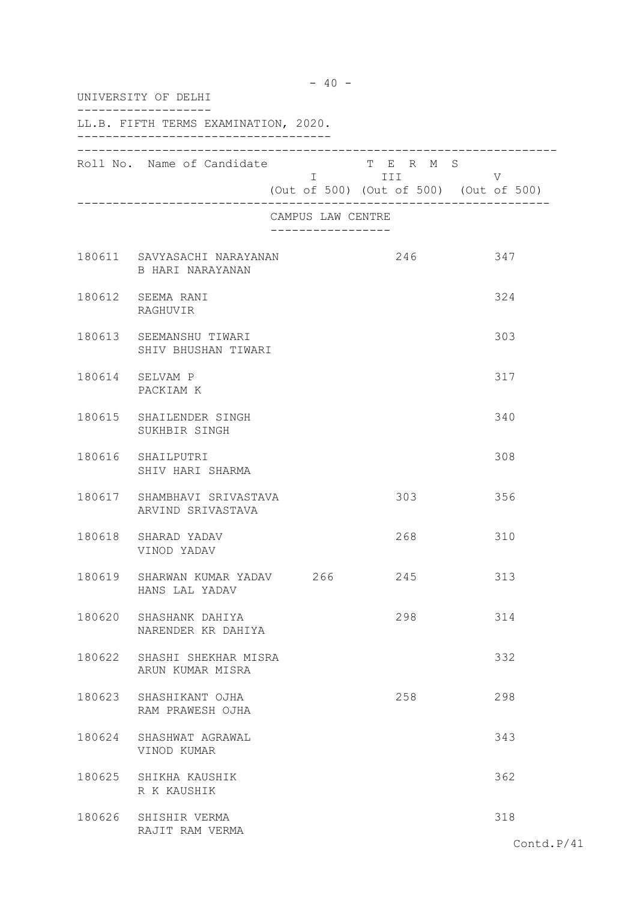UNIVERSITY OF DELHI

LL.B. FIFTH TERMS EXAMINATION, 2020.

| Roll No. | Name of Candidate | TERMS I (Out of 500) | TERMS III (Out of 500) | TERMS V (Out of 500) |
|---|---|---|---|---|
| | **CAMPUS LAW CENTRE** | | | |
| 180611 | SAVYASACHI NARAYANAN<br>B HARI NARAYANAN | | 246 | 347 |
| 180612 | SEEMA RANI<br>RAGHUVIR | | | 324 |
| 180613 | SEEMANSHU TIWARI<br>SHIV BHUSHAN TIWARI | | | 303 |
| 180614 | SELVAM P<br>PACKIAM K | | | 317 |
| 180615 | SHAILENDER SINGH<br>SUKHBIR SINGH | | | 340 |
| 180616 | SHAILPUTRI<br>SHIV HARI SHARMA | | | 308 |
| 180617 | SHAMBHAVI SRIVASTAVA<br>ARVIND SRIVASTAVA | | 303 | 356 |
| 180618 | SHARAD YADAV<br>VINOD YADAV | | 268 | 310 |
| 180619 | SHARWAN KUMAR YADAV<br>HANS LAL YADAV | 266 | 245 | 313 |
| 180620 | SHASHANK DAHIYA<br>NARENDER KR DAHIYA | | 298 | 314 |
| 180622 | SHASHI SHEKHAR MISRA<br>ARUN KUMAR MISRA | | | 332 |
| 180623 | SHASHIKANT OJHA<br>RAM PRAWESH OJHA | | 258 | 298 |
| 180624 | SHASHWAT AGRAWAL<br>VINOD KUMAR | | | 343 |
| 180625 | SHIKHA KAUSHIK<br>R K KAUSHIK | | | 362 |
| 180626 | SHISHIR VERMA<br>RAJIT RAM VERMA | | | 318 |

Contd.P/41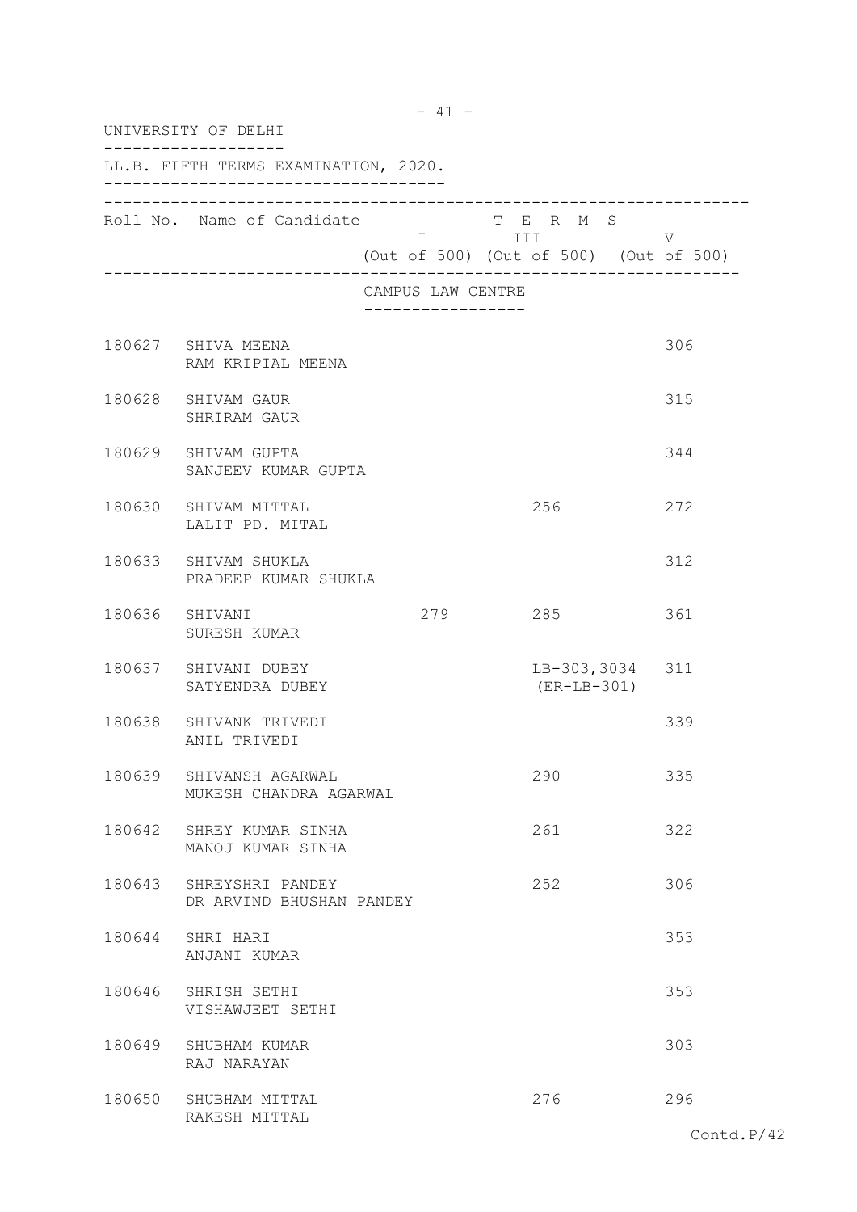UNIVERSITY OF DELHI

LL.B. FIFTH TERMS EXAMINATION, 2020.

| Roll No. | Name of Candidate | TERMS I (Out of 500) | TERMS III (Out of 500) | TERMS V (Out of 500) |
|---|---|---|---|---|
| | **CAMPUS LAW CENTRE** | | | |
| 180627 | SHIVA MEENA<br>RAM KRIPIAL MEENA | | | 306 |
| 180628 | SHIVAM GAUR<br>SHRIRAM GAUR | | | 315 |
| 180629 | SHIVAM GUPTA<br>SANJEEV KUMAR GUPTA | | | 344 |
| 180630 | SHIVAM MITTAL<br>LALIT PD. MITAL | | 256 | 272 |
| 180633 | SHIVAM SHUKLA<br>PRADEEP KUMAR SHUKLA | | | 312 |
| 180636 | SHIVANI<br>SURESH KUMAR | 279 | 285 | 361 |
| 180637 | SHIVANI DUBEY<br>SATYENDRA DUBEY | | LB-303,3034<br>(ER-LB-301) | 311 |
| 180638 | SHIVANK TRIVEDI<br>ANIL TRIVEDI | | | 339 |
| 180639 | SHIVANSH AGARWAL<br>MUKESH CHANDRA AGARWAL | | 290 | 335 |
| 180642 | SHREY KUMAR SINHA<br>MANOJ KUMAR SINHA | | 261 | 322 |
| 180643 | SHREYSHRI PANDEY<br>DR ARVIND BHUSHAN PANDEY | | 252 | 306 |
| 180644 | SHRI HARI<br>ANJANI KUMAR | | | 353 |
| 180646 | SHRISH SETHI<br>VISHAWJEET SETHI | | | 353 |
| 180649 | SHUBHAM KUMAR<br>RAJ NARAYAN | | | 303 |
| 180650 | SHUBHAM MITTAL<br>RAKESH MITTAL | | 276 | 296 |

Contd.P/42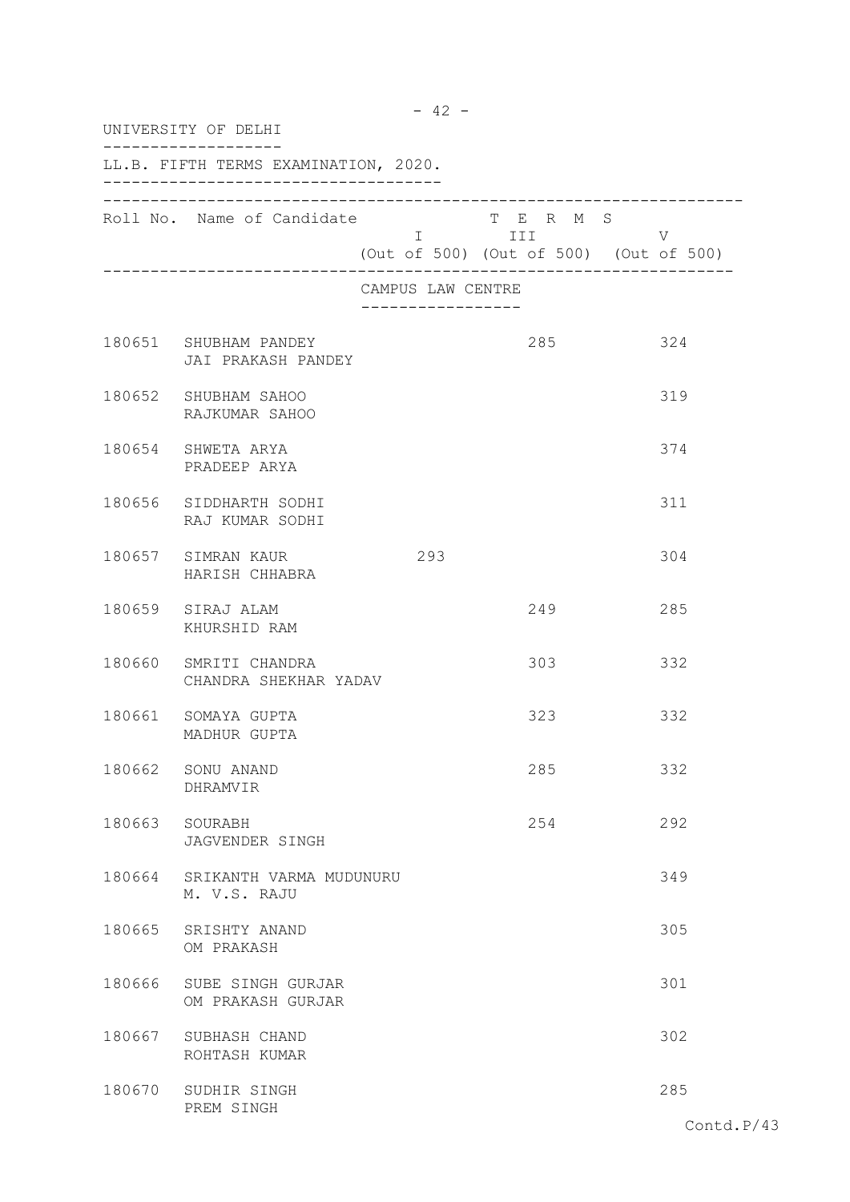UNIVERSITY OF DELHI

LL.B. FIFTH TERMS EXAMINATION, 2020.

CAMPUS LAW CENTRE

| Roll No. | Name of Candidate | TERMS I (Out of 500) | TERMS III (Out of 500) | TERMS V (Out of 500) |
|---|---|---|---|---|
| 180651 | SHUBHAM PANDEY<br>JAI PRAKASH PANDEY | | 285 | 324 |
| 180652 | SHUBHAM SAHOO<br>RAJKUMAR SAHOO | | | 319 |
| 180654 | SHWETA ARYA<br>PRADEEP ARYA | | | 374 |
| 180656 | SIDDHARTH SODHI<br>RAJ KUMAR SODHI | | | 311 |
| 180657 | SIMRAN KAUR<br>HARISH CHHABRA | 293 | | 304 |
| 180659 | SIRAJ ALAM<br>KHURSHID RAM | | 249 | 285 |
| 180660 | SMRITI CHANDRA<br>CHANDRA SHEKHAR YADAV | | 303 | 332 |
| 180661 | SOMAYA GUPTA<br>MADHUR GUPTA | | 323 | 332 |
| 180662 | SONU ANAND<br>DHRAMVIR | | 285 | 332 |
| 180663 | SOURABH<br>JAGVENDER SINGH | | 254 | 292 |
| 180664 | SRIKANTH VARMA MUDUNURU<br>M. V.S. RAJU | | | 349 |
| 180665 | SRISHTY ANAND<br>OM PRAKASH | | | 305 |
| 180666 | SUBE SINGH GURJAR<br>OM PRAKASH GURJAR | | | 301 |
| 180667 | SUBHASH CHAND<br>ROHTASH KUMAR | | | 302 |
| 180670 | SUDHIR SINGH<br>PREM SINGH | | | 285 |

Contd.P/43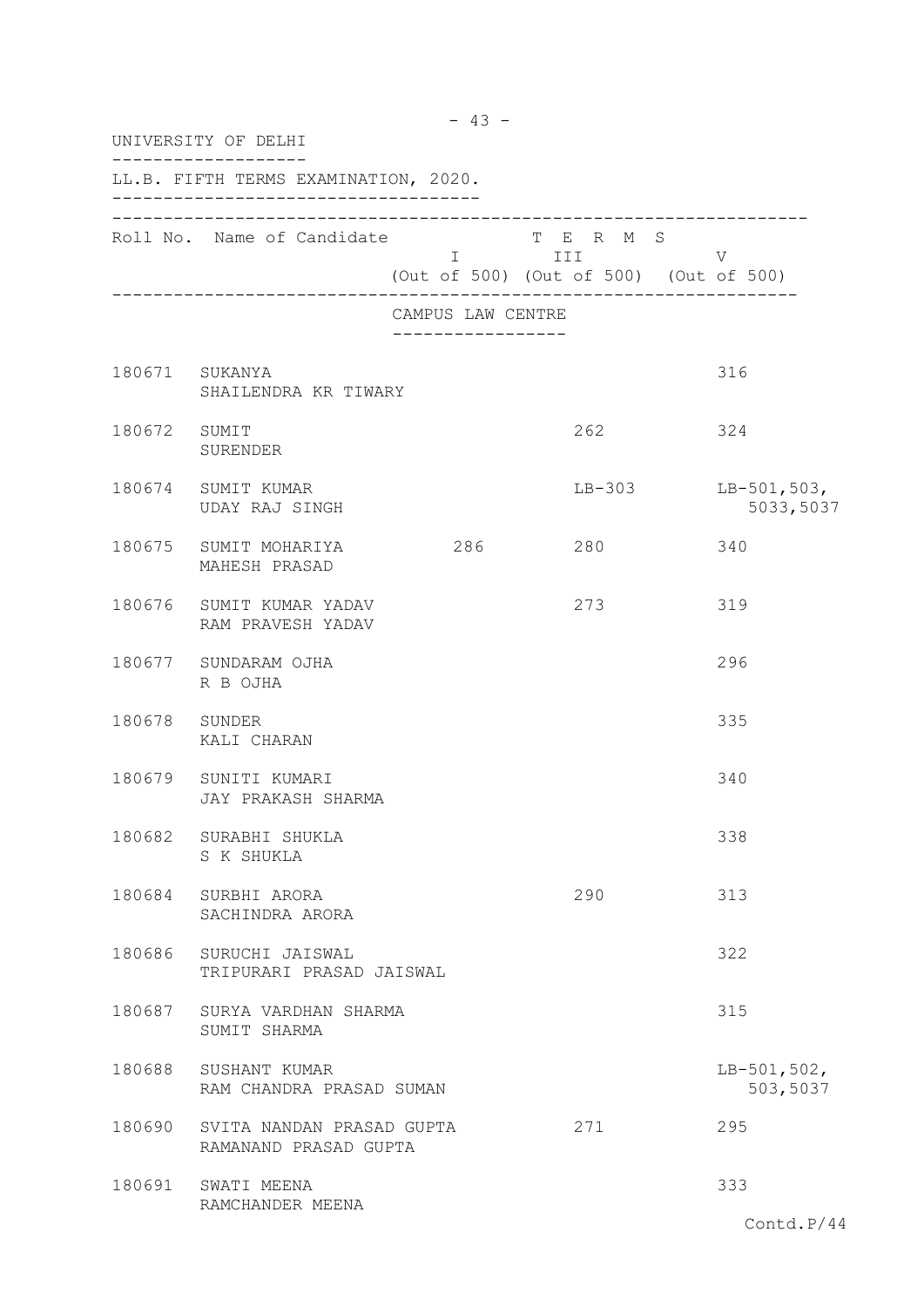UNIVERSITY OF DELHI

LL.B. FIFTH TERMS EXAMINATION, 2020.

| Roll No. | Name of Candidate | TERMS I (Out of 500) | TERMS III (Out of 500) | TERMS V (Out of 500) |
|---|---|---|---|---|
| | **CAMPUS LAW CENTRE** | | | |
| 180671 | SUKANYA<br>SHAILENDRA KR TIWARY | | | 316 |
| 180672 | SUMIT<br>SURENDER | | 262 | 324 |
| 180674 | SUMIT KUMAR<br>UDAY RAJ SINGH | | LB-303 | LB-501,503,<br>5033,5037 |
| 180675 | SUMIT MOHARIYA<br>MAHESH PRASAD | 286 | 280 | 340 |
| 180676 | SUMIT KUMAR YADAV<br>RAM PRAVESH YADAV | | 273 | 319 |
| 180677 | SUNDARAM OJHA<br>R B OJHA | | | 296 |
| 180678 | SUNDER<br>KALI CHARAN | | | 335 |
| 180679 | SUNITI KUMARI<br>JAY PRAKASH SHARMA | | | 340 |
| 180682 | SURABHI SHUKLA<br>S K SHUKLA | | | 338 |
| 180684 | SURBHI ARORA<br>SACHINDRA ARORA | | 290 | 313 |
| 180686 | SURUCHI JAISWAL<br>TRIPURARI PRASAD JAISWAL | | | 322 |
| 180687 | SURYA VARDHAN SHARMA<br>SUMIT SHARMA | | | 315 |
| 180688 | SUSHANT KUMAR<br>RAM CHANDRA PRASAD SUMAN | | | LB-501,502,<br>503,5037 |
| 180690 | SVITA NANDAN PRASAD GUPTA<br>RAMANAND PRASAD GUPTA | | 271 | 295 |
| 180691 | SWATI MEENA<br>RAMCHANDER MEENA | | | 333 |

Contd.P/44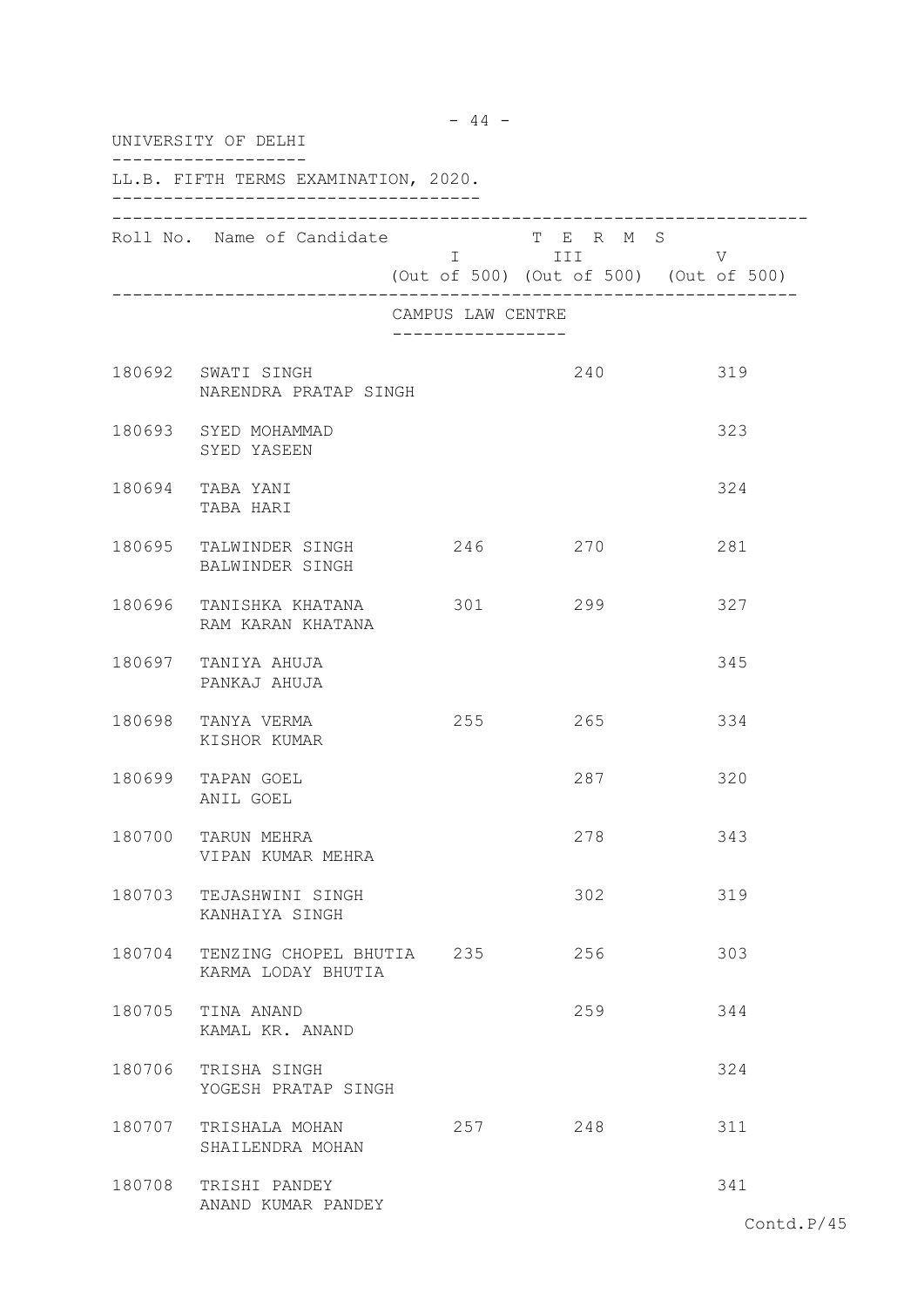UNIVERSITY OF DELHI

LL.B. FIFTH TERMS EXAMINATION, 2020.

CAMPUS LAW CENTRE

| Roll No. | Name of Candidate | TERMS I (Out of 500) | TERMS III (Out of 500) | TERMS V (Out of 500) |
|---|---|---|---|---|
| 180692 | SWATI SINGH<br>NARENDRA PRATAP SINGH | | 240 | 319 |
| 180693 | SYED MOHAMMAD<br>SYED YASEEN | | | 323 |
| 180694 | TABA YANI<br>TABA HARI | | | 324 |
| 180695 | TALWINDER SINGH<br>BALWINDER SINGH | 246 | 270 | 281 |
| 180696 | TANISHKA KHATANA<br>RAM KARAN KHATANA | 301 | 299 | 327 |
| 180697 | TANIYA AHUJA<br>PANKAJ AHUJA | | | 345 |
| 180698 | TANYA VERMA<br>KISHOR KUMAR | 255 | 265 | 334 |
| 180699 | TAPAN GOEL<br>ANIL GOEL | | 287 | 320 |
| 180700 | TARUN MEHRA<br>VIPAN KUMAR MEHRA | | 278 | 343 |
| 180703 | TEJASHWINI SINGH<br>KANHAIYA SINGH | | 302 | 319 |
| 180704 | TENZING CHOPEL BHUTIA<br>KARMA LODAY BHUTIA | 235 | 256 | 303 |
| 180705 | TINA ANAND<br>KAMAL KR. ANAND | | 259 | 344 |
| 180706 | TRISHA SINGH<br>YOGESH PRATAP SINGH | | | 324 |
| 180707 | TRISHALA MOHAN<br>SHAILENDRA MOHAN | 257 | 248 | 311 |
| 180708 | TRISHI PANDEY<br>ANAND KUMAR PANDEY | | | 341 |

Contd.P/45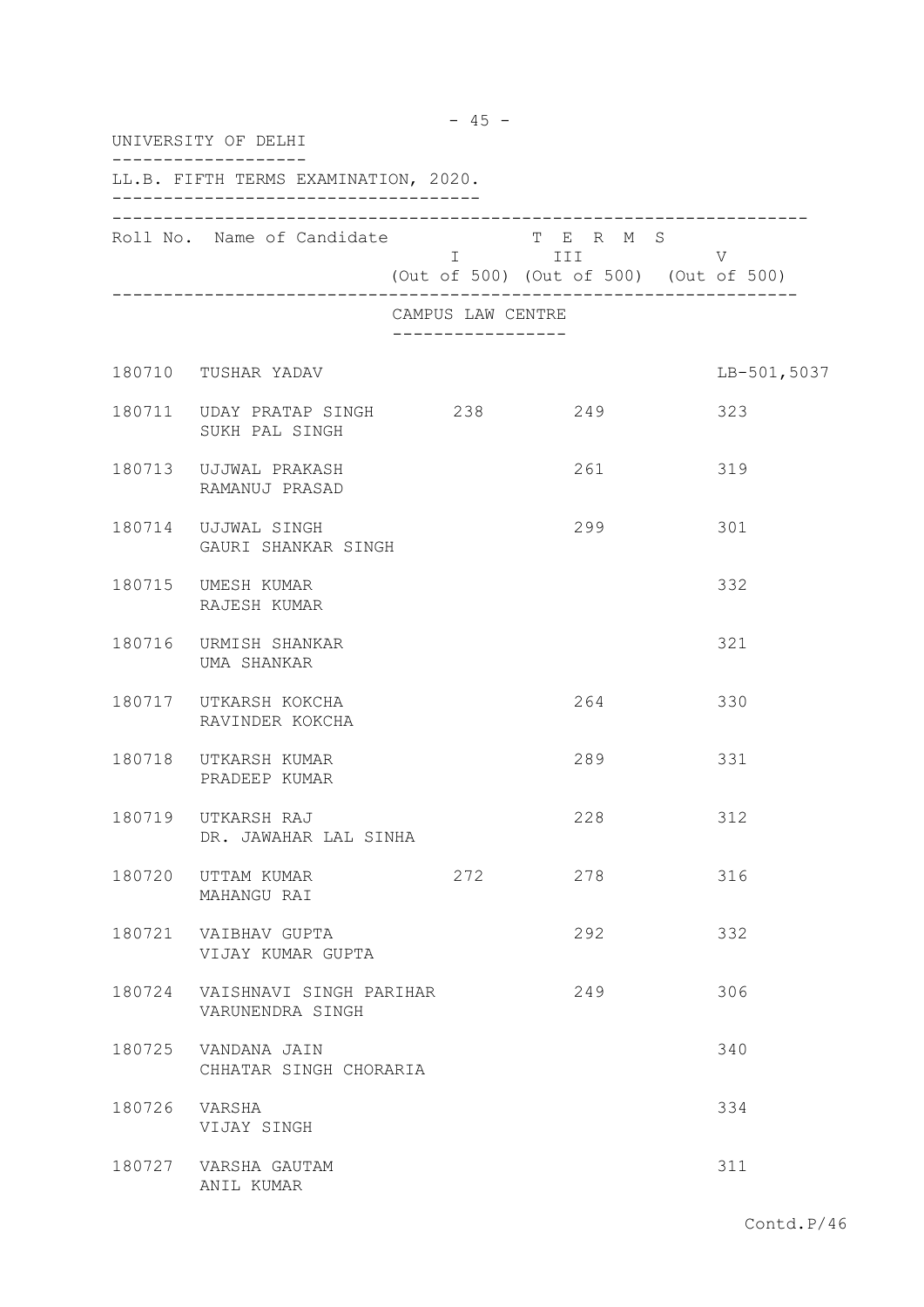UNIVERSITY OF DELHI

LL.B. FIFTH TERMS EXAMINATION, 2020.

| Roll No. | Name of Candidate | TERMS I (Out of 500) | TERMS III (Out of 500) | TERMS V (Out of 500) |
|---|---|---|---|---|
| | CAMPUS LAW CENTRE | | | |
| 180710 | TUSHAR YADAV | | | LB-501,5037 |
| 180711 | UDAY PRATAP SINGH<br>SUKH PAL SINGH | 238 | 249 | 323 |
| 180713 | UJJWAL PRAKASH<br>RAMANUJ PRASAD | | 261 | 319 |
| 180714 | UJJWAL SINGH<br>GAURI SHANKAR SINGH | | 299 | 301 |
| 180715 | UMESH KUMAR<br>RAJESH KUMAR | | | 332 |
| 180716 | URMISH SHANKAR<br>UMA SHANKAR | | | 321 |
| 180717 | UTKARSH KOKCHA<br>RAVINDER KOKCHA | | 264 | 330 |
| 180718 | UTKARSH KUMAR<br>PRADEEP KUMAR | | 289 | 331 |
| 180719 | UTKARSH RAJ<br>DR. JAWAHAR LAL SINHA | | 228 | 312 |
| 180720 | UTTAM KUMAR<br>MAHANGU RAI | 272 | 278 | 316 |
| 180721 | VAIBHAV GUPTA<br>VIJAY KUMAR GUPTA | | 292 | 332 |
| 180724 | VAISHNAVI SINGH PARIHAR<br>VARUNENDRA SINGH | | 249 | 306 |
| 180725 | VANDANA JAIN<br>CHHATAR SINGH CHORARIA | | | 340 |
| 180726 | VARSHA<br>VIJAY SINGH | | | 334 |
| 180727 | VARSHA GAUTAM<br>ANIL KUMAR | | | 311 |

Contd.P/46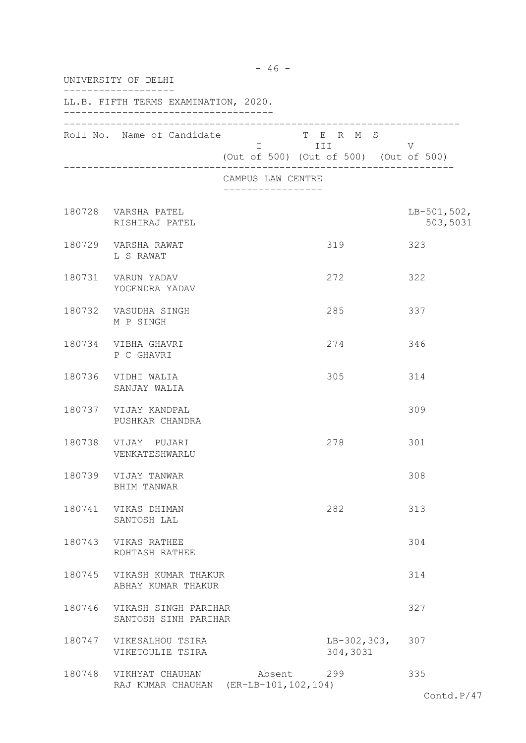UNIVERSITY OF DELHI

LL.B. FIFTH TERMS EXAMINATION, 2020.

| Roll No. | Name of Candidate | TERMS I (Out of 500) | TERMS III (Out of 500) | TERMS V (Out of 500) |
|---|---|---|---|---|
| | CAMPUS LAW CENTRE | | | |
| 180728 | VARSHA PATEL<br>RISHIRAJ PATEL | | | LB-501,502,<br>503,5031 |
| 180729 | VARSHA RAWAT<br>L S RAWAT | | 319 | 323 |
| 180731 | VARUN YADAV<br>YOGENDRA YADAV | | 272 | 322 |
| 180732 | VASUDHA SINGH<br>M P SINGH | | 285 | 337 |
| 180734 | VIBHA GHAVRI<br>P C GHAVRI | | 274 | 346 |
| 180736 | VIDHI WALIA<br>SANJAY WALIA | | 305 | 314 |
| 180737 | VIJAY KANDPAL<br>PUSHKAR CHANDRA | | | 309 |
| 180738 | VIJAY PUJARI<br>VENKATESHWARLU | | 278 | 301 |
| 180739 | VIJAY TANWAR<br>BHIM TANWAR | | | 308 |
| 180741 | VIKAS DHIMAN<br>SANTOSH LAL | | 282 | 313 |
| 180743 | VIKAS RATHEE<br>ROHTASH RATHEE | | | 304 |
| 180745 | VIKASH KUMAR THAKUR<br>ABHAY KUMAR THAKUR | | | 314 |
| 180746 | VIKASH SINGH PARIHAR<br>SANTOSH SINH PARIHAR | | | 327 |
| 180747 | VIKESALHOU TSIRA<br>VIKETOULIE TSIRA | | LB-302,303,<br>304,3031 | 307 |
| 180748 | VIKHYAT CHAUHAN<br>RAJ KUMAR CHAUHAN | Absent<br>(ER-LB-101,102,104) | 299 | 335 |

Contd.P/47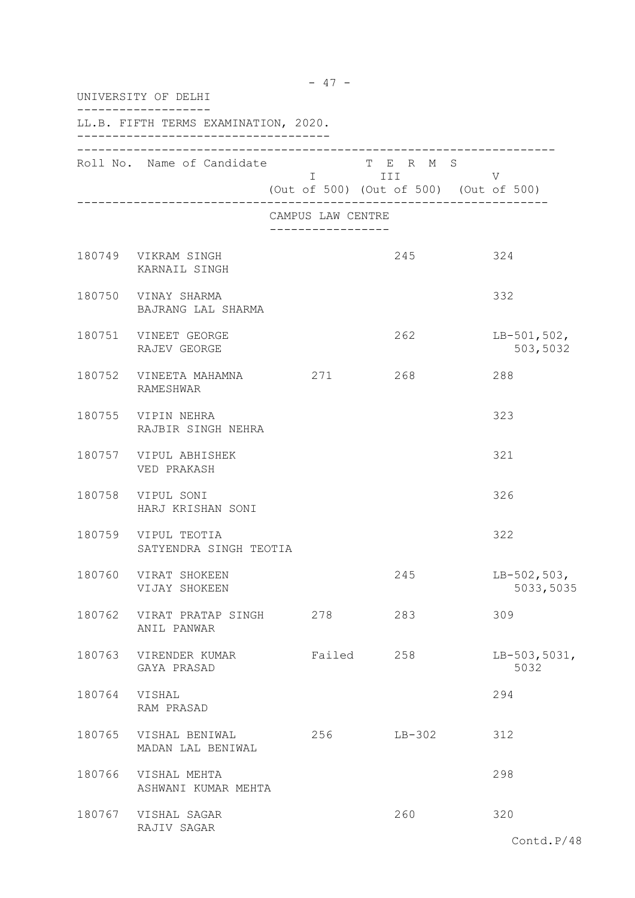UNIVERSITY OF DELHI

LL.B. FIFTH TERMS EXAMINATION, 2020.

| Roll No. | Name of Candidate | TERMS I (Out of 500) | TERMS III (Out of 500) | TERMS V (Out of 500) |
|---|---|---|---|---|
| | CAMPUS LAW CENTRE | | | |
| 180749 | VIKRAM SINGH<br>KARNAIL SINGH | | 245 | 324 |
| 180750 | VINAY SHARMA<br>BAJRANG LAL SHARMA | | | 332 |
| 180751 | VINEET GEORGE<br>RAJEV GEORGE | | 262 | LB-501,502,<br>503,5032 |
| 180752 | VINEETA MAHAMNA<br>RAMESHWAR | 271 | 268 | 288 |
| 180755 | VIPIN NEHRA<br>RAJBIR SINGH NEHRA | | | 323 |
| 180757 | VIPUL ABHISHEK<br>VED PRAKASH | | | 321 |
| 180758 | VIPUL SONI<br>HARJ KRISHAN SONI | | | 326 |
| 180759 | VIPUL TEOTIA<br>SATYENDRA SINGH TEOTIA | | | 322 |
| 180760 | VIRAT SHOKEEN<br>VIJAY SHOKEEN | | 245 | LB-502,503,<br>5033,5035 |
| 180762 | VIRAT PRATAP SINGH<br>ANIL PANWAR | 278 | 283 | 309 |
| 180763 | VIRENDER KUMAR<br>GAYA PRASAD | Failed | 258 | LB-503,5031,<br>5032 |
| 180764 | VISHAL<br>RAM PRASAD | | | 294 |
| 180765 | VISHAL BENIWAL<br>MADAN LAL BENIWAL | 256 | LB-302 | 312 |
| 180766 | VISHAL MEHTA<br>ASHWANI KUMAR MEHTA | | | 298 |
| 180767 | VISHAL SAGAR<br>RAJIV SAGAR | | 260 | 320 |

Contd.P/48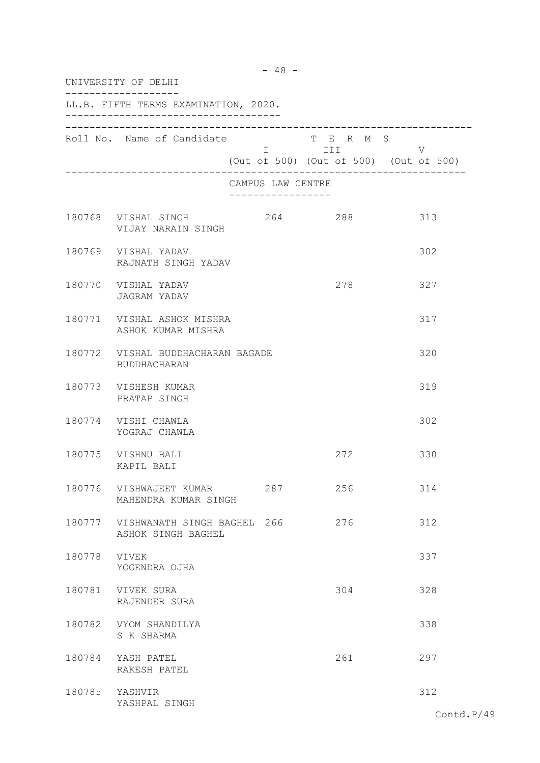UNIVERSITY OF DELHI

LL.B. FIFTH TERMS EXAMINATION, 2020.

CAMPUS LAW CENTRE

| Roll No. | Name of Candidate | TERMS I (Out of 500) | TERMS III (Out of 500) | TERMS V (Out of 500) |
|---|---|---|---|---|
| 180768 | VISHAL SINGH<br>VIJAY NARAIN SINGH | 264 | 288 | 313 |
| 180769 | VISHAL YADAV<br>RAJNATH SINGH YADAV | | | 302 |
| 180770 | VISHAL YADAV<br>JAGRAM YADAV | | 278 | 327 |
| 180771 | VISHAL ASHOK MISHRA<br>ASHOK KUMAR MISHRA | | | 317 |
| 180772 | VISHAL BUDDHACHARAN BAGADE<br>BUDDHACHARAN | | | 320 |
| 180773 | VISHESH KUMAR<br>PRATAP SINGH | | | 319 |
| 180774 | VISHI CHAWLA<br>YOGRAJ CHAWLA | | | 302 |
| 180775 | VISHNU BALI<br>KAPIL BALI | | 272 | 330 |
| 180776 | VISHWAJEET KUMAR<br>MAHENDRA KUMAR SINGH | 287 | 256 | 314 |
| 180777 | VISHWANATH SINGH BAGHEL<br>ASHOK SINGH BAGHEL | 266 | 276 | 312 |
| 180778 | VIVEK<br>YOGENDRA OJHA | | | 337 |
| 180781 | VIVEK SURA<br>RAJENDER SURA | | 304 | 328 |
| 180782 | VYOM SHANDILYA<br>S K SHARMA | | | 338 |
| 180784 | YASH PATEL<br>RAKESH PATEL | | 261 | 297 |
| 180785 | YASHVIR<br>YASHPAL SINGH | | | 312 |

Contd.P/49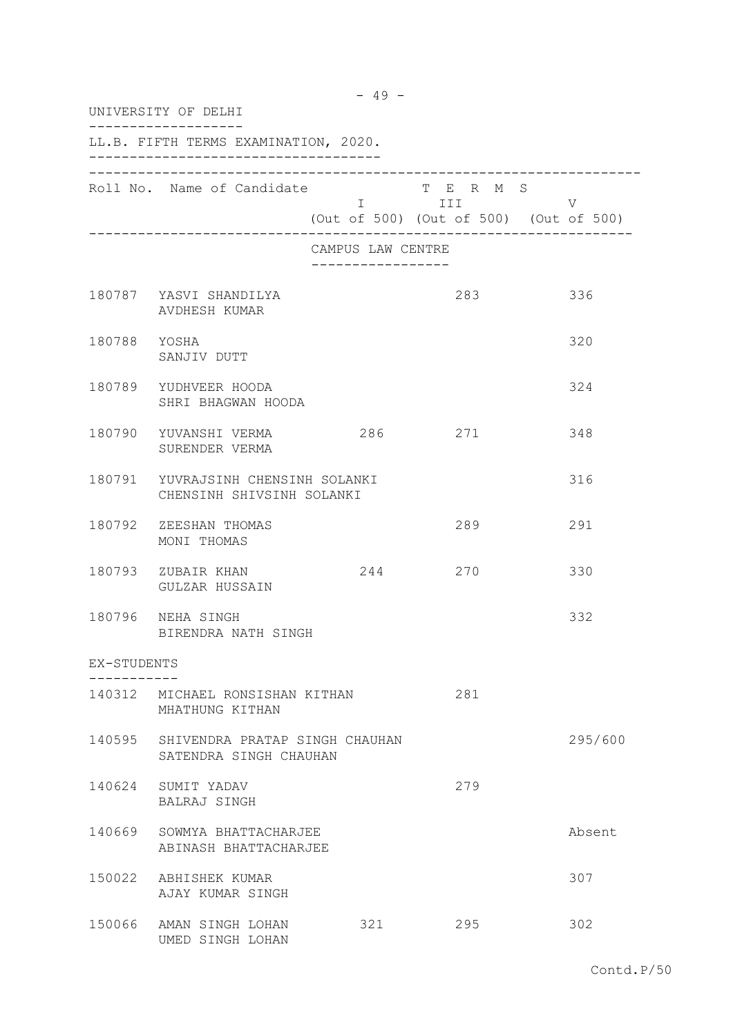UNIVERSITY OF DELHI

LL.B. FIFTH TERMS EXAMINATION, 2020.

| Roll No. | Name of Candidate | TERMS I (Out of 500) | TERMS III (Out of 500) | TERMS V (Out of 500) |
|---|---|---|---|---|
| | **CAMPUS LAW CENTRE** | | | |
| 180787 | YASVI SHANDILYA<br>AVDHESH KUMAR | | 283 | 336 |
| 180788 | YOSHA<br>SANJIV DUTT | | | 320 |
| 180789 | YUDHVEER HOODA<br>SHRI BHAGWAN HOODA | | | 324 |
| 180790 | YUVANSHI VERMA<br>SURENDER VERMA | 286 | 271 | 348 |
| 180791 | YUVRAJSINH CHENSINH SOLANKI<br>CHENSINH SHIVSINH SOLANKI | | | 316 |
| 180792 | ZEESHAN THOMAS<br>MONI THOMAS | | 289 | 291 |
| 180793 | ZUBAIR KHAN<br>GULZAR HUSSAIN | 244 | 270 | 330 |
| 180796 | NEHA SINGH<br>BIRENDRA NATH SINGH | | | 332 |
| **EX-STUDENTS** | | | | |
| 140312 | MICHAEL RONSISHAN KITHAN<br>MHATHUNG KITHAN | | 281 | |
| 140595 | SHIVENDRA PRATAP SINGH CHAUHAN<br>SATENDRA SINGH CHAUHAN | | | 295/600 |
| 140624 | SUMIT YADAV<br>BALRAJ SINGH | | 279 | |
| 140669 | SOWMYA BHATTACHARJEE<br>ABINASH BHATTACHARJEE | | | Absent |
| 150022 | ABHISHEK KUMAR<br>AJAY KUMAR SINGH | | | 307 |
| 150066 | AMAN SINGH LOHAN<br>UMED SINGH LOHAN | 321 | 295 | 302 |

Contd.P/50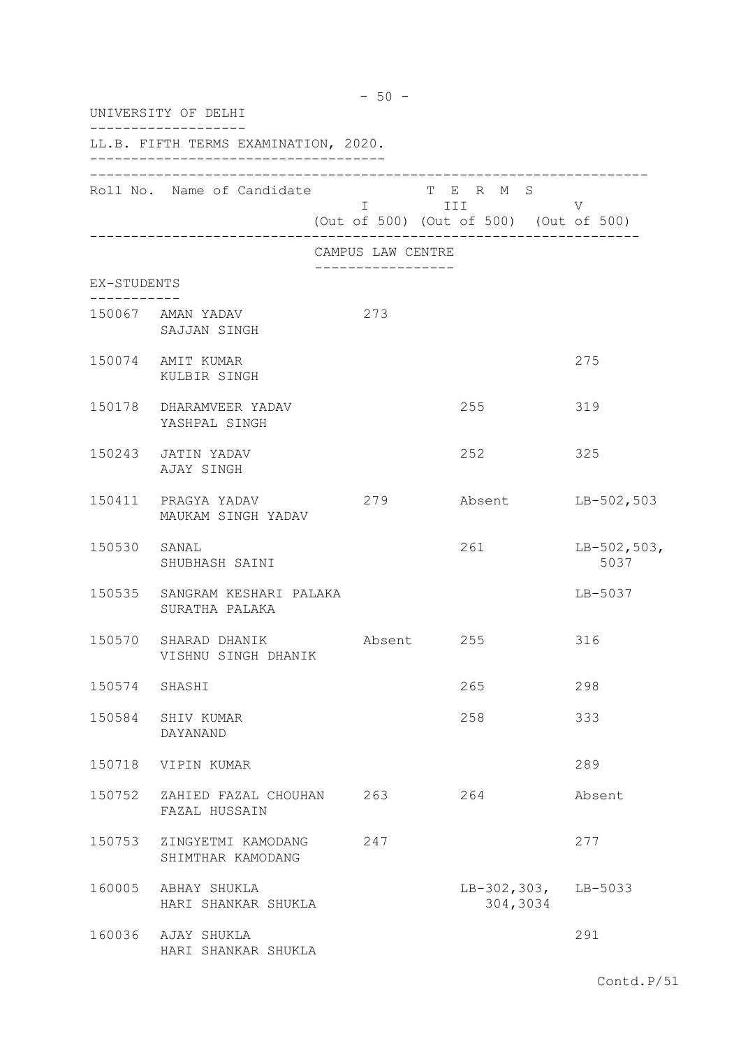UNIVERSITY OF DELHI

LL.B. FIFTH TERMS EXAMINATION, 2020.

| Roll No. | Name of Candidate | TERMS I (Out of 500) | TERMS III (Out of 500) | TERMS V (Out of 500) |
|---|---|---|---|---|
| | **CAMPUS LAW CENTRE** | | | |
| | **EX-STUDENTS** | | | |
| 150067 | AMAN YADAV<br>SAJJAN SINGH | 273 | | |
| 150074 | AMIT KUMAR<br>KULBIR SINGH | | | 275 |
| 150178 | DHARAMVEER YADAV<br>YASHPAL SINGH | | 255 | 319 |
| 150243 | JATIN YADAV<br>AJAY SINGH | | 252 | 325 |
| 150411 | PRAGYA YADAV<br>MAUKAM SINGH YADAV | 279 | Absent | LB-502,503 |
| 150530 | SANAL<br>SHUBHASH SAINI | | 261 | LB-502,503,<br>5037 |
| 150535 | SANGRAM KESHARI PALAKA<br>SURATHA PALAKA | | | LB-5037 |
| 150570 | SHARAD DHANIK<br>VISHNU SINGH DHANIK | Absent | 255 | 316 |
| 150574 | SHASHI | | 265 | 298 |
| 150584 | SHIV KUMAR<br>DAYANAND | | 258 | 333 |
| 150718 | VIPIN KUMAR | | | 289 |
| 150752 | ZAHIED FAZAL CHOUHAN<br>FAZAL HUSSAIN | 263 | 264 | Absent |
| 150753 | ZINGYETMI KAMODANG<br>SHIMTHAR KAMODANG | 247 | | 277 |
| 160005 | ABHAY SHUKLA<br>HARI SHANKAR SHUKLA | | LB-302,303,<br>304,3034 | LB-5033 |
| 160036 | AJAY SHUKLA<br>HARI SHANKAR SHUKLA | | | 291 |

Contd.P/51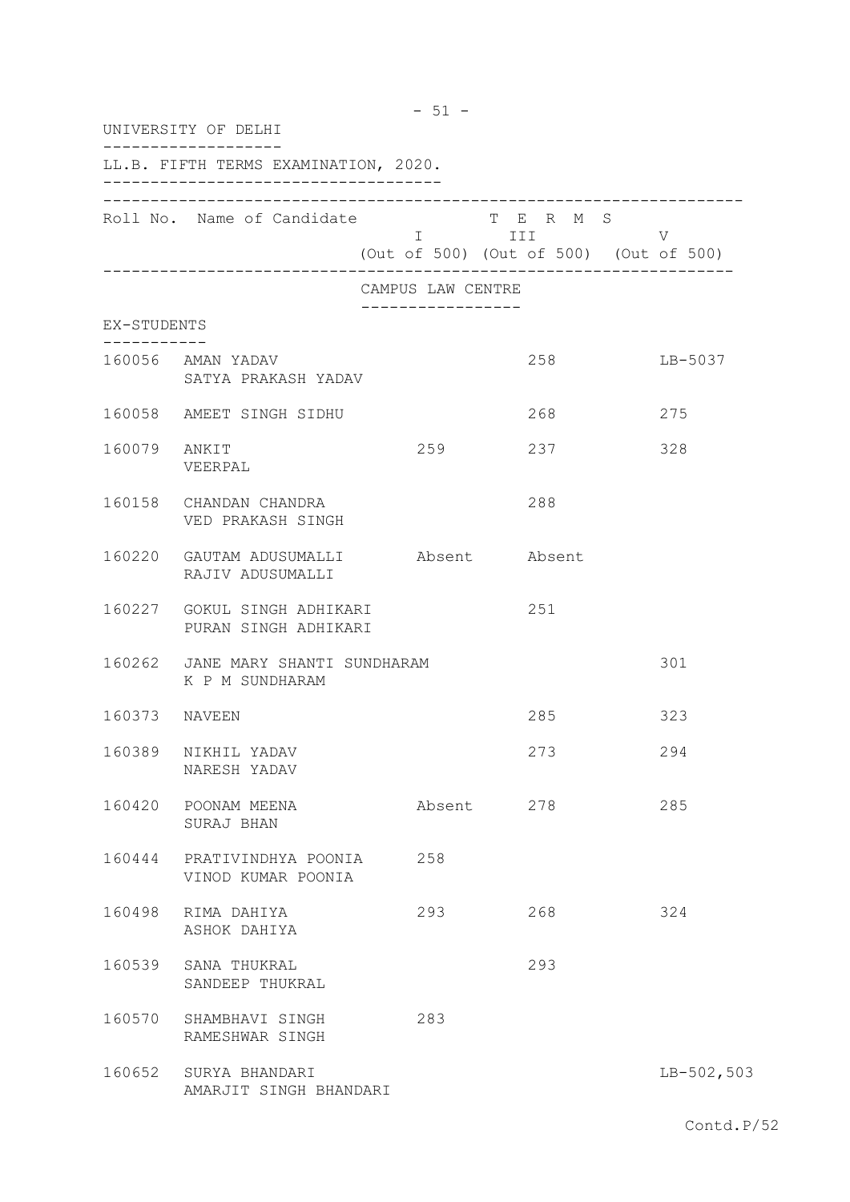UNIVERSITY OF DELHI

LL.B. FIFTH TERMS EXAMINATION, 2020.

| Roll No. | Name of Candidate | TERMS I (Out of 500) | TERMS III (Out of 500) | TERMS V (Out of 500) |
|---|---|---|---|---|
| | **CAMPUS LAW CENTRE** | | | |
| | **EX-STUDENTS** | | | |
| 160056 | AMAN YADAV<br>SATYA PRAKASH YADAV | | 258 | LB-5037 |
| 160058 | AMEET SINGH SIDHU | | 268 | 275 |
| 160079 | ANKIT<br>VEERPAL | 259 | 237 | 328 |
| 160158 | CHANDAN CHANDRA<br>VED PRAKASH SINGH | | 288 | |
| 160220 | GAUTAM ADUSUMALLI<br>RAJIV ADUSUMALLI | Absent | Absent | |
| 160227 | GOKUL SINGH ADHIKARI<br>PURAN SINGH ADHIKARI | | 251 | |
| 160262 | JANE MARY SHANTI SUNDHARAM<br>K P M SUNDHARAM | | | 301 |
| 160373 | NAVEEN | | 285 | 323 |
| 160389 | NIKHIL YADAV<br>NARESH YADAV | | 273 | 294 |
| 160420 | POONAM MEENA<br>SURAJ BHAN | Absent | 278 | 285 |
| 160444 | PRATIVINDHYA POONIA<br>VINOD KUMAR POONIA | 258 | | |
| 160498 | RIMA DAHIYA<br>ASHOK DAHIYA | 293 | 268 | 324 |
| 160539 | SANA THUKRAL<br>SANDEEP THUKRAL | | 293 | |
| 160570 | SHAMBHAVI SINGH<br>RAMESHWAR SINGH | 283 | | |
| 160652 | SURYA BHANDARI<br>AMARJIT SINGH BHANDARI | | | LB-502,503 |

Contd.P/52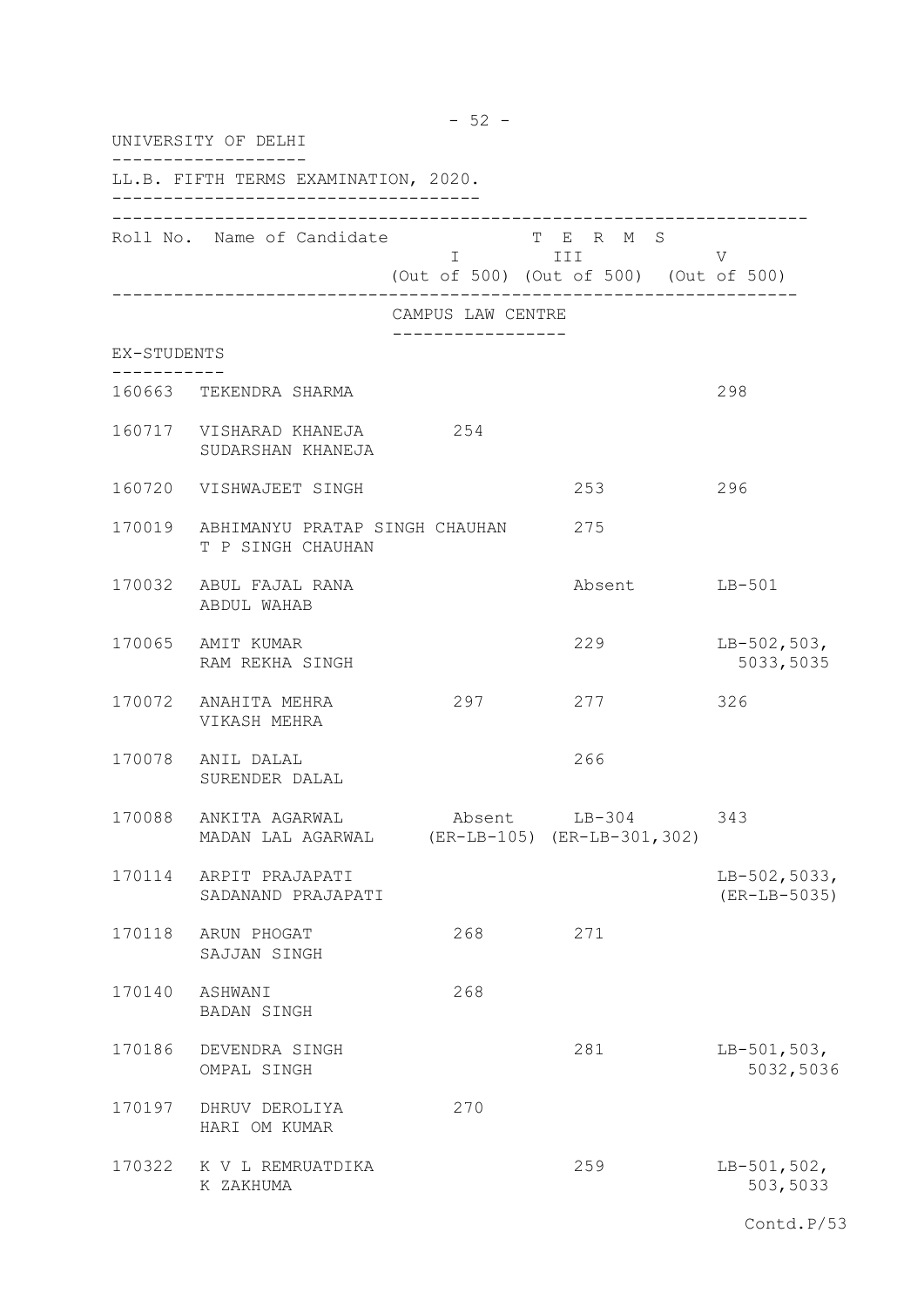UNIVERSITY OF DELHI

LL.B. FIFTH TERMS EXAMINATION, 2020.

| Roll No. | Name of Candidate | TERMS I (Out of 500) | TERMS III (Out of 500) | TERMS V (Out of 500) |
|---|---|---|---|---|
| | **CAMPUS LAW CENTRE** | | | |
| **EX-STUDENTS** | | | | |
| 160663 | TEKENDRA SHARMA | | | 298 |
| 160717 | VISHARAD KHANEJA<br>SUDARSHAN KHANEJA | 254 | | |
| 160720 | VISHWAJEET SINGH | | 253 | 296 |
| 170019 | ABHIMANYU PRATAP SINGH CHAUHAN<br>T P SINGH CHAUHAN | | 275 | |
| 170032 | ABUL FAJAL RANA<br>ABDUL WAHAB | | Absent | LB-501 |
| 170065 | AMIT KUMAR<br>RAM REKHA SINGH | | 229 | LB-502,503,<br>5033,5035 |
| 170072 | ANAHITA MEHRA<br>VIKASH MEHRA | 297 | 277 | 326 |
| 170078 | ANIL DALAL<br>SURENDER DALAL | | 266 | |
| 170088 | ANKITA AGARWAL<br>MADAN LAL AGARWAL | Absent<br>(ER-LB-105) | LB-304<br>(ER-LB-301,302) | 343 |
| 170114 | ARPIT PRAJAPATI<br>SADANAND PRAJAPATI | | | LB-502,5033,<br>(ER-LB-5035) |
| 170118 | ARUN PHOGAT<br>SAJJAN SINGH | 268 | 271 | |
| 170140 | ASHWANI<br>BADAN SINGH | 268 | | |
| 170186 | DEVENDRA SINGH<br>OMPAL SINGH | | 281 | LB-501,503,<br>5032,5036 |
| 170197 | DHRUV DEROLIYA<br>HARI OM KUMAR | 270 | | |
| 170322 | K V L REMRUATDIKA<br>K ZAKHUMA | | 259 | LB-501,502,<br>503,5033 |

Contd.P/53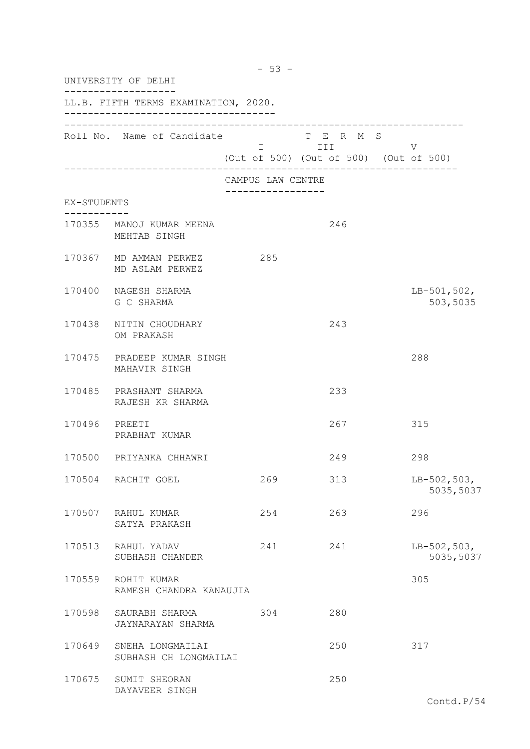UNIVERSITY OF DELHI

LL.B. FIFTH TERMS EXAMINATION, 2020.

| Roll No. | Name of Candidate | TERMS I (Out of 500) | TERMS III (Out of 500) | TERMS V (Out of 500) |
|---|---|---|---|---|
| | CAMPUS LAW CENTRE | | | |
| | EX-STUDENTS | | | |
| 170355 | MANOJ KUMAR MEENA<br>MEHTAB SINGH | | 246 | |
| 170367 | MD AMMAN PERWEZ<br>MD ASLAM PERWEZ | 285 | | |
| 170400 | NAGESH SHARMA<br>G C SHARMA | | | LB-501,502,<br>503,5035 |
| 170438 | NITIN CHOUDHARY<br>OM PRAKASH | | 243 | |
| 170475 | PRADEEP KUMAR SINGH<br>MAHAVIR SINGH | | | 288 |
| 170485 | PRASHANT SHARMA<br>RAJESH KR SHARMA | | 233 | |
| 170496 | PREETI<br>PRABHAT KUMAR | | 267 | 315 |
| 170500 | PRIYANKA CHHAWRI | | 249 | 298 |
| 170504 | RACHIT GOEL | 269 | 313 | LB-502,503,<br>5035,5037 |
| 170507 | RAHUL KUMAR<br>SATYA PRAKASH | 254 | 263 | 296 |
| 170513 | RAHUL YADAV<br>SUBHASH CHANDER | 241 | 241 | LB-502,503,<br>5035,5037 |
| 170559 | ROHIT KUMAR<br>RAMESH CHANDRA KANAUJIA | | | 305 |
| 170598 | SAURABH SHARMA<br>JAYNARAYAN SHARMA | 304 | 280 | |
| 170649 | SNEHA LONGMAILAI<br>SUBHASH CH LONGMAILAI | | 250 | 317 |
| 170675 | SUMIT SHEORAN<br>DAYAVEER SINGH | | 250 | |

Contd.P/54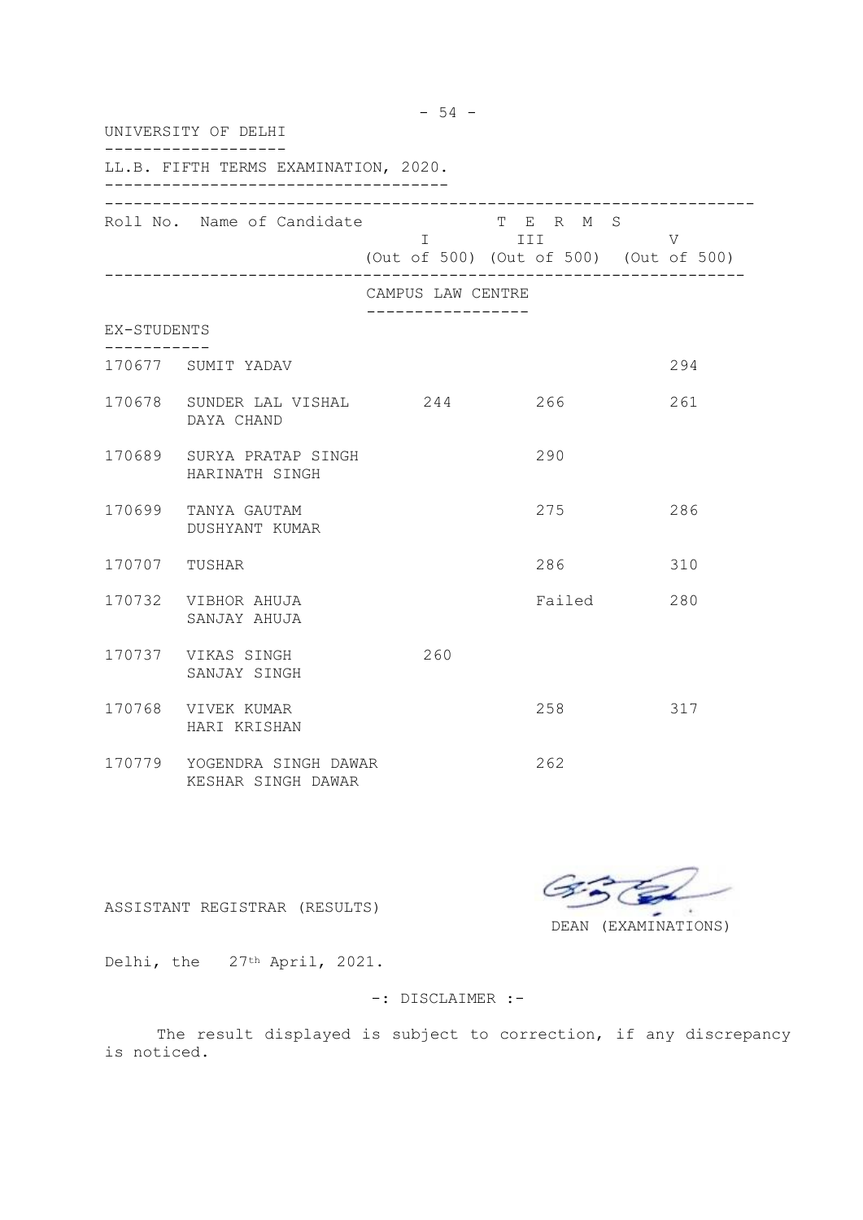UNIVERSITY OF DELHI

LL.B. FIFTH TERMS EXAMINATION, 2020.

| Roll No. | Name of Candidate | TERMS I (Out of 500) | TERMS III (Out of 500) | TERMS V (Out of 500) |
|---|---|---|---|---|
| | CAMPUS LAW CENTRE | | | |
| | EX-STUDENTS | | | |
| 170677 | SUMIT YADAV | | | 294 |
| 170678 | SUNDER LAL VISHAL DAYA CHAND | 244 | 266 | 261 |
| 170689 | SURYA PRATAP SINGH HARINATH SINGH | | 290 | |
| 170699 | TANYA GAUTAM DUSHYANT KUMAR | | 275 | 286 |
| 170707 | TUSHAR | | 286 | 310 |
| 170732 | VIBHOR AHUJA SANJAY AHUJA | | Failed | 280 |
| 170737 | VIKAS SINGH SANJAY SINGH | 260 | | |
| 170768 | VIVEK KUMAR HARI KRISHAN | | 258 | 317 |
| 170779 | YOGENDRA SINGH DAWAR KESHAR SINGH DAWAR | | 262 | |

ASSISTANT REGISTRAR (RESULTS)

DEAN (EXAMINATIONS)

Delhi, the 27th April, 2021.

-: DISCLAIMER :-

The result displayed is subject to correction, if any discrepancy is noticed.